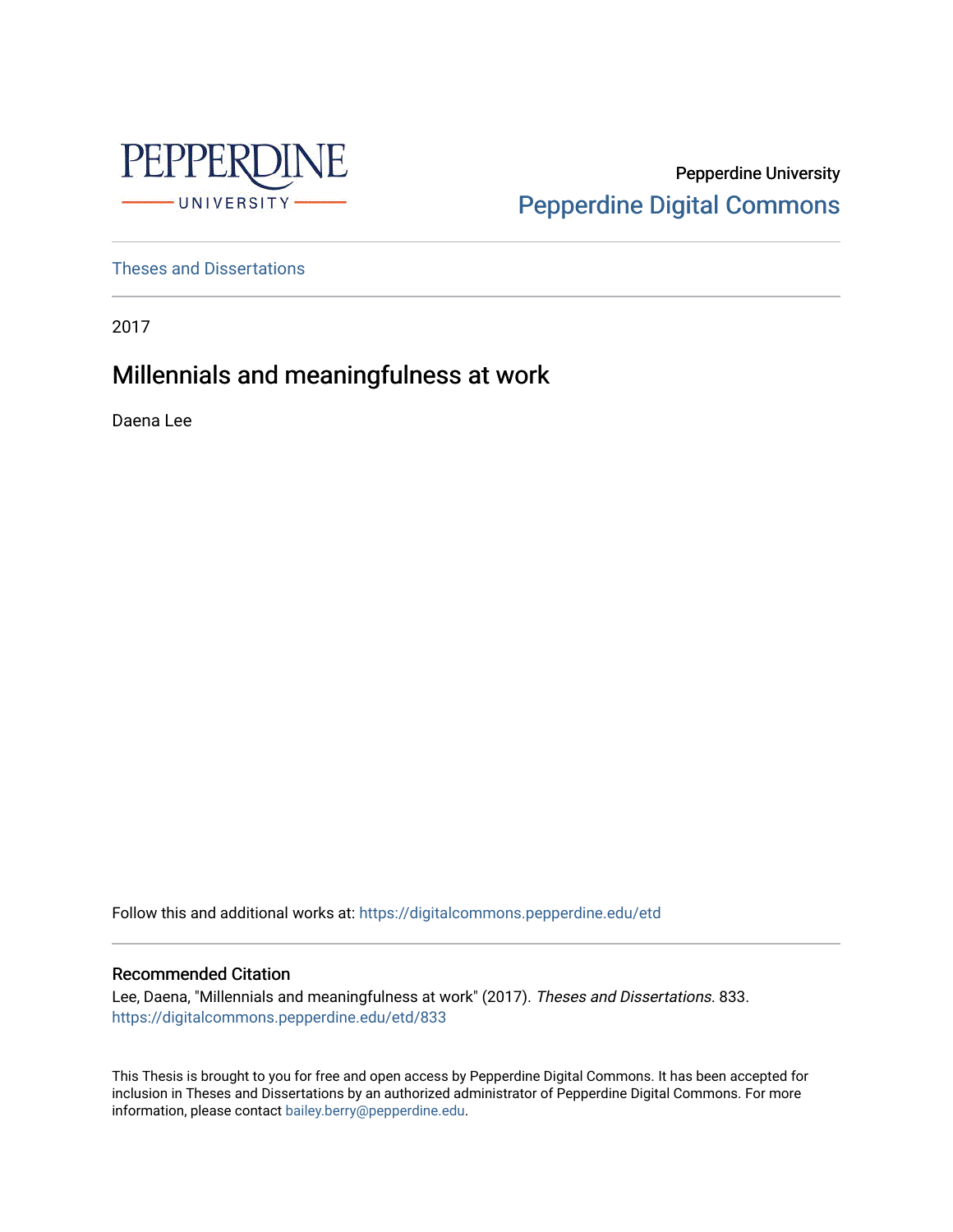Pepperdine University

Pepperdine Digital Commons

Theses and Dissertations

2017

# Millennials and meaningfulness at work

Daena Lee

Follow this and additional works at: https://digitalcommons.pepperdine.edu/etd

## Recommended Citation

Lee, Daena, "Millennials and meaningfulness at work" (2017). *Theses and Dissertations*. 833.
https://digitalcommons.pepperdine.edu/etd/833

This Thesis is brought to you for free and open access by Pepperdine Digital Commons. It has been accepted for inclusion in Theses and Dissertations by an authorized administrator of Pepperdine Digital Commons. For more information, please contact bailey.berry@pepperdine.edu.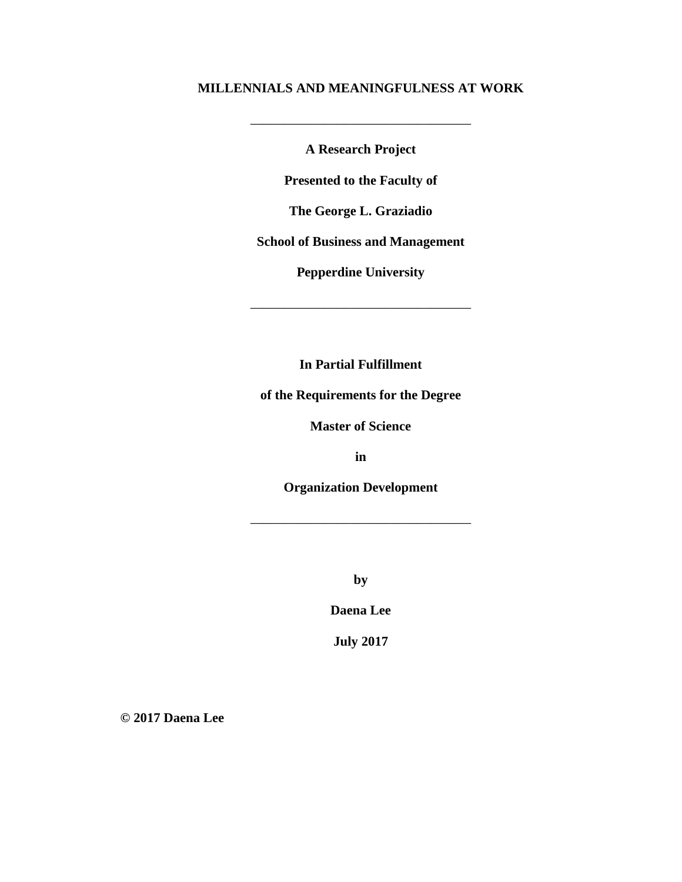**MILLENNIALS AND MEANINGFULNESS AT WORK**

---

**A Research Project**

**Presented to the Faculty of**

**The George L. Graziadio**

**School of Business and Management**

**Pepperdine University**

---

**In Partial Fulfillment**

**of the Requirements for the Degree**

**Master of Science**

**in**

**Organization Development**

---

**by**

**Daena Lee**

**July 2017**

**© 2017 Daena Lee**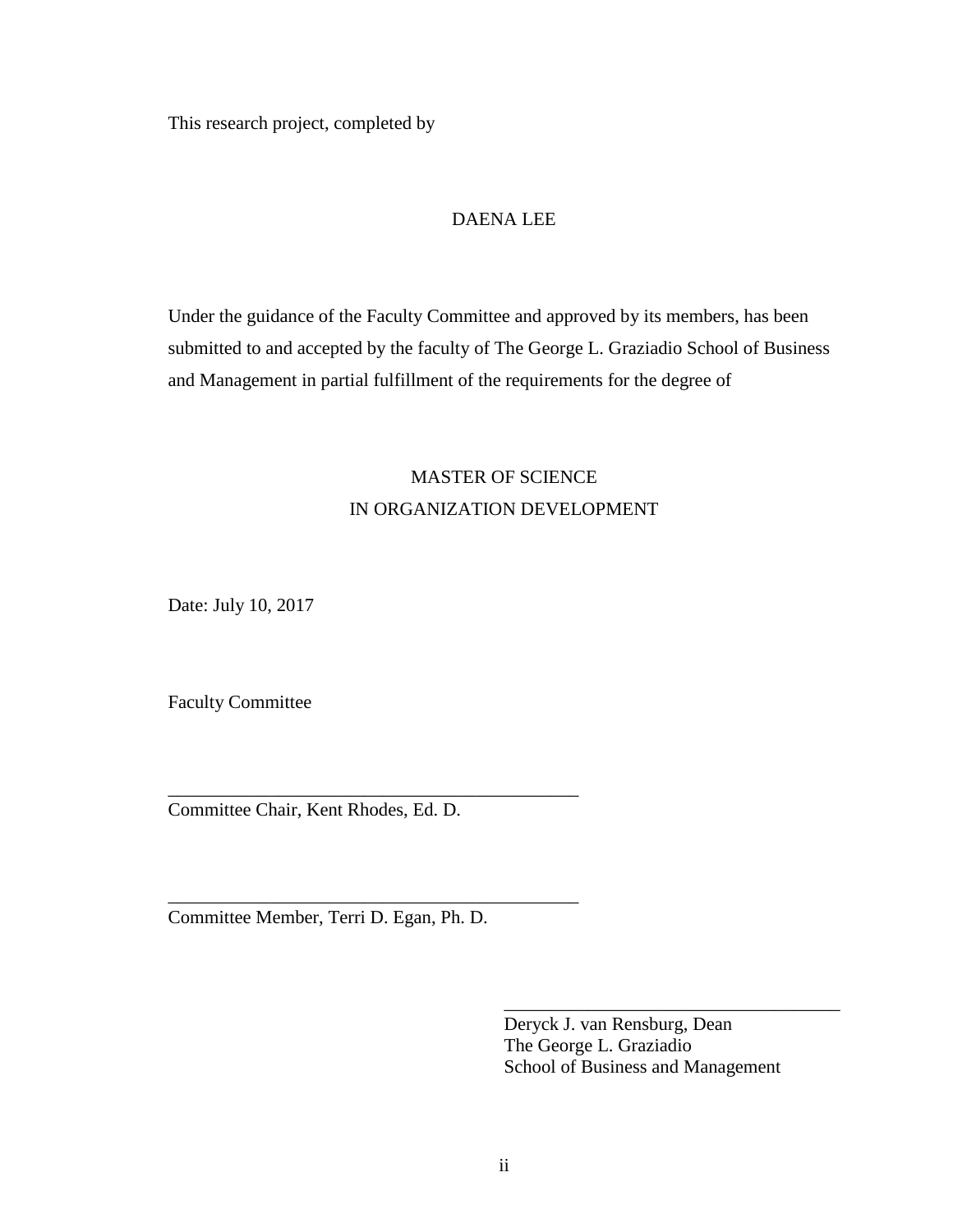This research project, completed by

DAENA LEE

Under the guidance of the Faculty Committee and approved by its members, has been submitted to and accepted by the faculty of The George L. Graziadio School of Business and Management in partial fulfillment of the requirements for the degree of

MASTER OF SCIENCE
IN ORGANIZATION DEVELOPMENT

Date: July 10, 2017

Faculty Committee

\_\_\_\_\_\_\_\_\_\_\_\_\_\_\_\_\_\_\_\_\_\_\_\_\_\_\_\_\_\_\_\_\_\_\_\_\_\_\_\_\_\_\_\_
Committee Chair, Kent Rhodes, Ed. D.

\_\_\_\_\_\_\_\_\_\_\_\_\_\_\_\_\_\_\_\_\_\_\_\_\_\_\_\_\_\_\_\_\_\_\_\_\_\_\_\_\_\_\_\_
Committee Member, Terri D. Egan, Ph. D.

\_\_\_\_\_\_\_\_\_\_\_\_\_\_\_\_\_\_\_\_\_\_\_\_\_\_\_\_\_\_\_\_\_\_\_\_\_\_\_\_
Deryck J. van Rensburg, Dean
The George L. Graziadio
School of Business and Management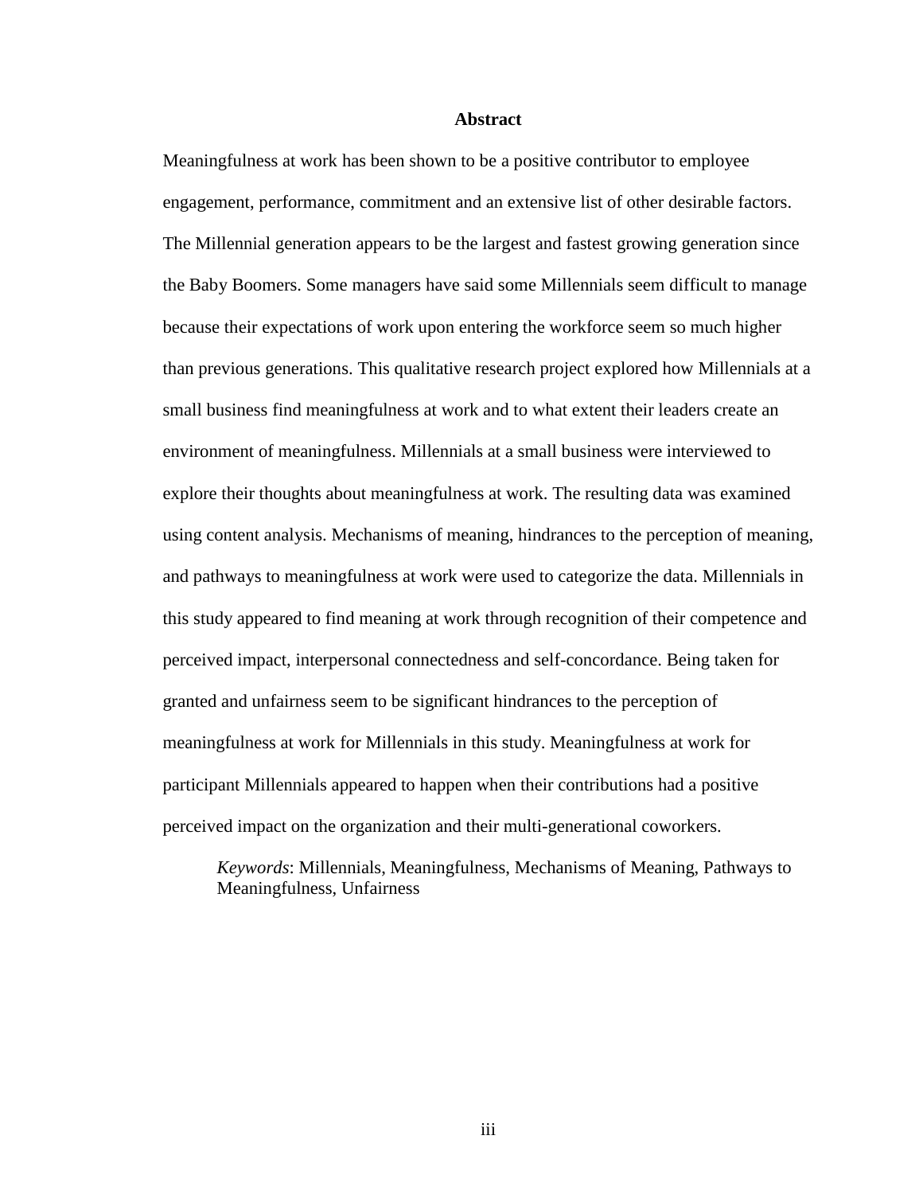## Abstract

Meaningfulness at work has been shown to be a positive contributor to employee engagement, performance, commitment and an extensive list of other desirable factors. The Millennial generation appears to be the largest and fastest growing generation since the Baby Boomers. Some managers have said some Millennials seem difficult to manage because their expectations of work upon entering the workforce seem so much higher than previous generations. This qualitative research project explored how Millennials at a small business find meaningfulness at work and to what extent their leaders create an environment of meaningfulness. Millennials at a small business were interviewed to explore their thoughts about meaningfulness at work. The resulting data was examined using content analysis. Mechanisms of meaning, hindrances to the perception of meaning, and pathways to meaningfulness at work were used to categorize the data. Millennials in this study appeared to find meaning at work through recognition of their competence and perceived impact, interpersonal connectedness and self-concordance. Being taken for granted and unfairness seem to be significant hindrances to the perception of meaningfulness at work for Millennials in this study. Meaningfulness at work for participant Millennials appeared to happen when their contributions had a positive perceived impact on the organization and their multi-generational coworkers.

*Keywords*: Millennials, Meaningfulness, Mechanisms of Meaning, Pathways to Meaningfulness, Unfairness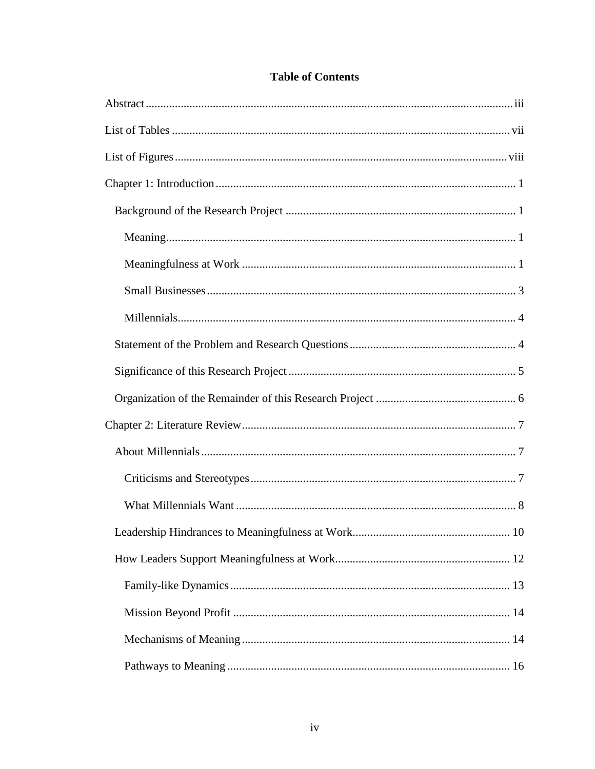# Table of Contents

Abstract ..... iii

List of Tables ..... vii

List of Figures ..... viii

Chapter 1: Introduction ..... 1

- Background of the Research Project ..... 1
  - Meaning ..... 1
  - Meaningfulness at Work ..... 1
  - Small Businesses ..... 3
  - Millennials ..... 4
- Statement of the Problem and Research Questions ..... 4
- Significance of this Research Project ..... 5
- Organization of the Remainder of this Research Project ..... 6

Chapter 2: Literature Review ..... 7

- About Millennials ..... 7
  - Criticisms and Stereotypes ..... 7
  - What Millennials Want ..... 8
- Leadership Hindrances to Meaningfulness at Work ..... 10
- How Leaders Support Meaningfulness at Work ..... 12
  - Family-like Dynamics ..... 13
  - Mission Beyond Profit ..... 14
  - Mechanisms of Meaning ..... 14
  - Pathways to Meaning ..... 16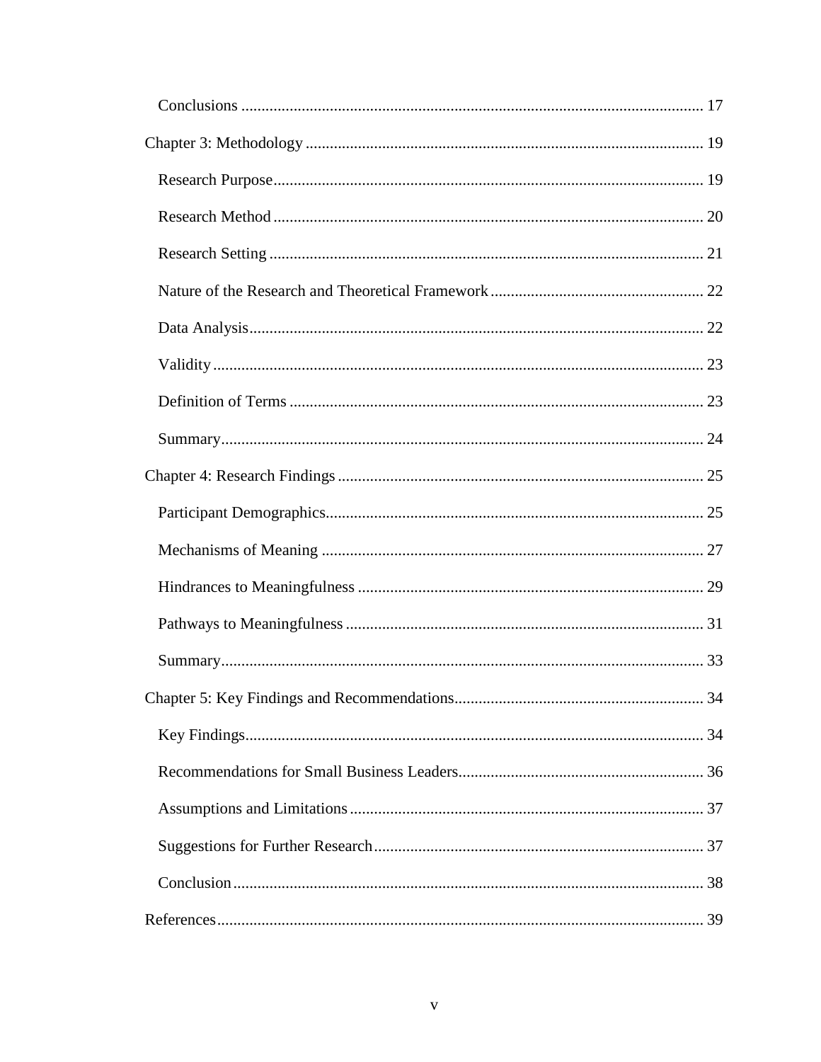Conclusions .................................................................................................................. 17

Chapter 3: Methodology .................................................................................................. 19

Research Purpose.......................................................................................................... 19

Research Method .......................................................................................................... 20

Research Setting ........................................................................................................... 21

Nature of the Research and Theoretical Framework ..................................................... 22

Data Analysis................................................................................................................ 22

Validity......................................................................................................................... 23

Definition of Terms ...................................................................................................... 23

Summary....................................................................................................................... 24

Chapter 4: Research Findings .......................................................................................... 25

Participant Demographics............................................................................................. 25

Mechanisms of Meaning .............................................................................................. 27

Hindrances to Meaningfulness ..................................................................................... 29

Pathways to Meaningfulness ........................................................................................ 31

Summary....................................................................................................................... 33

Chapter 5: Key Findings and Recommendations............................................................. 34

Key Findings................................................................................................................. 34

Recommendations for Small Business Leaders............................................................. 36

Assumptions and Limitations ....................................................................................... 37

Suggestions for Further Research................................................................................. 37

Conclusion .................................................................................................................... 38

References........................................................................................................................ 39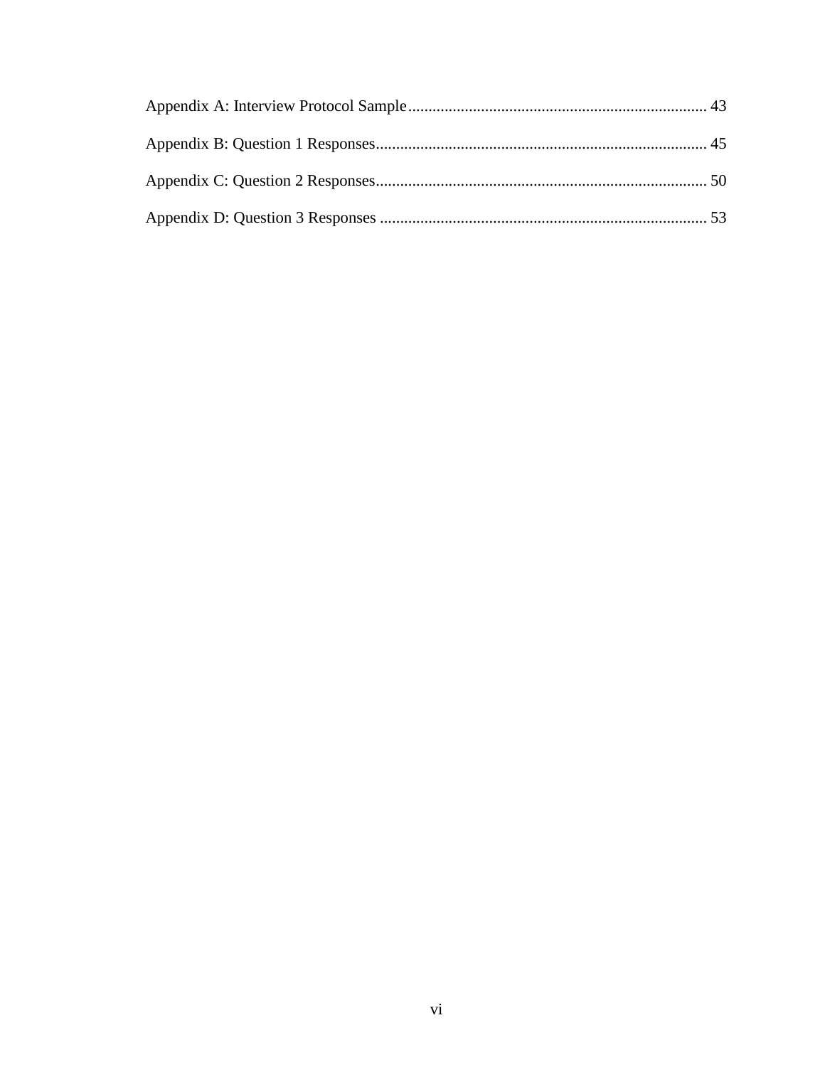Appendix A: Interview Protocol Sample ........................................................................ 43

Appendix B: Question 1 Responses................................................................................ 45

Appendix C: Question 2 Responses................................................................................ 50

Appendix D: Question 3 Responses ............................................................................... 53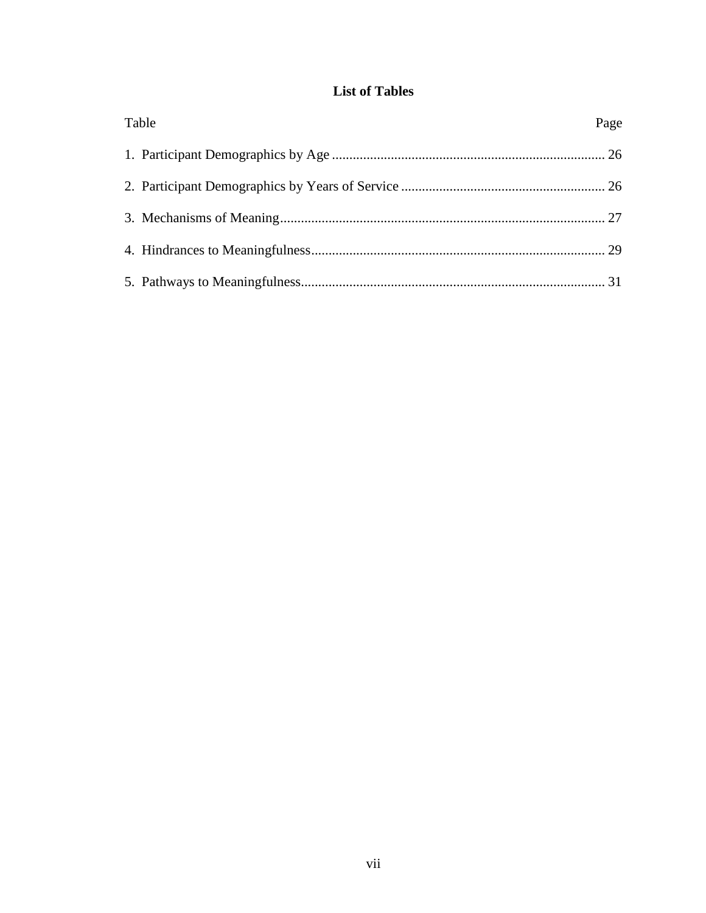## List of Tables

| Table | Page |
|---|---|
| 1. Participant Demographics by Age | 26 |
| 2. Participant Demographics by Years of Service | 26 |
| 3. Mechanisms of Meaning | 27 |
| 4. Hindrances to Meaningfulness | 29 |
| 5. Pathways to Meaningfulness | 31 |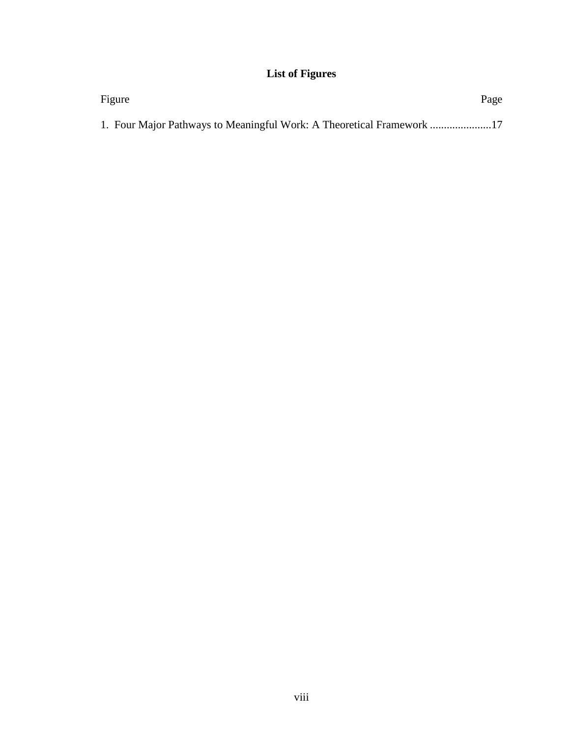# List of Figures

Figure Page

1. Four Major Pathways to Meaningful Work: A Theoretical Framework ......................17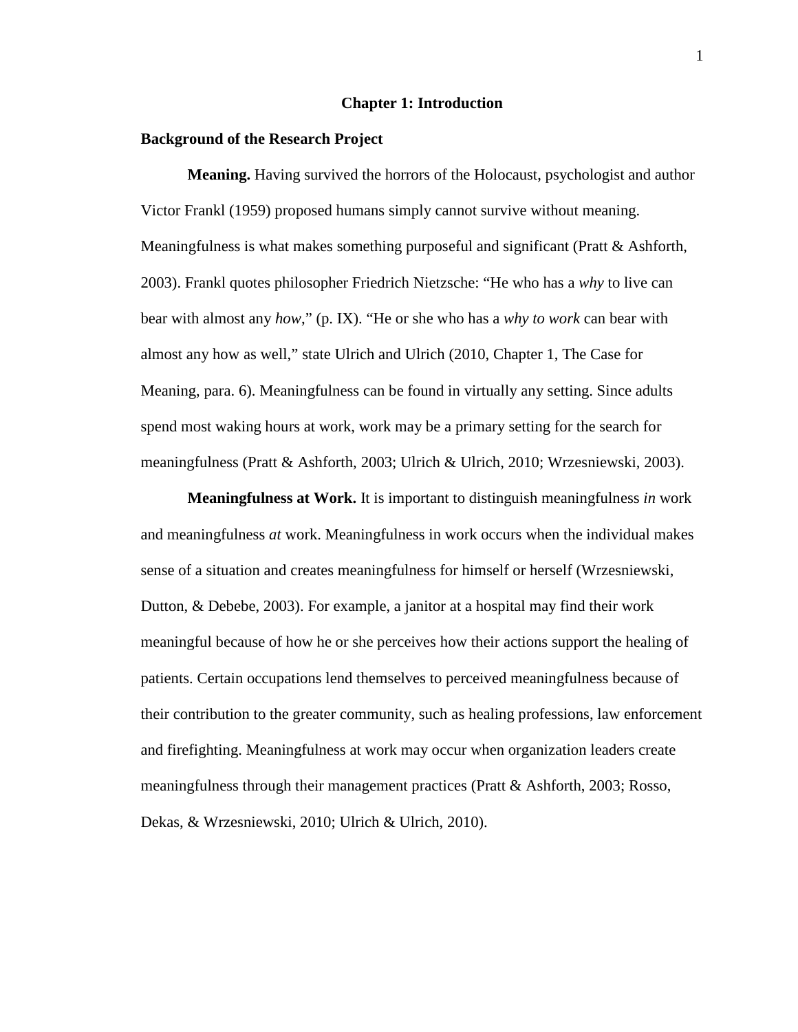# Chapter 1: Introduction

## Background of the Research Project

**Meaning.** Having survived the horrors of the Holocaust, psychologist and author Victor Frankl (1959) proposed humans simply cannot survive without meaning. Meaningfulness is what makes something purposeful and significant (Pratt & Ashforth, 2003). Frankl quotes philosopher Friedrich Nietzsche: “He who has a *why* to live can bear with almost any *how*,” (p. IX). “He or she who has a *why to work* can bear with almost any how as well,” state Ulrich and Ulrich (2010, Chapter 1, The Case for Meaning, para. 6). Meaningfulness can be found in virtually any setting. Since adults spend most waking hours at work, work may be a primary setting for the search for meaningfulness (Pratt & Ashforth, 2003; Ulrich & Ulrich, 2010; Wrzesniewski, 2003).

**Meaningfulness at Work.** It is important to distinguish meaningfulness *in* work and meaningfulness *at* work. Meaningfulness in work occurs when the individual makes sense of a situation and creates meaningfulness for himself or herself (Wrzesniewski, Dutton, & Debebe, 2003). For example, a janitor at a hospital may find their work meaningful because of how he or she perceives how their actions support the healing of patients. Certain occupations lend themselves to perceived meaningfulness because of their contribution to the greater community, such as healing professions, law enforcement and firefighting. Meaningfulness at work may occur when organization leaders create meaningfulness through their management practices (Pratt & Ashforth, 2003; Rosso, Dekas, & Wrzesniewski, 2010; Ulrich & Ulrich, 2010).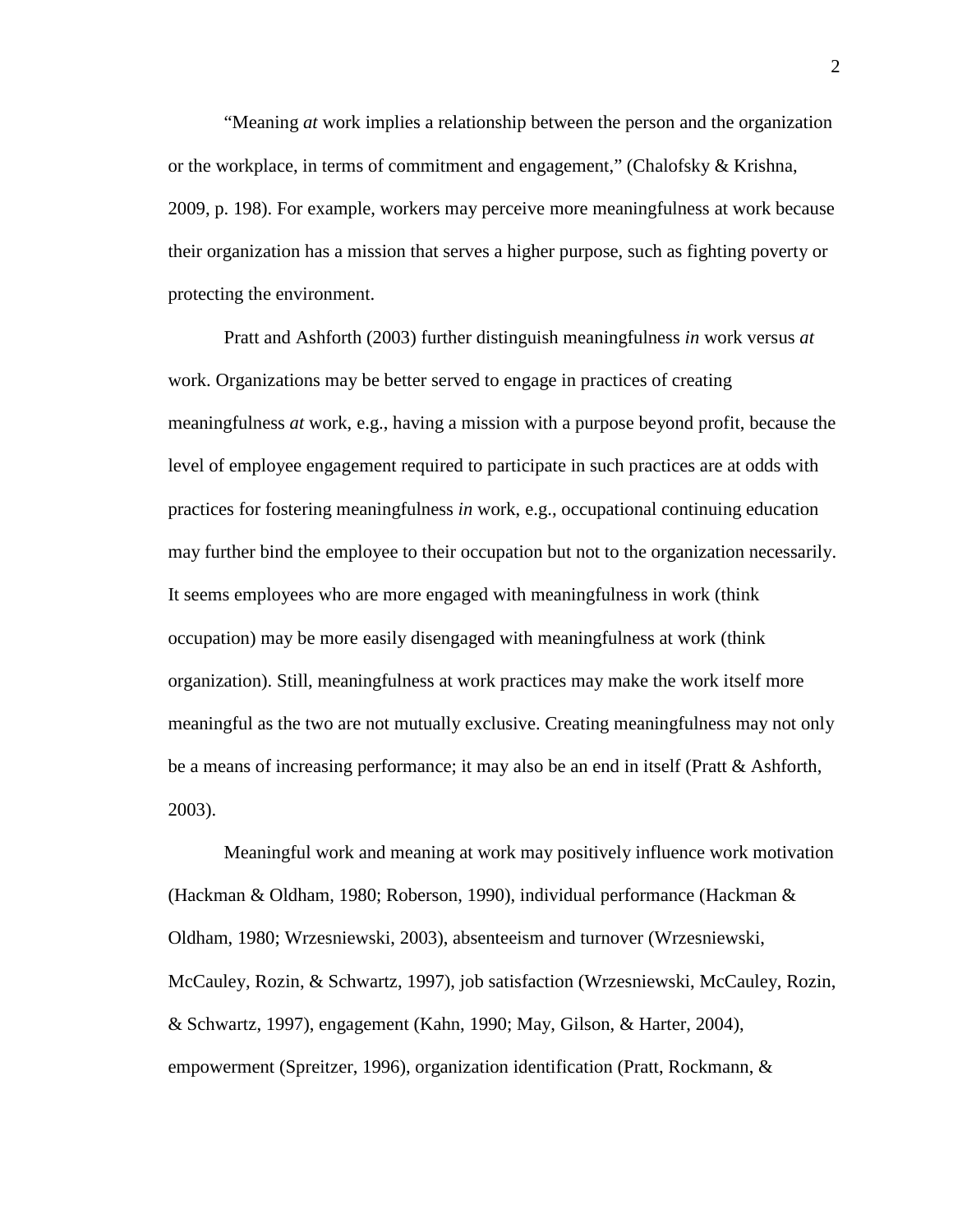"Meaning *at* work implies a relationship between the person and the organization or the workplace, in terms of commitment and engagement," (Chalofsky & Krishna, 2009, p. 198). For example, workers may perceive more meaningfulness at work because their organization has a mission that serves a higher purpose, such as fighting poverty or protecting the environment.

Pratt and Ashforth (2003) further distinguish meaningfulness *in* work versus *at* work. Organizations may be better served to engage in practices of creating meaningfulness *at* work, e.g., having a mission with a purpose beyond profit, because the level of employee engagement required to participate in such practices are at odds with practices for fostering meaningfulness *in* work, e.g., occupational continuing education may further bind the employee to their occupation but not to the organization necessarily. It seems employees who are more engaged with meaningfulness in work (think occupation) may be more easily disengaged with meaningfulness at work (think organization). Still, meaningfulness at work practices may make the work itself more meaningful as the two are not mutually exclusive. Creating meaningfulness may not only be a means of increasing performance; it may also be an end in itself (Pratt & Ashforth, 2003).

Meaningful work and meaning at work may positively influence work motivation (Hackman & Oldham, 1980; Roberson, 1990), individual performance (Hackman & Oldham, 1980; Wrzesniewski, 2003), absenteeism and turnover (Wrzesniewski, McCauley, Rozin, & Schwartz, 1997), job satisfaction (Wrzesniewski, McCauley, Rozin, & Schwartz, 1997), engagement (Kahn, 1990; May, Gilson, & Harter, 2004), empowerment (Spreitzer, 1996), organization identification (Pratt, Rockmann, &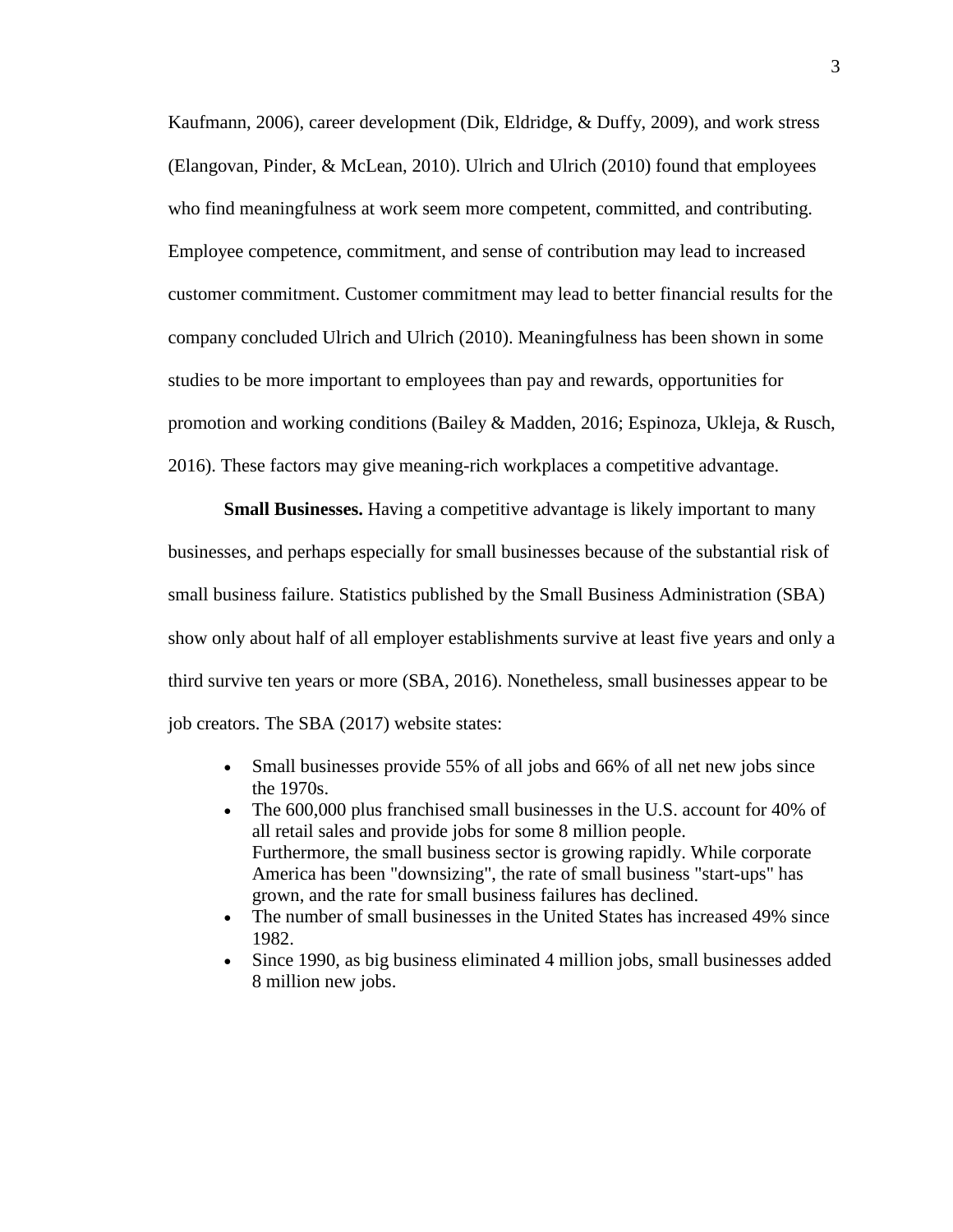Kaufmann, 2006), career development (Dik, Eldridge, & Duffy, 2009), and work stress (Elangovan, Pinder, & McLean, 2010). Ulrich and Ulrich (2010) found that employees who find meaningfulness at work seem more competent, committed, and contributing. Employee competence, commitment, and sense of contribution may lead to increased customer commitment. Customer commitment may lead to better financial results for the company concluded Ulrich and Ulrich (2010). Meaningfulness has been shown in some studies to be more important to employees than pay and rewards, opportunities for promotion and working conditions (Bailey & Madden, 2016; Espinoza, Ukleja, & Rusch, 2016). These factors may give meaning-rich workplaces a competitive advantage.

**Small Businesses.** Having a competitive advantage is likely important to many businesses, and perhaps especially for small businesses because of the substantial risk of small business failure. Statistics published by the Small Business Administration (SBA) show only about half of all employer establishments survive at least five years and only a third survive ten years or more (SBA, 2016). Nonetheless, small businesses appear to be job creators. The SBA (2017) website states:

- Small businesses provide 55% of all jobs and 66% of all net new jobs since the 1970s.
- The 600,000 plus franchised small businesses in the U.S. account for 40% of all retail sales and provide jobs for some 8 million people. Furthermore, the small business sector is growing rapidly. While corporate America has been "downsizing", the rate of small business "start-ups" has grown, and the rate for small business failures has declined.
- The number of small businesses in the United States has increased 49% since 1982.
- Since 1990, as big business eliminated 4 million jobs, small businesses added 8 million new jobs.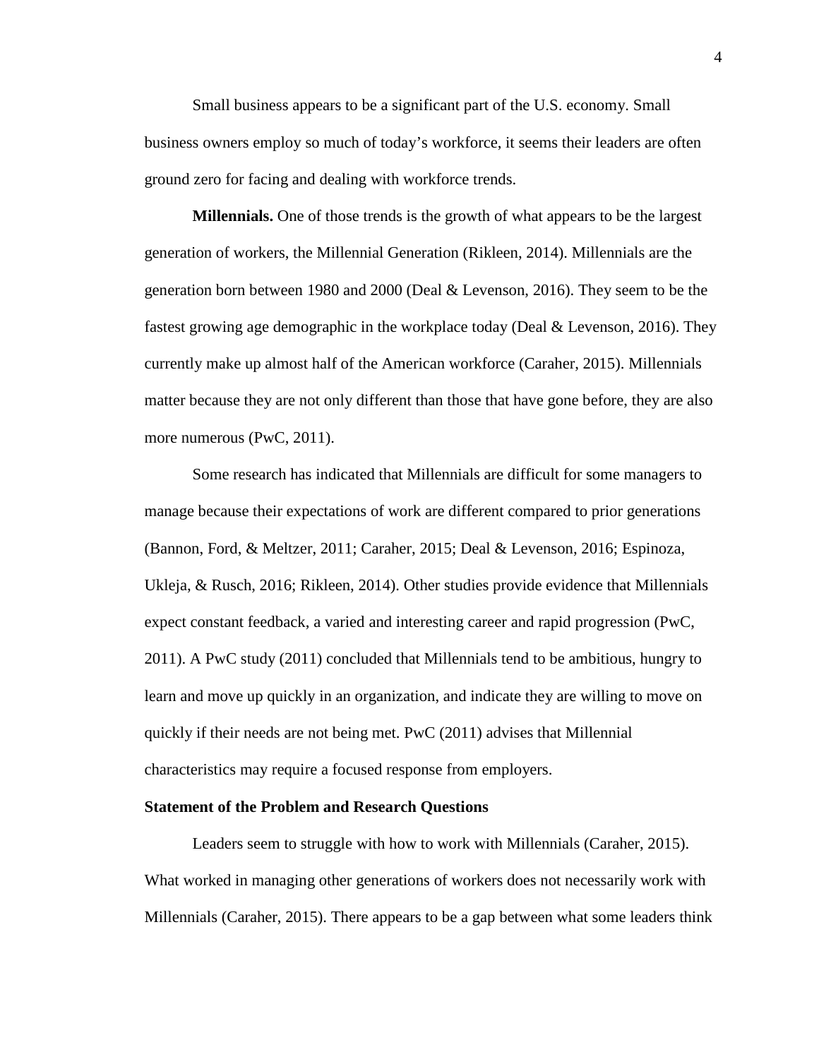Small business appears to be a significant part of the U.S. economy. Small business owners employ so much of today's workforce, it seems their leaders are often ground zero for facing and dealing with workforce trends.

**Millennials.** One of those trends is the growth of what appears to be the largest generation of workers, the Millennial Generation (Rikleen, 2014). Millennials are the generation born between 1980 and 2000 (Deal & Levenson, 2016). They seem to be the fastest growing age demographic in the workplace today (Deal & Levenson, 2016). They currently make up almost half of the American workforce (Caraher, 2015). Millennials matter because they are not only different than those that have gone before, they are also more numerous (PwC, 2011).

Some research has indicated that Millennials are difficult for some managers to manage because their expectations of work are different compared to prior generations (Bannon, Ford, & Meltzer, 2011; Caraher, 2015; Deal & Levenson, 2016; Espinoza, Ukleja, & Rusch, 2016; Rikleen, 2014). Other studies provide evidence that Millennials expect constant feedback, a varied and interesting career and rapid progression (PwC, 2011). A PwC study (2011) concluded that Millennials tend to be ambitious, hungry to learn and move up quickly in an organization, and indicate they are willing to move on quickly if their needs are not being met. PwC (2011) advises that Millennial characteristics may require a focused response from employers.

## Statement of the Problem and Research Questions

Leaders seem to struggle with how to work with Millennials (Caraher, 2015). What worked in managing other generations of workers does not necessarily work with Millennials (Caraher, 2015). There appears to be a gap between what some leaders think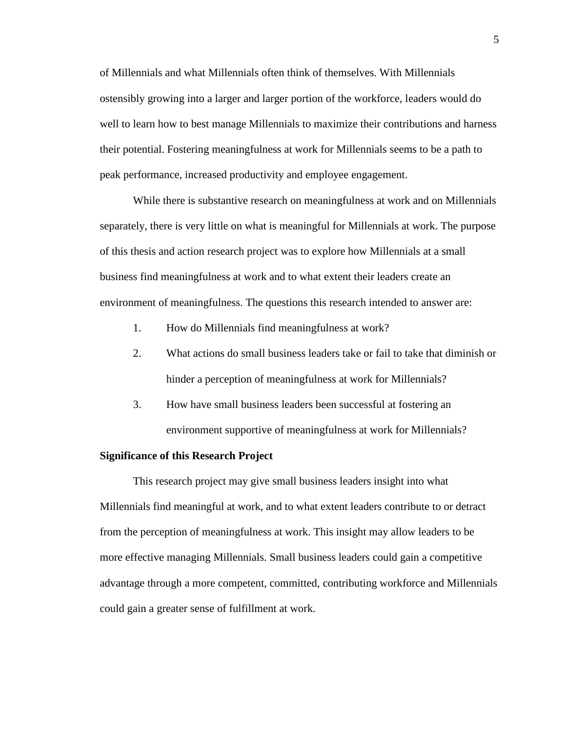of Millennials and what Millennials often think of themselves. With Millennials ostensibly growing into a larger and larger portion of the workforce, leaders would do well to learn how to best manage Millennials to maximize their contributions and harness their potential. Fostering meaningfulness at work for Millennials seems to be a path to peak performance, increased productivity and employee engagement.

While there is substantive research on meaningfulness at work and on Millennials separately, there is very little on what is meaningful for Millennials at work. The purpose of this thesis and action research project was to explore how Millennials at a small business find meaningfulness at work and to what extent their leaders create an environment of meaningfulness. The questions this research intended to answer are:

1. How do Millennials find meaningfulness at work?
2. What actions do small business leaders take or fail to take that diminish or hinder a perception of meaningfulness at work for Millennials?
3. How have small business leaders been successful at fostering an environment supportive of meaningfulness at work for Millennials?

**Significance of this Research Project**

This research project may give small business leaders insight into what Millennials find meaningful at work, and to what extent leaders contribute to or detract from the perception of meaningfulness at work. This insight may allow leaders to be more effective managing Millennials. Small business leaders could gain a competitive advantage through a more competent, committed, contributing workforce and Millennials could gain a greater sense of fulfillment at work.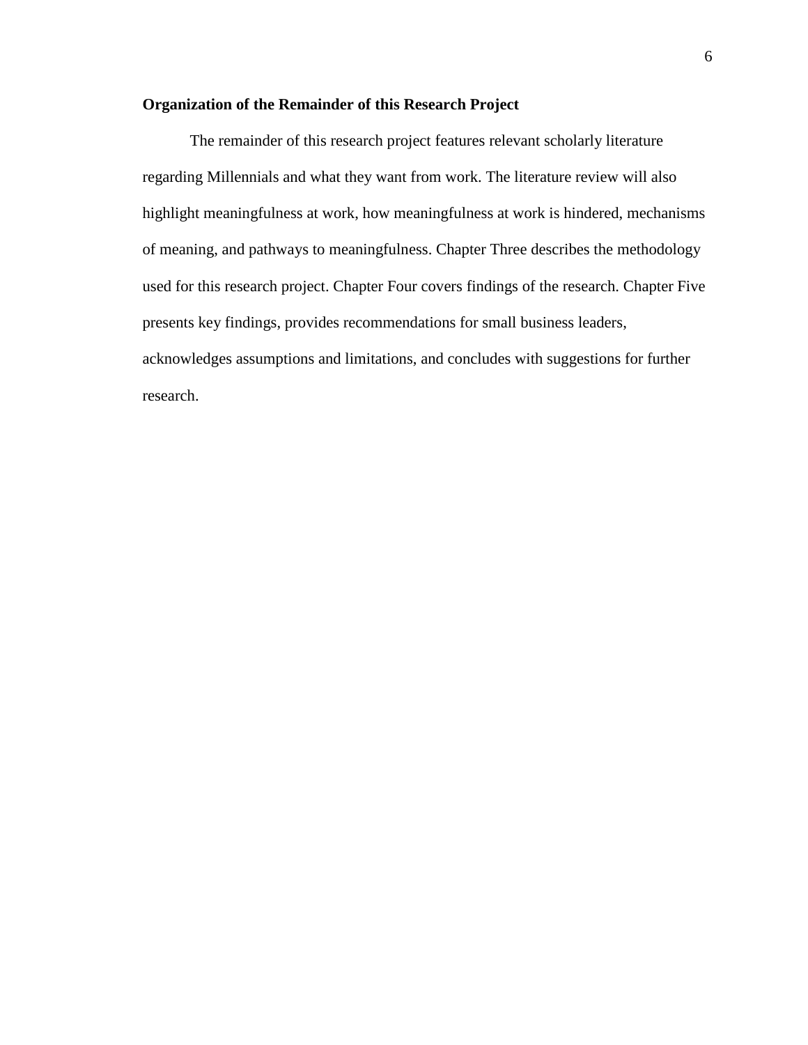## Organization of the Remainder of this Research Project

The remainder of this research project features relevant scholarly literature regarding Millennials and what they want from work. The literature review will also highlight meaningfulness at work, how meaningfulness at work is hindered, mechanisms of meaning, and pathways to meaningfulness. Chapter Three describes the methodology used for this research project. Chapter Four covers findings of the research. Chapter Five presents key findings, provides recommendations for small business leaders, acknowledges assumptions and limitations, and concludes with suggestions for further research.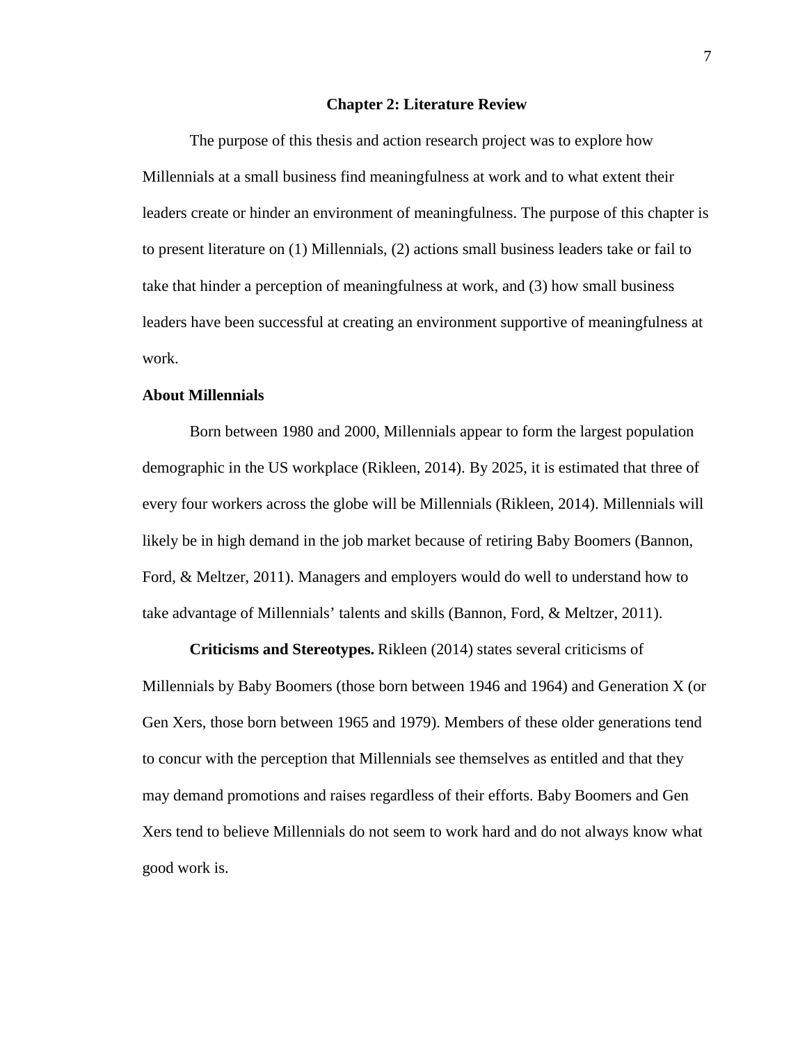## Chapter 2: Literature Review

The purpose of this thesis and action research project was to explore how Millennials at a small business find meaningfulness at work and to what extent their leaders create or hinder an environment of meaningfulness. The purpose of this chapter is to present literature on (1) Millennials, (2) actions small business leaders take or fail to take that hinder a perception of meaningfulness at work, and (3) how small business leaders have been successful at creating an environment supportive of meaningfulness at work.

### About Millennials

Born between 1980 and 2000, Millennials appear to form the largest population demographic in the US workplace (Rikleen, 2014). By 2025, it is estimated that three of every four workers across the globe will be Millennials (Rikleen, 2014). Millennials will likely be in high demand in the job market because of retiring Baby Boomers (Bannon, Ford, & Meltzer, 2011). Managers and employers would do well to understand how to take advantage of Millennials' talents and skills (Bannon, Ford, & Meltzer, 2011).

**Criticisms and Stereotypes.** Rikleen (2014) states several criticisms of Millennials by Baby Boomers (those born between 1946 and 1964) and Generation X (or Gen Xers, those born between 1965 and 1979). Members of these older generations tend to concur with the perception that Millennials see themselves as entitled and that they may demand promotions and raises regardless of their efforts. Baby Boomers and Gen Xers tend to believe Millennials do not seem to work hard and do not always know what good work is.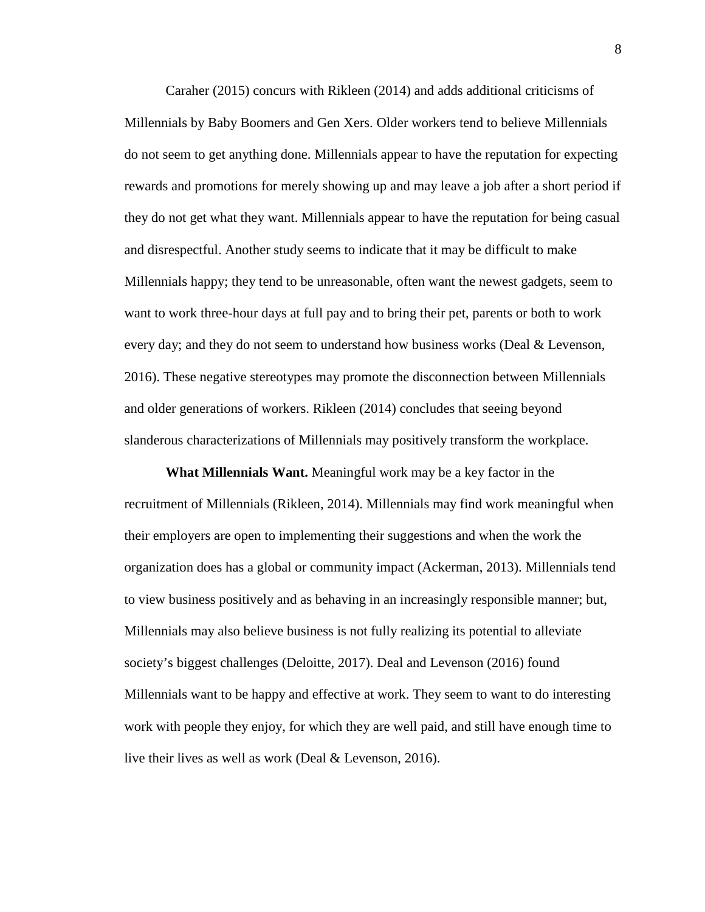Caraher (2015) concurs with Rikleen (2014) and adds additional criticisms of Millennials by Baby Boomers and Gen Xers. Older workers tend to believe Millennials do not seem to get anything done. Millennials appear to have the reputation for expecting rewards and promotions for merely showing up and may leave a job after a short period if they do not get what they want. Millennials appear to have the reputation for being casual and disrespectful. Another study seems to indicate that it may be difficult to make Millennials happy; they tend to be unreasonable, often want the newest gadgets, seem to want to work three-hour days at full pay and to bring their pet, parents or both to work every day; and they do not seem to understand how business works (Deal & Levenson, 2016). These negative stereotypes may promote the disconnection between Millennials and older generations of workers. Rikleen (2014) concludes that seeing beyond slanderous characterizations of Millennials may positively transform the workplace.

**What Millennials Want.** Meaningful work may be a key factor in the recruitment of Millennials (Rikleen, 2014). Millennials may find work meaningful when their employers are open to implementing their suggestions and when the work the organization does has a global or community impact (Ackerman, 2013). Millennials tend to view business positively and as behaving in an increasingly responsible manner; but, Millennials may also believe business is not fully realizing its potential to alleviate society's biggest challenges (Deloitte, 2017). Deal and Levenson (2016) found Millennials want to be happy and effective at work. They seem to want to do interesting work with people they enjoy, for which they are well paid, and still have enough time to live their lives as well as work (Deal & Levenson, 2016).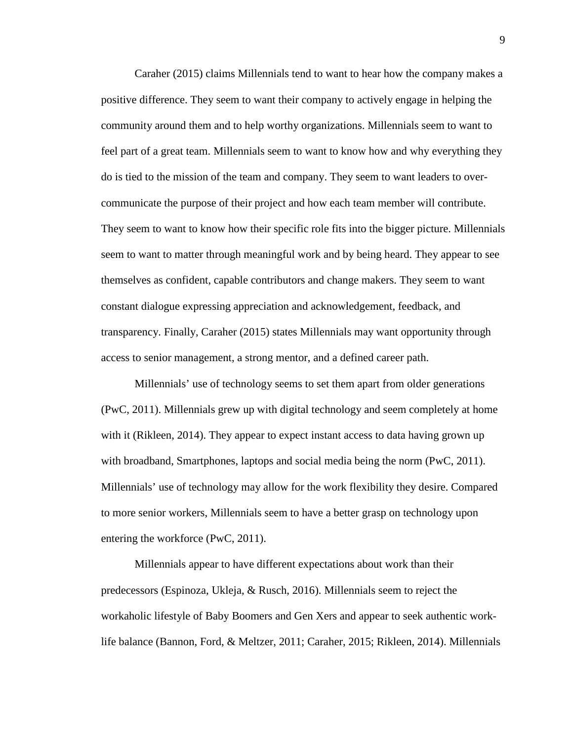Caraher (2015) claims Millennials tend to want to hear how the company makes a positive difference. They seem to want their company to actively engage in helping the community around them and to help worthy organizations. Millennials seem to want to feel part of a great team. Millennials seem to want to know how and why everything they do is tied to the mission of the team and company. They seem to want leaders to over-communicate the purpose of their project and how each team member will contribute. They seem to want to know how their specific role fits into the bigger picture. Millennials seem to want to matter through meaningful work and by being heard. They appear to see themselves as confident, capable contributors and change makers. They seem to want constant dialogue expressing appreciation and acknowledgement, feedback, and transparency. Finally, Caraher (2015) states Millennials may want opportunity through access to senior management, a strong mentor, and a defined career path.

Millennials' use of technology seems to set them apart from older generations (PwC, 2011). Millennials grew up with digital technology and seem completely at home with it (Rikleen, 2014). They appear to expect instant access to data having grown up with broadband, Smartphones, laptops and social media being the norm (PwC, 2011). Millennials' use of technology may allow for the work flexibility they desire. Compared to more senior workers, Millennials seem to have a better grasp on technology upon entering the workforce (PwC, 2011).

Millennials appear to have different expectations about work than their predecessors (Espinoza, Ukleja, & Rusch, 2016). Millennials seem to reject the workaholic lifestyle of Baby Boomers and Gen Xers and appear to seek authentic work-life balance (Bannon, Ford, & Meltzer, 2011; Caraher, 2015; Rikleen, 2014). Millennials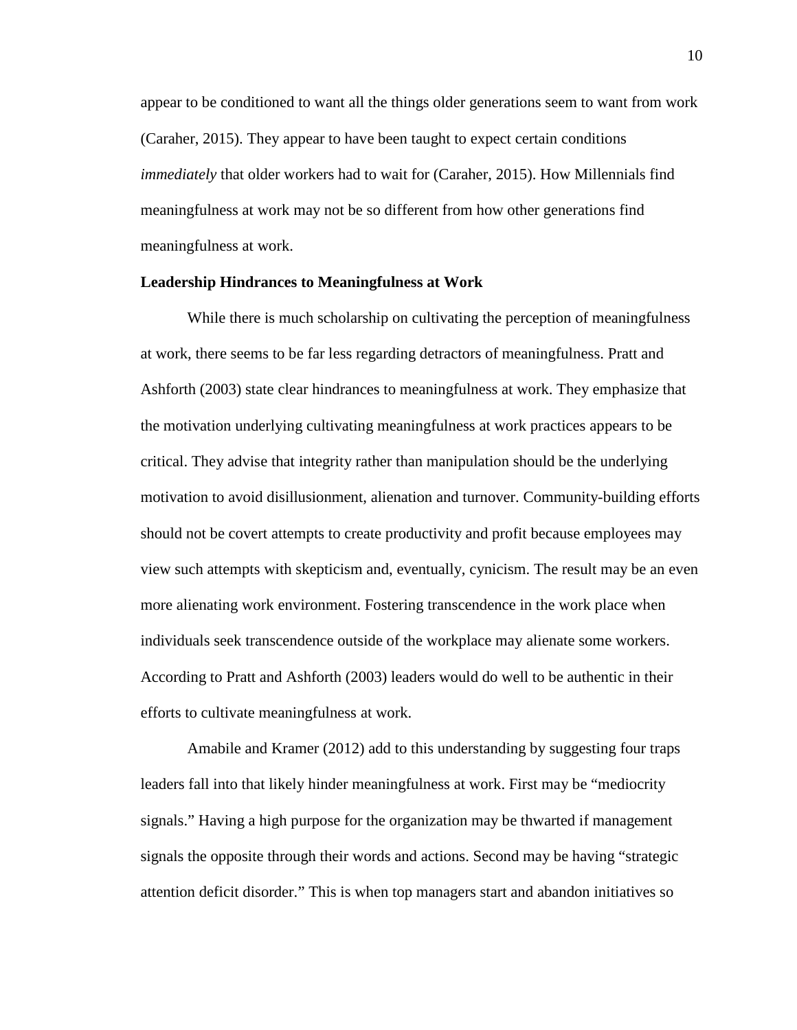appear to be conditioned to want all the things older generations seem to want from work (Caraher, 2015). They appear to have been taught to expect certain conditions *immediately* that older workers had to wait for (Caraher, 2015). How Millennials find meaningfulness at work may not be so different from how other generations find meaningfulness at work.

### Leadership Hindrances to Meaningfulness at Work

While there is much scholarship on cultivating the perception of meaningfulness at work, there seems to be far less regarding detractors of meaningfulness. Pratt and Ashforth (2003) state clear hindrances to meaningfulness at work. They emphasize that the motivation underlying cultivating meaningfulness at work practices appears to be critical. They advise that integrity rather than manipulation should be the underlying motivation to avoid disillusionment, alienation and turnover. Community-building efforts should not be covert attempts to create productivity and profit because employees may view such attempts with skepticism and, eventually, cynicism. The result may be an even more alienating work environment. Fostering transcendence in the work place when individuals seek transcendence outside of the workplace may alienate some workers. According to Pratt and Ashforth (2003) leaders would do well to be authentic in their efforts to cultivate meaningfulness at work.

Amabile and Kramer (2012) add to this understanding by suggesting four traps leaders fall into that likely hinder meaningfulness at work. First may be "mediocrity signals." Having a high purpose for the organization may be thwarted if management signals the opposite through their words and actions. Second may be having "strategic attention deficit disorder." This is when top managers start and abandon initiatives so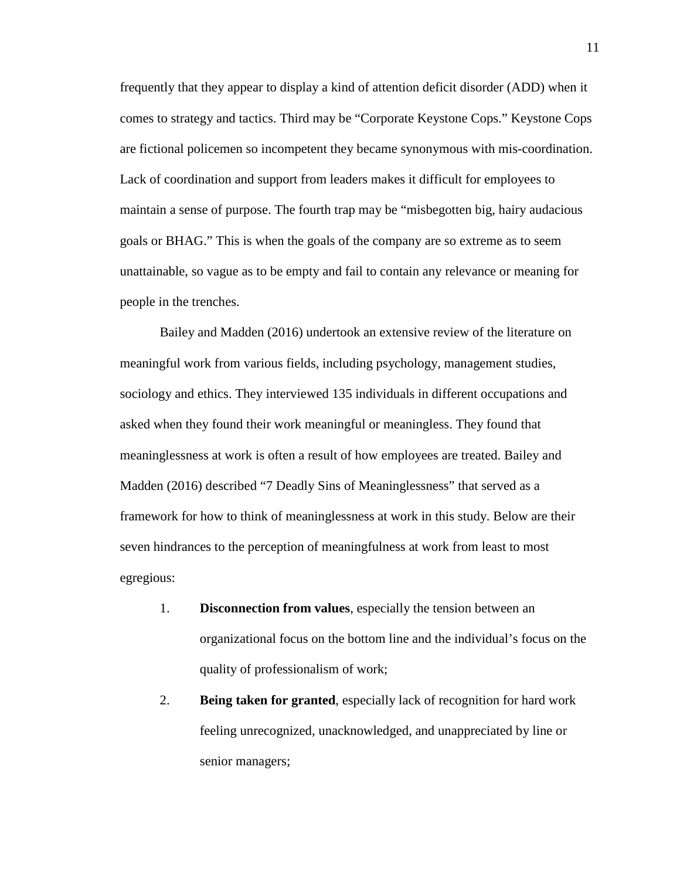frequently that they appear to display a kind of attention deficit disorder (ADD) when it comes to strategy and tactics. Third may be “Corporate Keystone Cops.” Keystone Cops are fictional policemen so incompetent they became synonymous with mis-coordination. Lack of coordination and support from leaders makes it difficult for employees to maintain a sense of purpose. The fourth trap may be “misbegotten big, hairy audacious goals or BHAG.” This is when the goals of the company are so extreme as to seem unattainable, so vague as to be empty and fail to contain any relevance or meaning for people in the trenches.

Bailey and Madden (2016) undertook an extensive review of the literature on meaningful work from various fields, including psychology, management studies, sociology and ethics. They interviewed 135 individuals in different occupations and asked when they found their work meaningful or meaningless. They found that meaninglessness at work is often a result of how employees are treated. Bailey and Madden (2016) described “7 Deadly Sins of Meaninglessness” that served as a framework for how to think of meaninglessness at work in this study. Below are their seven hindrances to the perception of meaningfulness at work from least to most egregious:

1. **Disconnection from values**, especially the tension between an organizational focus on the bottom line and the individual’s focus on the quality of professionalism of work;
2. **Being taken for granted**, especially lack of recognition for hard work feeling unrecognized, unacknowledged, and unappreciated by line or senior managers;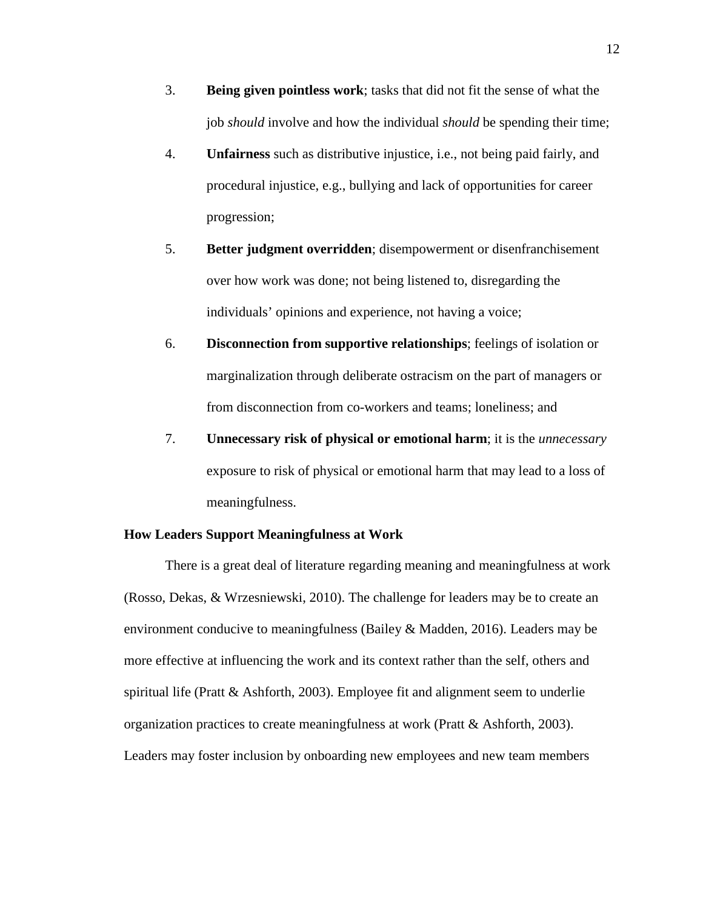3. **Being given pointless work**; tasks that did not fit the sense of what the job *should* involve and how the individual *should* be spending their time;
4. **Unfairness** such as distributive injustice, i.e., not being paid fairly, and procedural injustice, e.g., bullying and lack of opportunities for career progression;
5. **Better judgment overridden**; disempowerment or disenfranchisement over how work was done; not being listened to, disregarding the individuals' opinions and experience, not having a voice;
6. **Disconnection from supportive relationships**; feelings of isolation or marginalization through deliberate ostracism on the part of managers or from disconnection from co-workers and teams; loneliness; and
7. **Unnecessary risk of physical or emotional harm**; it is the *unnecessary* exposure to risk of physical or emotional harm that may lead to a loss of meaningfulness.

### How Leaders Support Meaningfulness at Work

There is a great deal of literature regarding meaning and meaningfulness at work (Rosso, Dekas, & Wrzesniewski, 2010). The challenge for leaders may be to create an environment conducive to meaningfulness (Bailey & Madden, 2016). Leaders may be more effective at influencing the work and its context rather than the self, others and spiritual life (Pratt & Ashforth, 2003). Employee fit and alignment seem to underlie organization practices to create meaningfulness at work (Pratt & Ashforth, 2003). Leaders may foster inclusion by onboarding new employees and new team members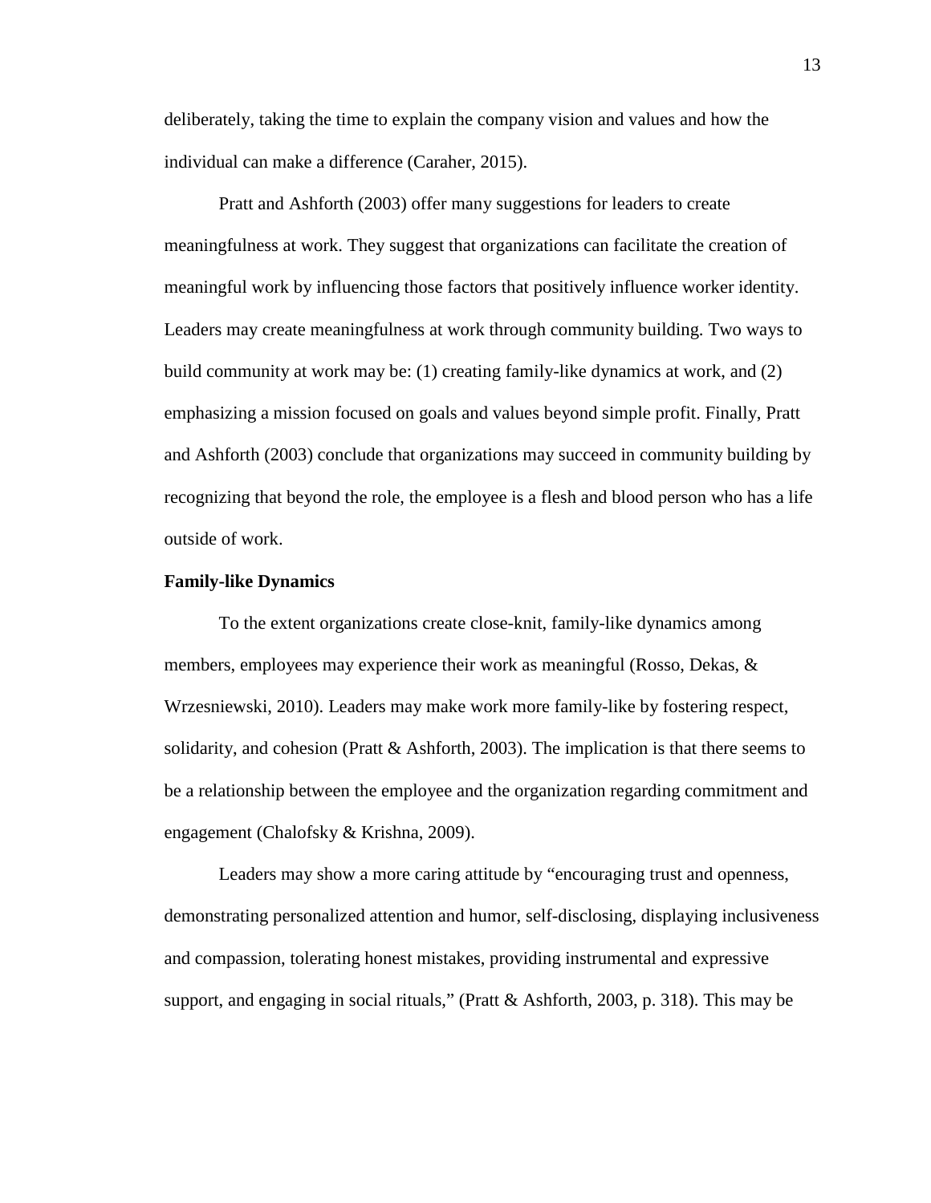deliberately, taking the time to explain the company vision and values and how the individual can make a difference (Caraher, 2015).

Pratt and Ashforth (2003) offer many suggestions for leaders to create meaningfulness at work. They suggest that organizations can facilitate the creation of meaningful work by influencing those factors that positively influence worker identity. Leaders may create meaningfulness at work through community building. Two ways to build community at work may be: (1) creating family-like dynamics at work, and (2) emphasizing a mission focused on goals and values beyond simple profit. Finally, Pratt and Ashforth (2003) conclude that organizations may succeed in community building by recognizing that beyond the role, the employee is a flesh and blood person who has a life outside of work.

**Family-like Dynamics**

To the extent organizations create close-knit, family-like dynamics among members, employees may experience their work as meaningful (Rosso, Dekas, & Wrzesniewski, 2010). Leaders may make work more family-like by fostering respect, solidarity, and cohesion (Pratt & Ashforth, 2003). The implication is that there seems to be a relationship between the employee and the organization regarding commitment and engagement (Chalofsky & Krishna, 2009).

Leaders may show a more caring attitude by "encouraging trust and openness, demonstrating personalized attention and humor, self-disclosing, displaying inclusiveness and compassion, tolerating honest mistakes, providing instrumental and expressive support, and engaging in social rituals," (Pratt & Ashforth, 2003, p. 318). This may be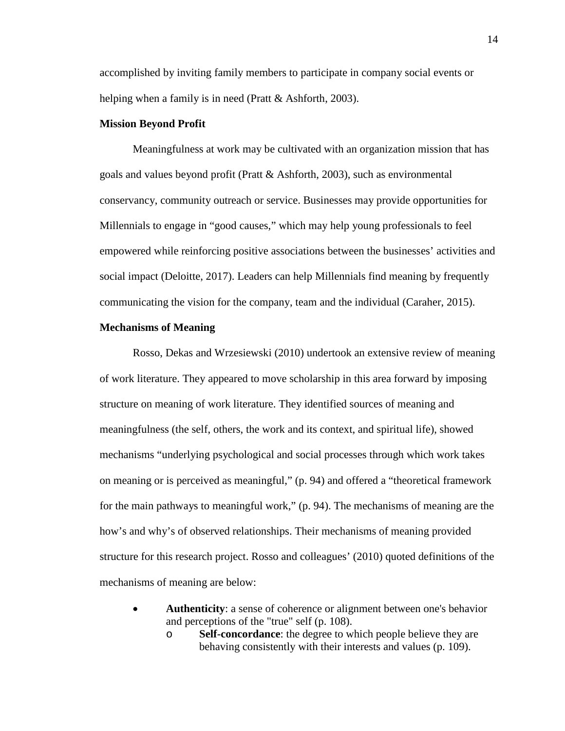accomplished by inviting family members to participate in company social events or helping when a family is in need (Pratt & Ashforth, 2003).

### Mission Beyond Profit

Meaningfulness at work may be cultivated with an organization mission that has goals and values beyond profit (Pratt & Ashforth, 2003), such as environmental conservancy, community outreach or service. Businesses may provide opportunities for Millennials to engage in "good causes," which may help young professionals to feel empowered while reinforcing positive associations between the businesses' activities and social impact (Deloitte, 2017). Leaders can help Millennials find meaning by frequently communicating the vision for the company, team and the individual (Caraher, 2015).

### Mechanisms of Meaning

Rosso, Dekas and Wrzesiewski (2010) undertook an extensive review of meaning of work literature. They appeared to move scholarship in this area forward by imposing structure on meaning of work literature. They identified sources of meaning and meaningfulness (the self, others, the work and its context, and spiritual life), showed mechanisms "underlying psychological and social processes through which work takes on meaning or is perceived as meaningful," (p. 94) and offered a "theoretical framework for the main pathways to meaningful work," (p. 94). The mechanisms of meaning are the how's and why's of observed relationships. Their mechanisms of meaning provided structure for this research project. Rosso and colleagues' (2010) quoted definitions of the mechanisms of meaning are below:

- **Authenticity**: a sense of coherence or alignment between one's behavior and perceptions of the "true" self (p. 108).
    - **Self-concordance**: the degree to which people believe they are behaving consistently with their interests and values (p. 109).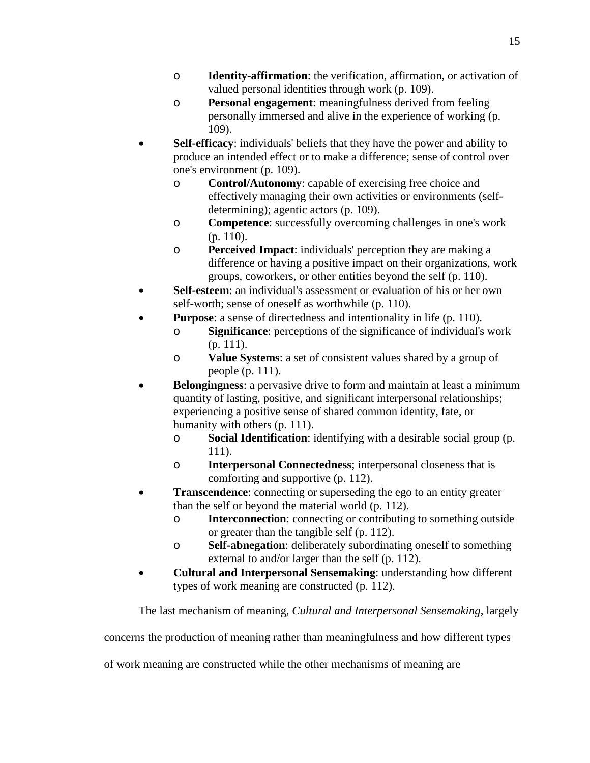- **Identity-affirmation**: the verification, affirmation, or activation of valued personal identities through work (p. 109).
    - **Personal engagement**: meaningfulness derived from feeling personally immersed and alive in the experience of working (p. 109).
- **Self-efficacy**: individuals' beliefs that they have the power and ability to produce an intended effect or to make a difference; sense of control over one's environment (p. 109).
    - **Control/Autonomy**: capable of exercising free choice and effectively managing their own activities or environments (self-determining); agentic actors (p. 109).
    - **Competence**: successfully overcoming challenges in one's work (p. 110).
    - **Perceived Impact**: individuals' perception they are making a difference or having a positive impact on their organizations, work groups, coworkers, or other entities beyond the self (p. 110).
- **Self-esteem**: an individual's assessment or evaluation of his or her own self-worth; sense of oneself as worthwhile (p. 110).
- **Purpose**: a sense of directedness and intentionality in life (p. 110).
    - **Significance**: perceptions of the significance of individual's work (p. 111).
    - **Value Systems**: a set of consistent values shared by a group of people (p. 111).
- **Belongingness**: a pervasive drive to form and maintain at least a minimum quantity of lasting, positive, and significant interpersonal relationships; experiencing a positive sense of shared common identity, fate, or humanity with others (p. 111).
    - **Social Identification**: identifying with a desirable social group (p. 111).
    - **Interpersonal Connectedness**; interpersonal closeness that is comforting and supportive (p. 112).
- **Transcendence**: connecting or superseding the ego to an entity greater than the self or beyond the material world (p. 112).
    - **Interconnection**: connecting or contributing to something outside or greater than the tangible self (p. 112).
    - **Self-abnegation**: deliberately subordinating oneself to something external to and/or larger than the self (p. 112).
- **Cultural and Interpersonal Sensemaking**: understanding how different types of work meaning are constructed (p. 112).

The last mechanism of meaning, *Cultural and Interpersonal Sensemaking*, largely concerns the production of meaning rather than meaningfulness and how different types of work meaning are constructed while the other mechanisms of meaning are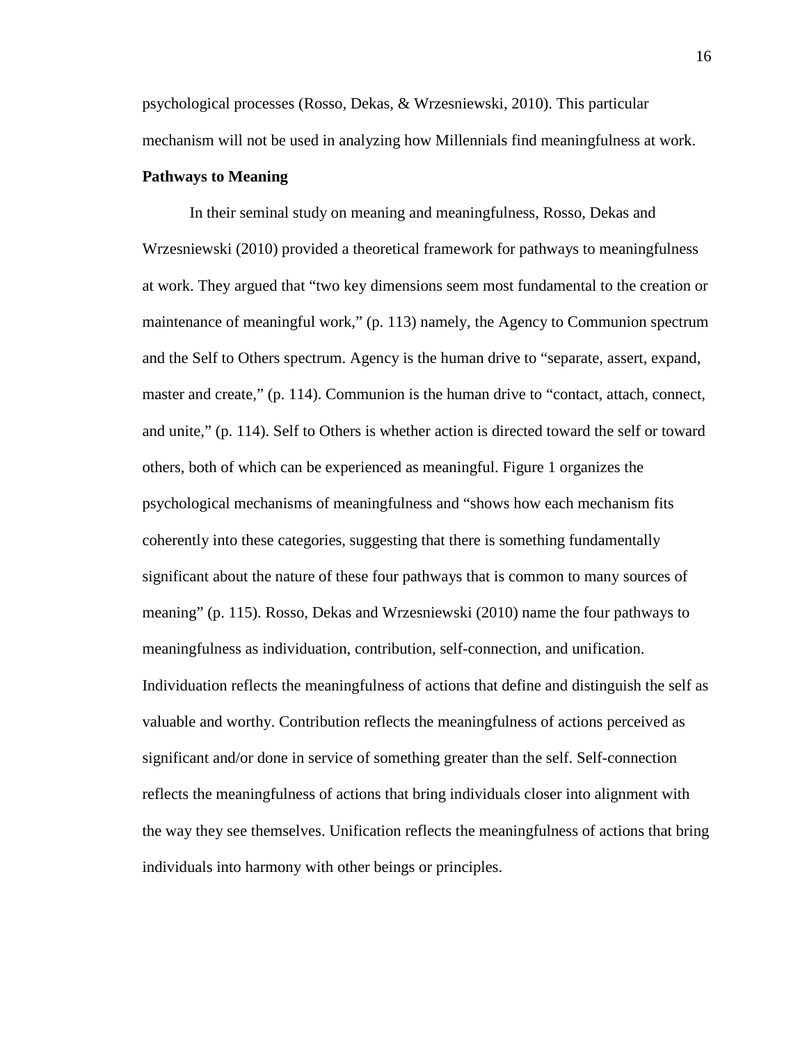psychological processes (Rosso, Dekas, & Wrzesniewski, 2010). This particular mechanism will not be used in analyzing how Millennials find meaningfulness at work.

**Pathways to Meaning**

In their seminal study on meaning and meaningfulness, Rosso, Dekas and Wrzesniewski (2010) provided a theoretical framework for pathways to meaningfulness at work. They argued that "two key dimensions seem most fundamental to the creation or maintenance of meaningful work," (p. 113) namely, the Agency to Communion spectrum and the Self to Others spectrum. Agency is the human drive to "separate, assert, expand, master and create," (p. 114). Communion is the human drive to "contact, attach, connect, and unite," (p. 114). Self to Others is whether action is directed toward the self or toward others, both of which can be experienced as meaningful. Figure 1 organizes the psychological mechanisms of meaningfulness and "shows how each mechanism fits coherently into these categories, suggesting that there is something fundamentally significant about the nature of these four pathways that is common to many sources of meaning" (p. 115). Rosso, Dekas and Wrzesniewski (2010) name the four pathways to meaningfulness as individuation, contribution, self-connection, and unification. Individuation reflects the meaningfulness of actions that define and distinguish the self as valuable and worthy. Contribution reflects the meaningfulness of actions perceived as significant and/or done in service of something greater than the self. Self-connection reflects the meaningfulness of actions that bring individuals closer into alignment with the way they see themselves. Unification reflects the meaningfulness of actions that bring individuals into harmony with other beings or principles.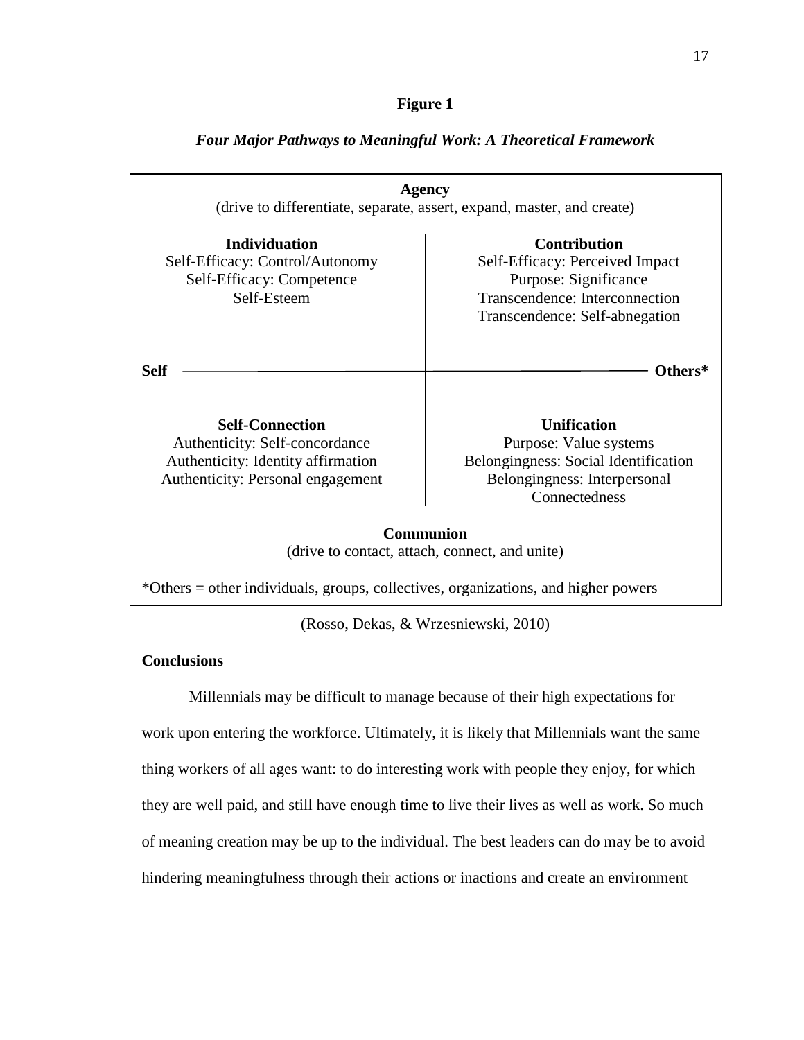**Figure 1**

***Four Major Pathways to Meaningful Work: A Theoretical Framework***

| | |
|---|---|
| **Agency** (drive to differentiate, separate, assert, expand, master, and create) | |
| **Individuation**<br>Self-Efficacy: Control/Autonomy<br>Self-Efficacy: Competence<br>Self-Esteem | **Contribution**<br>Self-Efficacy: Perceived Impact<br>Purpose: Significance<br>Transcendence: Interconnection<br>Transcendence: Self-abnegation |
| **Self** | **Others*** |
| **Self-Connection**<br>Authenticity: Self-concordance<br>Authenticity: Identity affirmation<br>Authenticity: Personal engagement | **Unification**<br>Purpose: Value systems<br>Belongingness: Social Identification<br>Belongingness: Interpersonal Connectedness |
| **Communion** (drive to contact, attach, connect, and unite) | |

*Others = other individuals, groups, collectives, organizations, and higher powers

(Rosso, Dekas, & Wrzesniewski, 2010)

**Conclusions**

Millennials may be difficult to manage because of their high expectations for work upon entering the workforce. Ultimately, it is likely that Millennials want the same thing workers of all ages want: to do interesting work with people they enjoy, for which they are well paid, and still have enough time to live their lives as well as work. So much of meaning creation may be up to the individual. The best leaders can do may be to avoid hindering meaningfulness through their actions or inactions and create an environment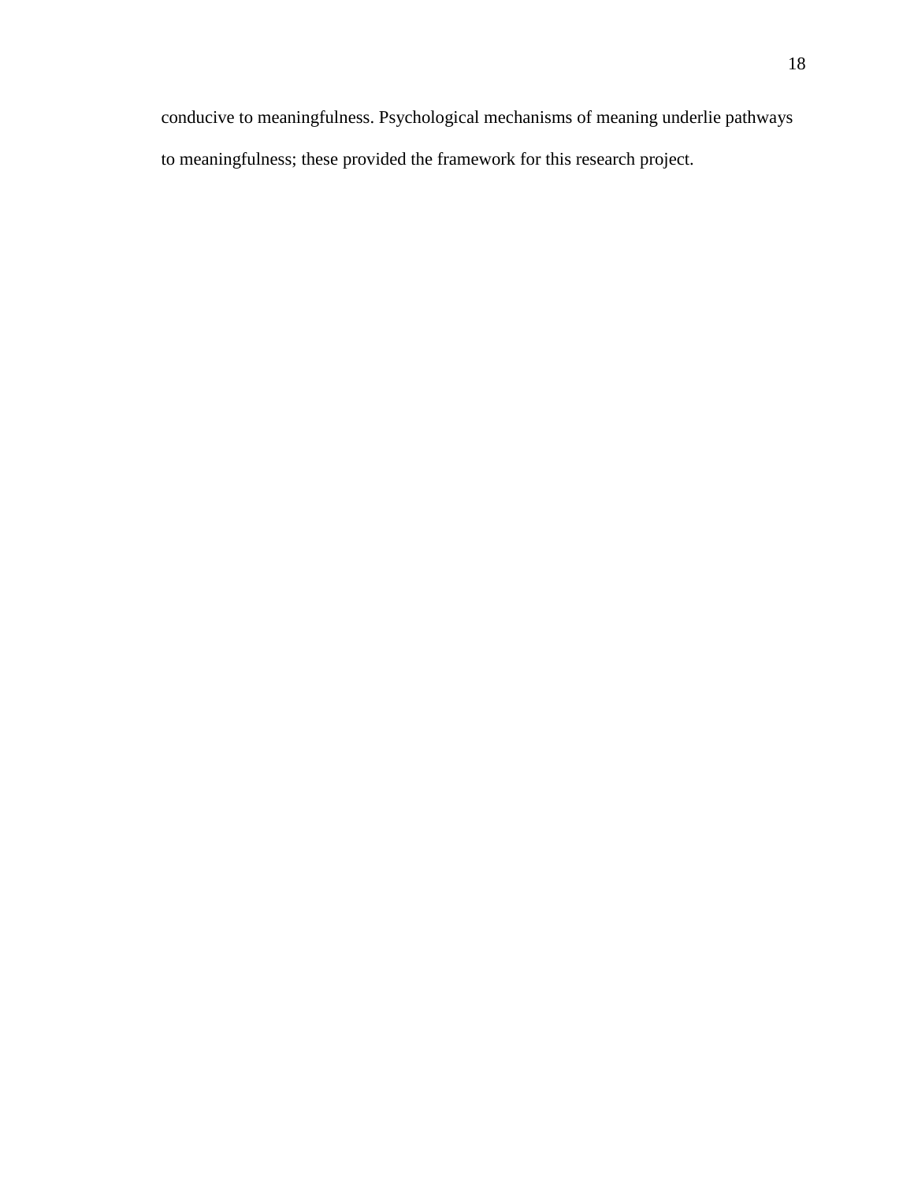conducive to meaningfulness. Psychological mechanisms of meaning underlie pathways to meaningfulness; these provided the framework for this research project.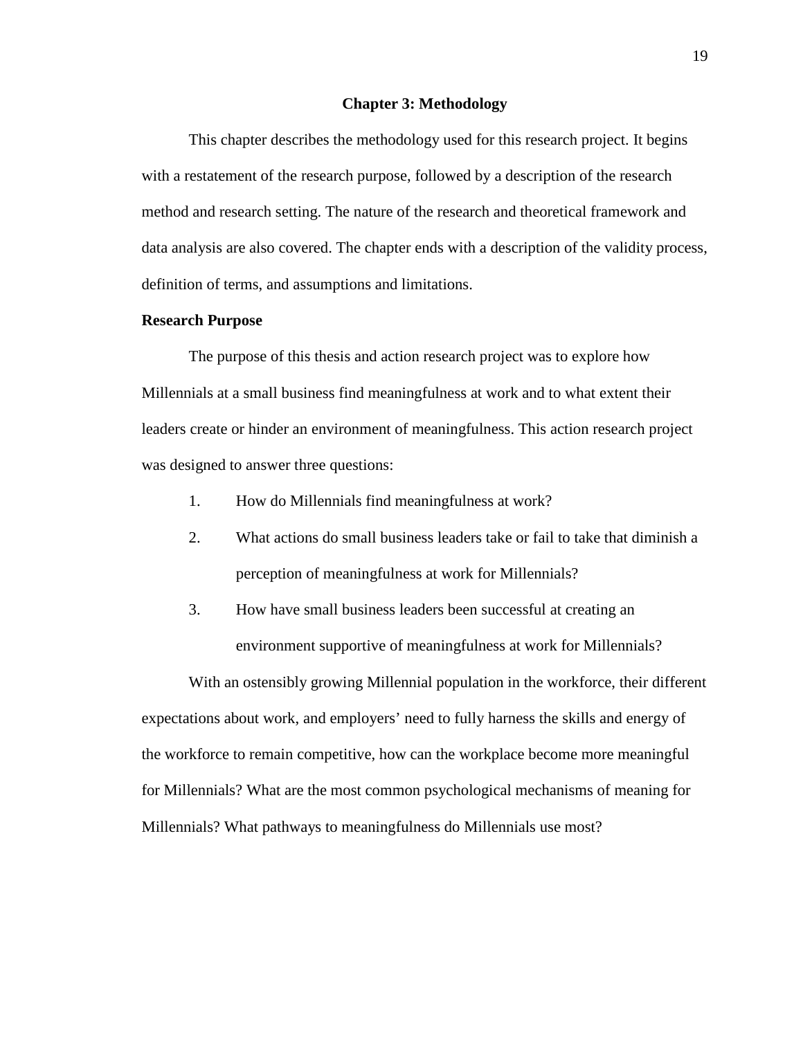# Chapter 3: Methodology

This chapter describes the methodology used for this research project. It begins with a restatement of the research purpose, followed by a description of the research method and research setting. The nature of the research and theoretical framework and data analysis are also covered. The chapter ends with a description of the validity process, definition of terms, and assumptions and limitations.

## Research Purpose

The purpose of this thesis and action research project was to explore how Millennials at a small business find meaningfulness at work and to what extent their leaders create or hinder an environment of meaningfulness. This action research project was designed to answer three questions:

1. How do Millennials find meaningfulness at work?
2. What actions do small business leaders take or fail to take that diminish a perception of meaningfulness at work for Millennials?
3. How have small business leaders been successful at creating an environment supportive of meaningfulness at work for Millennials?

With an ostensibly growing Millennial population in the workforce, their different expectations about work, and employers' need to fully harness the skills and energy of the workforce to remain competitive, how can the workplace become more meaningful for Millennials? What are the most common psychological mechanisms of meaning for Millennials? What pathways to meaningfulness do Millennials use most?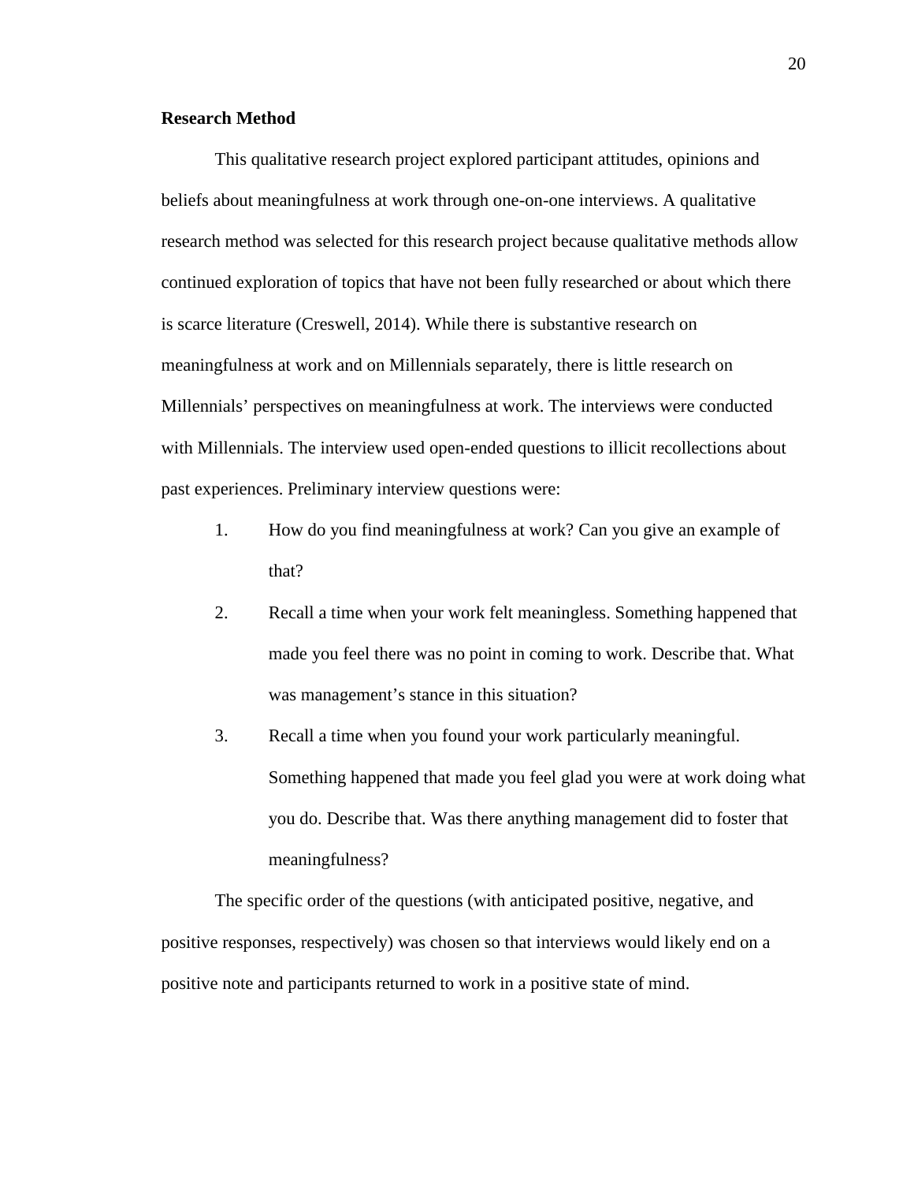**Research Method**

This qualitative research project explored participant attitudes, opinions and beliefs about meaningfulness at work through one-on-one interviews. A qualitative research method was selected for this research project because qualitative methods allow continued exploration of topics that have not been fully researched or about which there is scarce literature (Creswell, 2014). While there is substantive research on meaningfulness at work and on Millennials separately, there is little research on Millennials' perspectives on meaningfulness at work. The interviews were conducted with Millennials. The interview used open-ended questions to illicit recollections about past experiences. Preliminary interview questions were:

1. How do you find meaningfulness at work? Can you give an example of that?
2. Recall a time when your work felt meaningless. Something happened that made you feel there was no point in coming to work. Describe that. What was management's stance in this situation?
3. Recall a time when you found your work particularly meaningful. Something happened that made you feel glad you were at work doing what you do. Describe that. Was there anything management did to foster that meaningfulness?

The specific order of the questions (with anticipated positive, negative, and positive responses, respectively) was chosen so that interviews would likely end on a positive note and participants returned to work in a positive state of mind.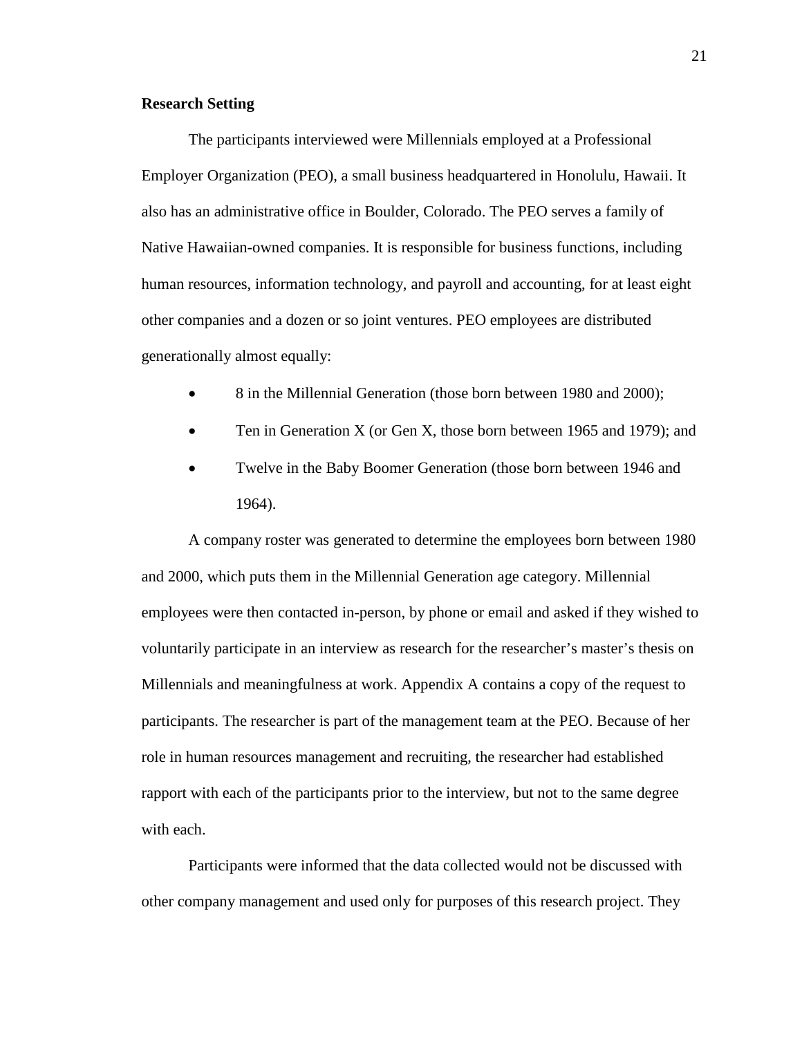**Research Setting**

The participants interviewed were Millennials employed at a Professional Employer Organization (PEO), a small business headquartered in Honolulu, Hawaii. It also has an administrative office in Boulder, Colorado. The PEO serves a family of Native Hawaiian-owned companies. It is responsible for business functions, including human resources, information technology, and payroll and accounting, for at least eight other companies and a dozen or so joint ventures. PEO employees are distributed generationally almost equally:

- 8 in the Millennial Generation (those born between 1980 and 2000);
- Ten in Generation X (or Gen X, those born between 1965 and 1979); and
- Twelve in the Baby Boomer Generation (those born between 1946 and 1964).

A company roster was generated to determine the employees born between 1980 and 2000, which puts them in the Millennial Generation age category. Millennial employees were then contacted in-person, by phone or email and asked if they wished to voluntarily participate in an interview as research for the researcher's master's thesis on Millennials and meaningfulness at work. Appendix A contains a copy of the request to participants. The researcher is part of the management team at the PEO. Because of her role in human resources management and recruiting, the researcher had established rapport with each of the participants prior to the interview, but not to the same degree with each.

Participants were informed that the data collected would not be discussed with other company management and used only for purposes of this research project. They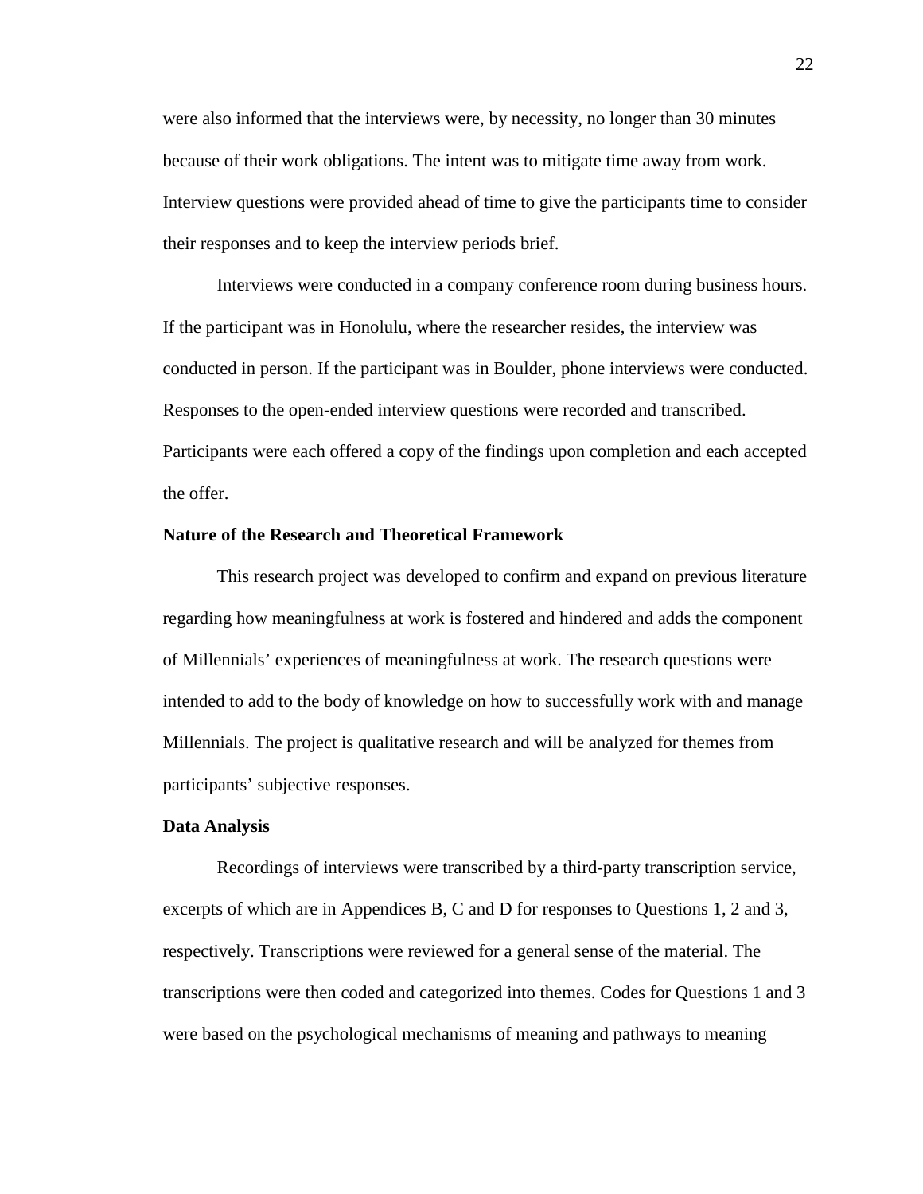were also informed that the interviews were, by necessity, no longer than 30 minutes because of their work obligations. The intent was to mitigate time away from work. Interview questions were provided ahead of time to give the participants time to consider their responses and to keep the interview periods brief.

Interviews were conducted in a company conference room during business hours. If the participant was in Honolulu, where the researcher resides, the interview was conducted in person. If the participant was in Boulder, phone interviews were conducted. Responses to the open-ended interview questions were recorded and transcribed. Participants were each offered a copy of the findings upon completion and each accepted the offer.

**Nature of the Research and Theoretical Framework**

This research project was developed to confirm and expand on previous literature regarding how meaningfulness at work is fostered and hindered and adds the component of Millennials' experiences of meaningfulness at work. The research questions were intended to add to the body of knowledge on how to successfully work with and manage Millennials. The project is qualitative research and will be analyzed for themes from participants' subjective responses.

**Data Analysis**

Recordings of interviews were transcribed by a third-party transcription service, excerpts of which are in Appendices B, C and D for responses to Questions 1, 2 and 3, respectively. Transcriptions were reviewed for a general sense of the material. The transcriptions were then coded and categorized into themes. Codes for Questions 1 and 3 were based on the psychological mechanisms of meaning and pathways to meaning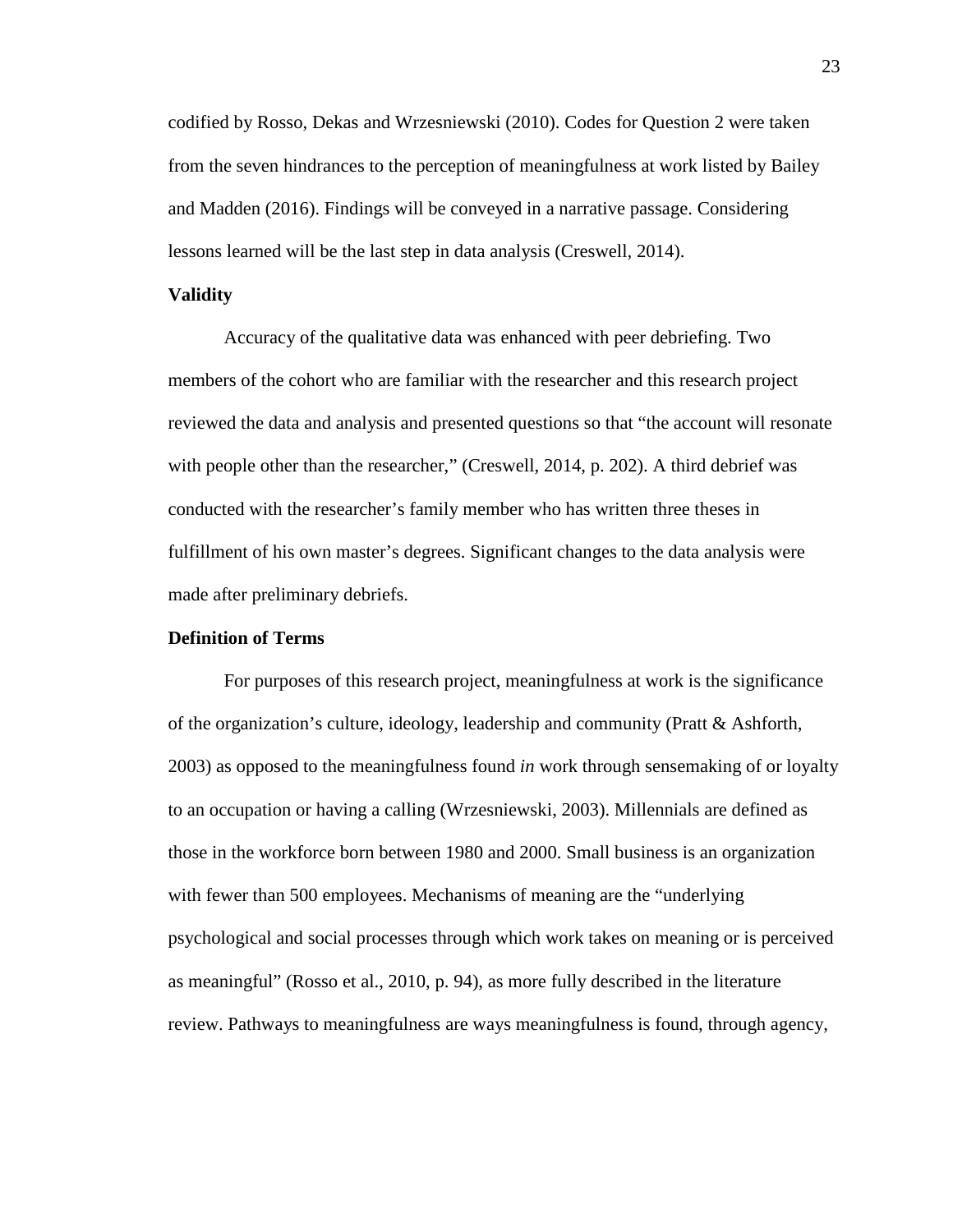codified by Rosso, Dekas and Wrzesniewski (2010). Codes for Question 2 were taken from the seven hindrances to the perception of meaningfulness at work listed by Bailey and Madden (2016). Findings will be conveyed in a narrative passage. Considering lessons learned will be the last step in data analysis (Creswell, 2014).

**Validity**

Accuracy of the qualitative data was enhanced with peer debriefing. Two members of the cohort who are familiar with the researcher and this research project reviewed the data and analysis and presented questions so that "the account will resonate with people other than the researcher," (Creswell, 2014, p. 202). A third debrief was conducted with the researcher's family member who has written three theses in fulfillment of his own master's degrees. Significant changes to the data analysis were made after preliminary debriefs.

**Definition of Terms**

For purposes of this research project, meaningfulness at work is the significance of the organization's culture, ideology, leadership and community (Pratt & Ashforth, 2003) as opposed to the meaningfulness found *in* work through sensemaking of or loyalty to an occupation or having a calling (Wrzesniewski, 2003). Millennials are defined as those in the workforce born between 1980 and 2000. Small business is an organization with fewer than 500 employees. Mechanisms of meaning are the "underlying psychological and social processes through which work takes on meaning or is perceived as meaningful" (Rosso et al., 2010, p. 94), as more fully described in the literature review. Pathways to meaningfulness are ways meaningfulness is found, through agency,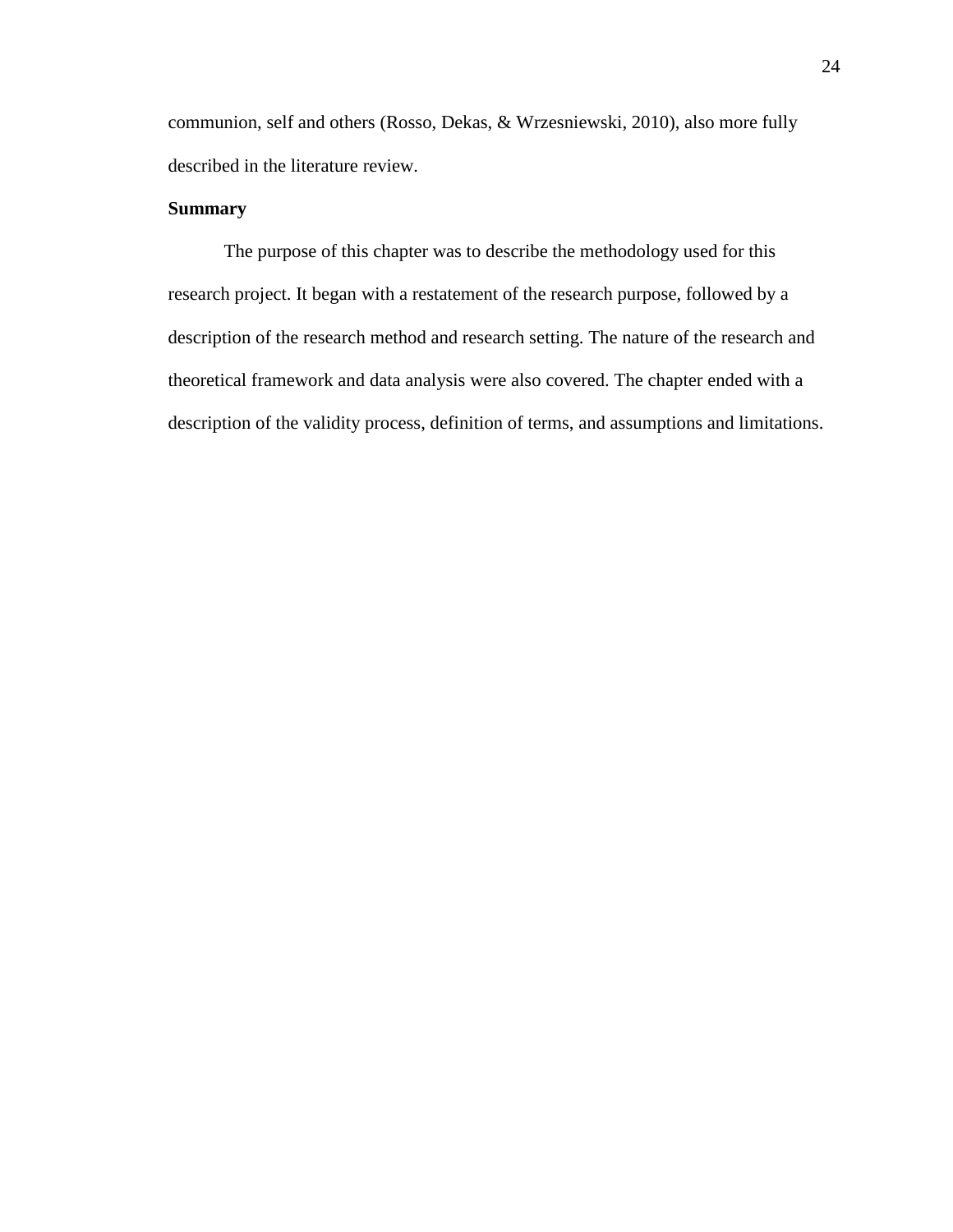communion, self and others (Rosso, Dekas, & Wrzesniewski, 2010), also more fully described in the literature review.

**Summary**

The purpose of this chapter was to describe the methodology used for this research project. It began with a restatement of the research purpose, followed by a description of the research method and research setting. The nature of the research and theoretical framework and data analysis were also covered. The chapter ended with a description of the validity process, definition of terms, and assumptions and limitations.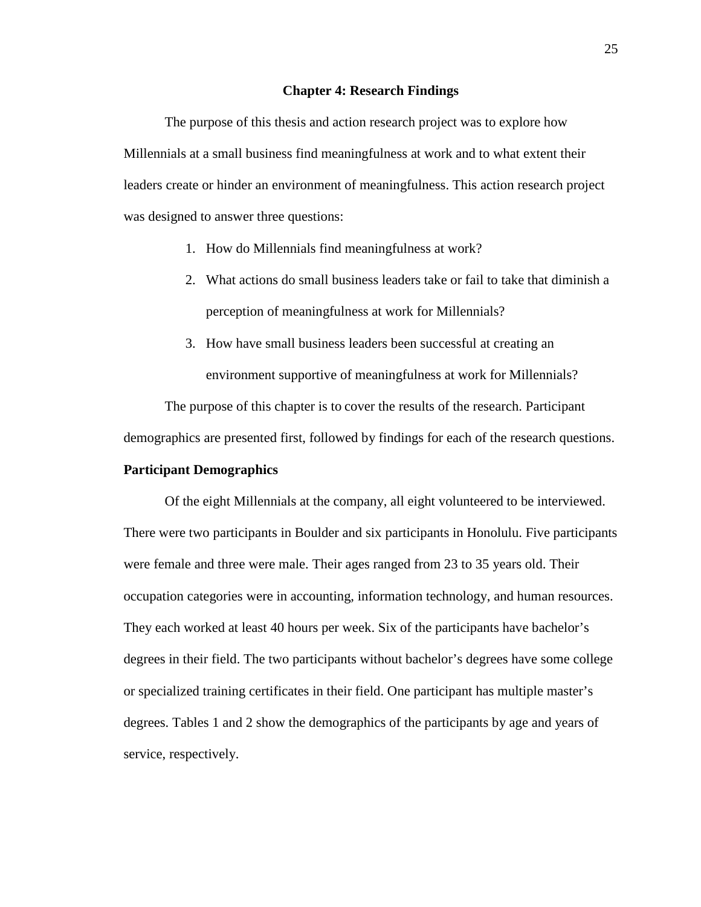# Chapter 4: Research Findings

The purpose of this thesis and action research project was to explore how Millennials at a small business find meaningfulness at work and to what extent their leaders create or hinder an environment of meaningfulness. This action research project was designed to answer three questions:

1. How do Millennials find meaningfulness at work?
2. What actions do small business leaders take or fail to take that diminish a perception of meaningfulness at work for Millennials?
3. How have small business leaders been successful at creating an environment supportive of meaningfulness at work for Millennials?

The purpose of this chapter is to cover the results of the research. Participant demographics are presented first, followed by findings for each of the research questions.

## Participant Demographics

Of the eight Millennials at the company, all eight volunteered to be interviewed. There were two participants in Boulder and six participants in Honolulu. Five participants were female and three were male. Their ages ranged from 23 to 35 years old. Their occupation categories were in accounting, information technology, and human resources. They each worked at least 40 hours per week. Six of the participants have bachelor's degrees in their field. The two participants without bachelor's degrees have some college or specialized training certificates in their field. One participant has multiple master's degrees. Tables 1 and 2 show the demographics of the participants by age and years of service, respectively.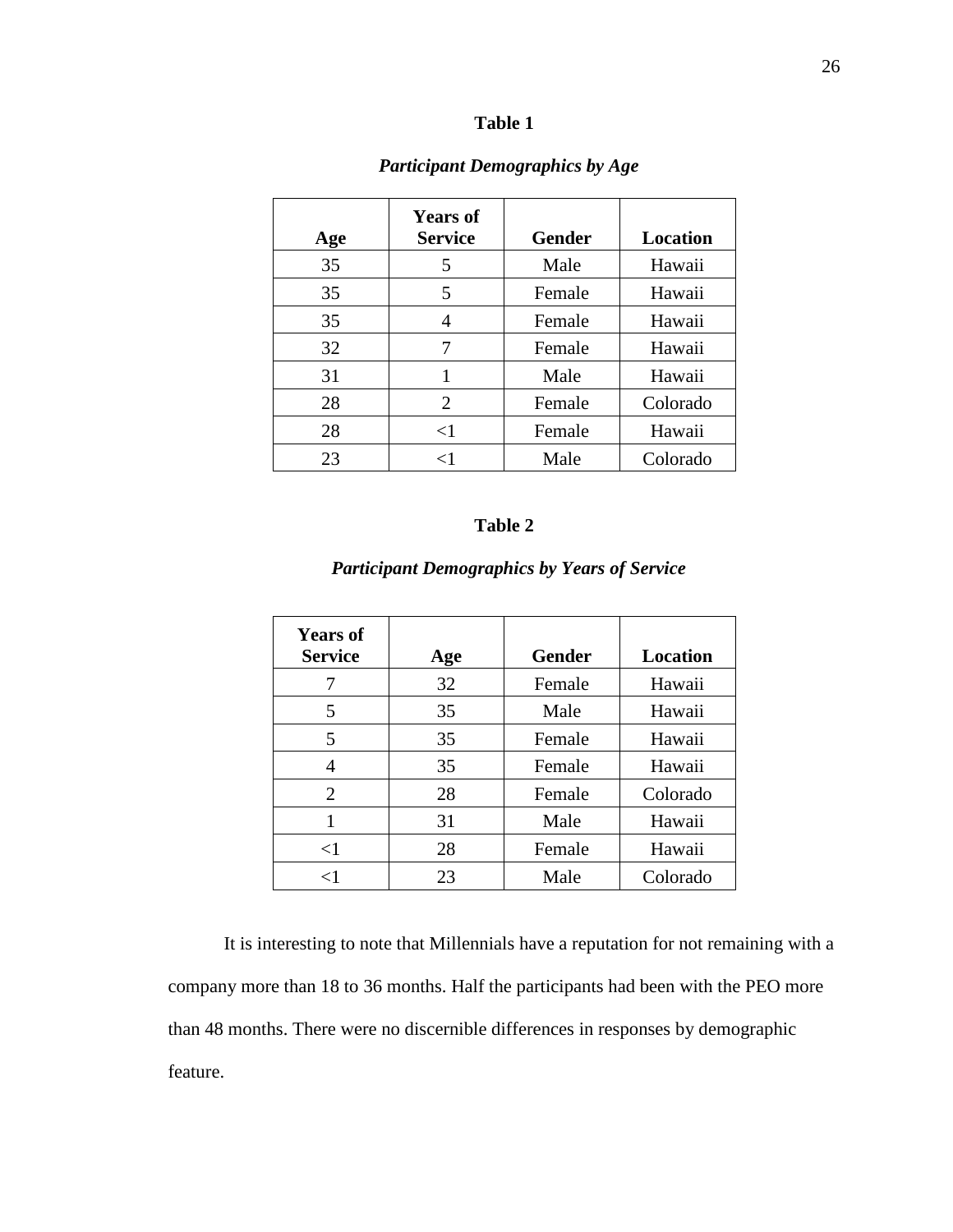**Table 1**

***Participant Demographics by Age***

| Age | Years of Service | Gender | Location |
|---|---|---|---|
| 35 | 5 | Male | Hawaii |
| 35 | 5 | Female | Hawaii |
| 35 | 4 | Female | Hawaii |
| 32 | 7 | Female | Hawaii |
| 31 | 1 | Male | Hawaii |
| 28 | 2 | Female | Colorado |
| 28 | <1 | Female | Hawaii |
| 23 | <1 | Male | Colorado |

**Table 2**

***Participant Demographics by Years of Service***

| Years of Service | Age | Gender | Location |
|---|---|---|---|
| 7 | 32 | Female | Hawaii |
| 5 | 35 | Male | Hawaii |
| 5 | 35 | Female | Hawaii |
| 4 | 35 | Female | Hawaii |
| 2 | 28 | Female | Colorado |
| 1 | 31 | Male | Hawaii |
| <1 | 28 | Female | Hawaii |
| <1 | 23 | Male | Colorado |

It is interesting to note that Millennials have a reputation for not remaining with a company more than 18 to 36 months. Half the participants had been with the PEO more than 48 months. There were no discernible differences in responses by demographic feature.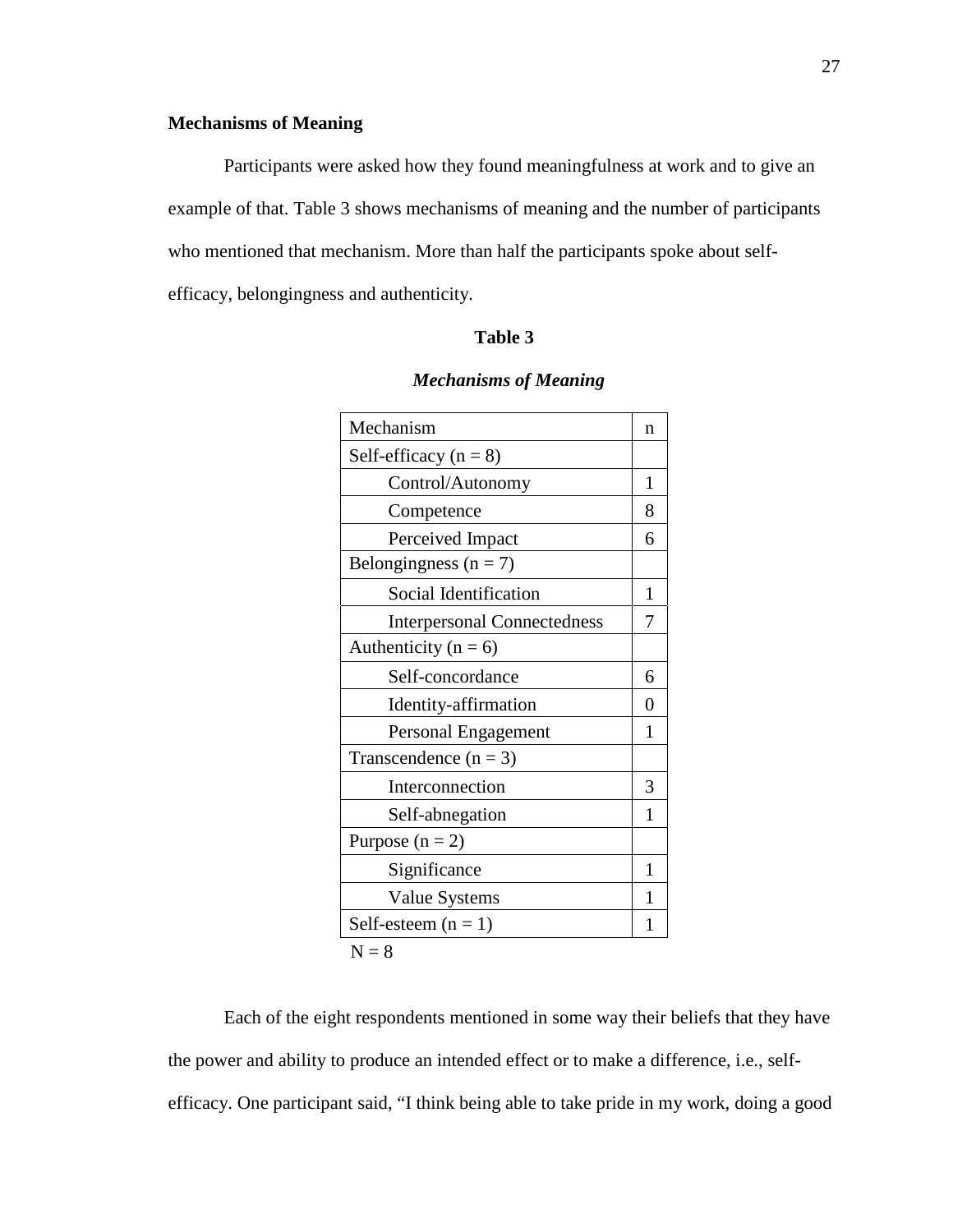**Mechanisms of Meaning**

Participants were asked how they found meaningfulness at work and to give an example of that. Table 3 shows mechanisms of meaning and the number of participants who mentioned that mechanism. More than half the participants spoke about self-efficacy, belongingness and authenticity.

**Table 3**

***Mechanisms of Meaning***

| Mechanism | n |
|---|---|
| Self-efficacy (n = 8) | |
| Control/Autonomy | 1 |
| Competence | 8 |
| Perceived Impact | 6 |
| Belongingness (n = 7) | |
| Social Identification | 1 |
| Interpersonal Connectedness | 7 |
| Authenticity (n = 6) | |
| Self-concordance | 6 |
| Identity-affirmation | 0 |
| Personal Engagement | 1 |
| Transcendence (n = 3) | |
| Interconnection | 3 |
| Self-abnegation | 1 |
| Purpose (n = 2) | |
| Significance | 1 |
| Value Systems | 1 |
| Self-esteem (n = 1) | 1 |

N = 8

Each of the eight respondents mentioned in some way their beliefs that they have the power and ability to produce an intended effect or to make a difference, i.e., self-efficacy. One participant said, "I think being able to take pride in my work, doing a good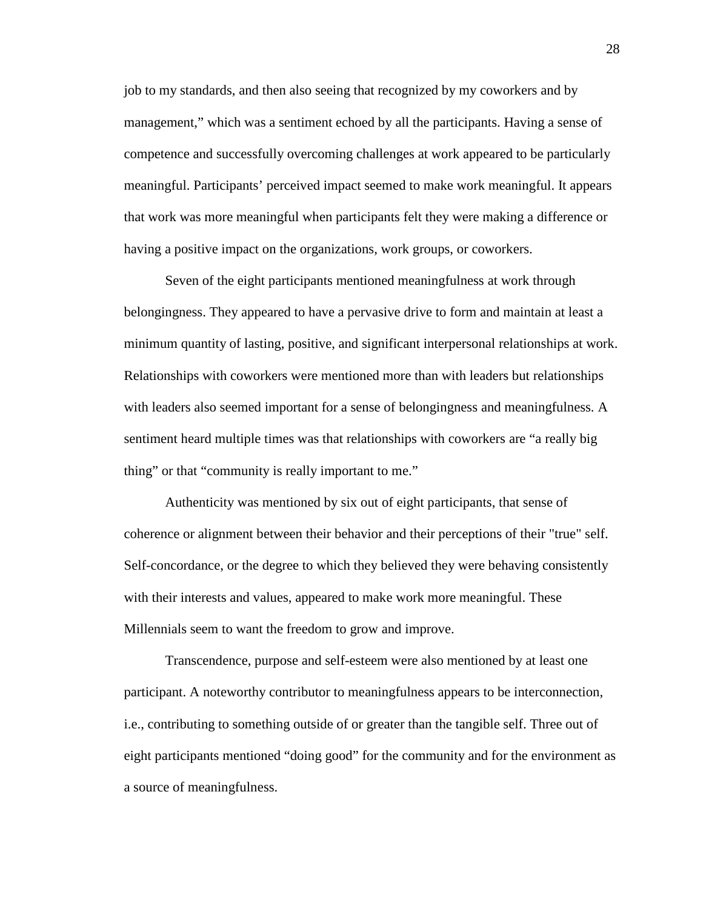job to my standards, and then also seeing that recognized by my coworkers and by management," which was a sentiment echoed by all the participants. Having a sense of competence and successfully overcoming challenges at work appeared to be particularly meaningful. Participants' perceived impact seemed to make work meaningful. It appears that work was more meaningful when participants felt they were making a difference or having a positive impact on the organizations, work groups, or coworkers.

Seven of the eight participants mentioned meaningfulness at work through belongingness. They appeared to have a pervasive drive to form and maintain at least a minimum quantity of lasting, positive, and significant interpersonal relationships at work. Relationships with coworkers were mentioned more than with leaders but relationships with leaders also seemed important for a sense of belongingness and meaningfulness. A sentiment heard multiple times was that relationships with coworkers are "a really big thing" or that "community is really important to me."

Authenticity was mentioned by six out of eight participants, that sense of coherence or alignment between their behavior and their perceptions of their "true" self. Self-concordance, or the degree to which they believed they were behaving consistently with their interests and values, appeared to make work more meaningful. These Millennials seem to want the freedom to grow and improve.

Transcendence, purpose and self-esteem were also mentioned by at least one participant. A noteworthy contributor to meaningfulness appears to be interconnection, i.e., contributing to something outside of or greater than the tangible self. Three out of eight participants mentioned "doing good" for the community and for the environment as a source of meaningfulness.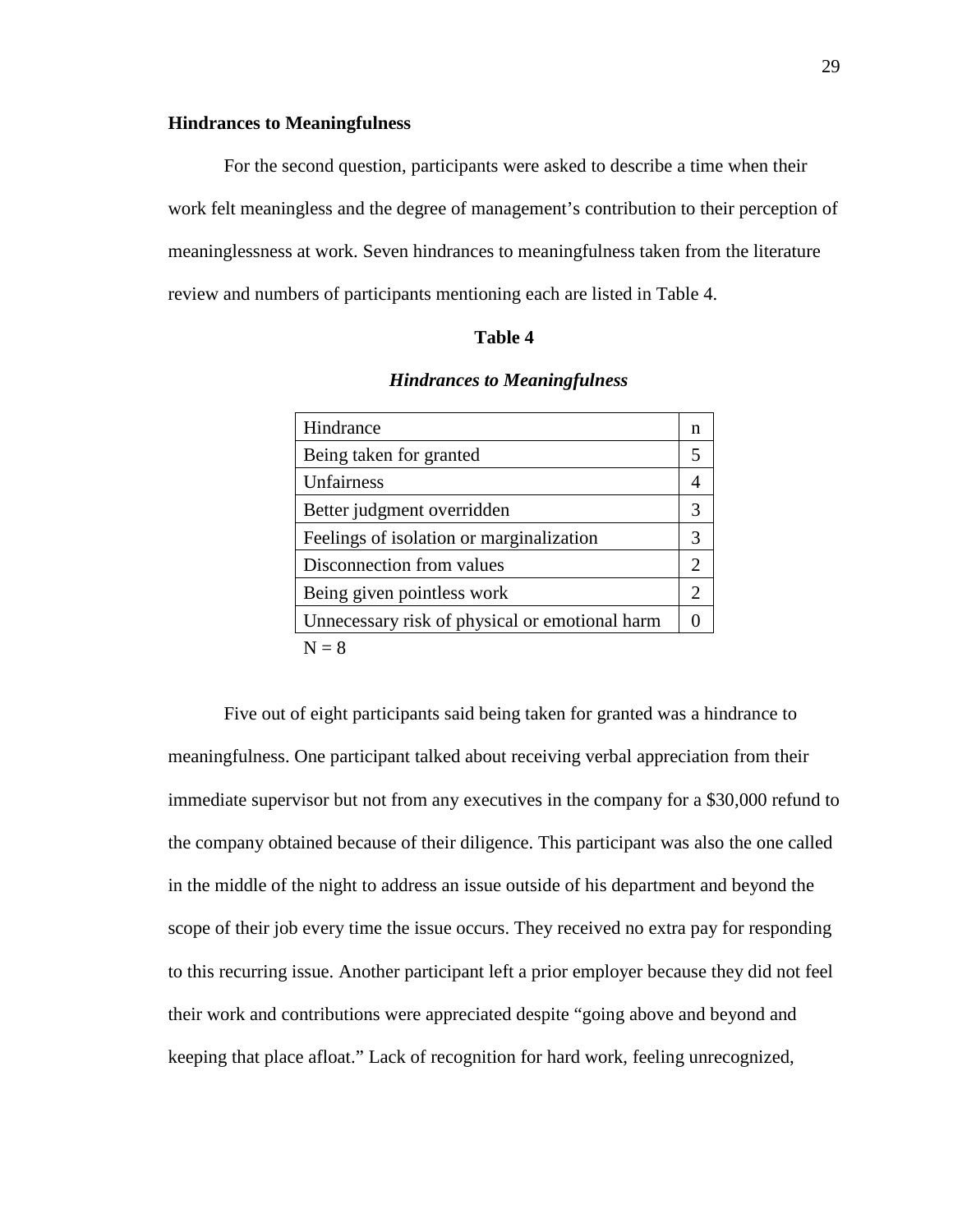**Hindrances to Meaningfulness**

For the second question, participants were asked to describe a time when their work felt meaningless and the degree of management's contribution to their perception of meaninglessness at work. Seven hindrances to meaningfulness taken from the literature review and numbers of participants mentioning each are listed in Table 4.

**Table 4**

***Hindrances to Meaningfulness***

| Hindrance | n |
|---|---|
| Being taken for granted | 5 |
| Unfairness | 4 |
| Better judgment overridden | 3 |
| Feelings of isolation or marginalization | 3 |
| Disconnection from values | 2 |
| Being given pointless work | 2 |
| Unnecessary risk of physical or emotional harm | 0 |

N = 8

Five out of eight participants said being taken for granted was a hindrance to meaningfulness. One participant talked about receiving verbal appreciation from their immediate supervisor but not from any executives in the company for a $30,000 refund to the company obtained because of their diligence. This participant was also the one called in the middle of the night to address an issue outside of his department and beyond the scope of their job every time the issue occurs. They received no extra pay for responding to this recurring issue. Another participant left a prior employer because they did not feel their work and contributions were appreciated despite "going above and beyond and keeping that place afloat." Lack of recognition for hard work, feeling unrecognized,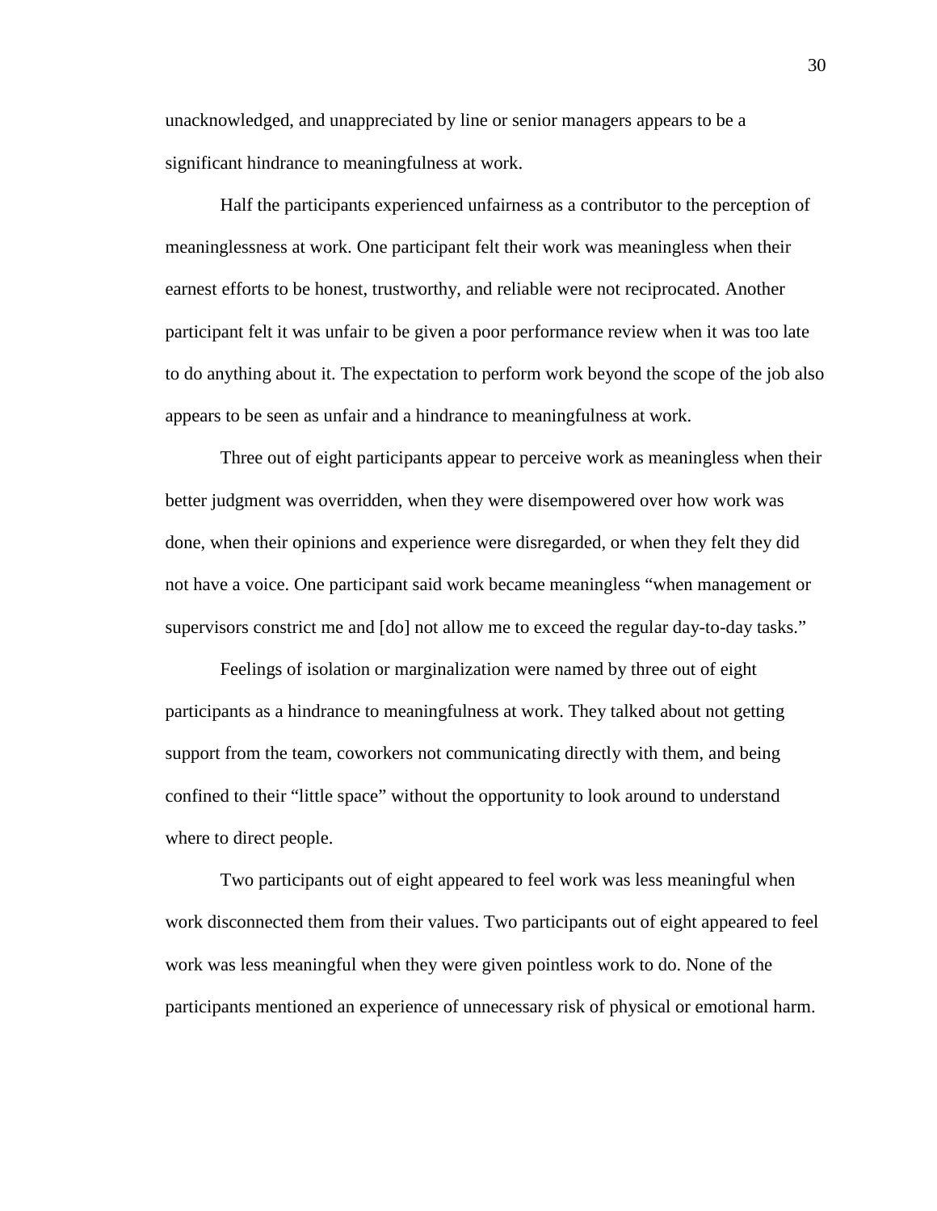unacknowledged, and unappreciated by line or senior managers appears to be a significant hindrance to meaningfulness at work.

Half the participants experienced unfairness as a contributor to the perception of meaninglessness at work. One participant felt their work was meaningless when their earnest efforts to be honest, trustworthy, and reliable were not reciprocated. Another participant felt it was unfair to be given a poor performance review when it was too late to do anything about it. The expectation to perform work beyond the scope of the job also appears to be seen as unfair and a hindrance to meaningfulness at work.

Three out of eight participants appear to perceive work as meaningless when their better judgment was overridden, when they were disempowered over how work was done, when their opinions and experience were disregarded, or when they felt they did not have a voice. One participant said work became meaningless "when management or supervisors constrict me and [do] not allow me to exceed the regular day-to-day tasks."

Feelings of isolation or marginalization were named by three out of eight participants as a hindrance to meaningfulness at work. They talked about not getting support from the team, coworkers not communicating directly with them, and being confined to their "little space" without the opportunity to look around to understand where to direct people.

Two participants out of eight appeared to feel work was less meaningful when work disconnected them from their values. Two participants out of eight appeared to feel work was less meaningful when they were given pointless work to do. None of the participants mentioned an experience of unnecessary risk of physical or emotional harm.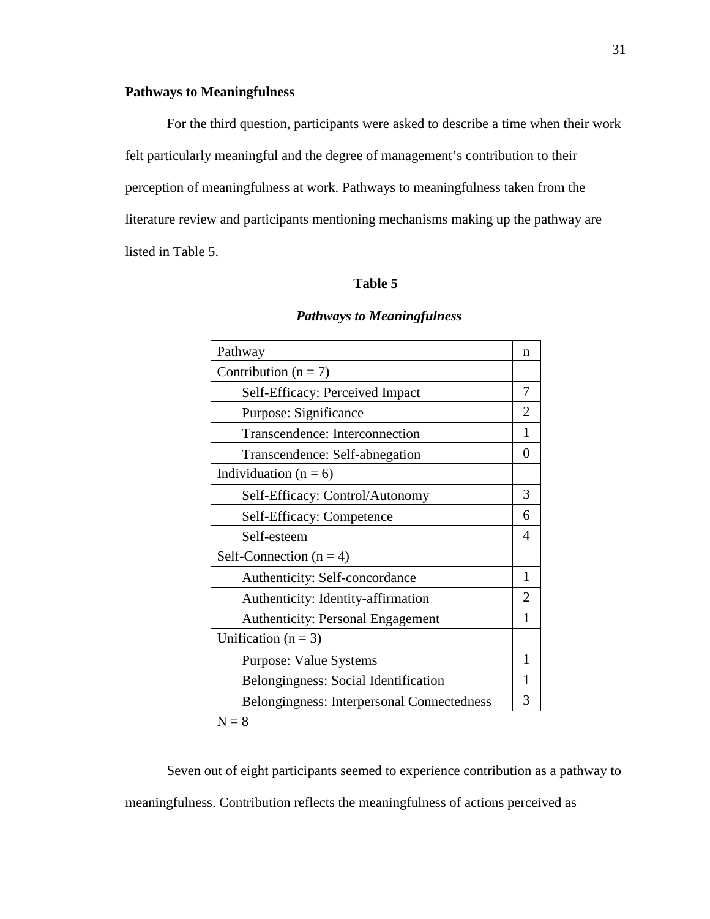**Pathways to Meaningfulness**

For the third question, participants were asked to describe a time when their work felt particularly meaningful and the degree of management's contribution to their perception of meaningfulness at work. Pathways to meaningfulness taken from the literature review and participants mentioning mechanisms making up the pathway are listed in Table 5.

**Table 5**

***Pathways to Meaningfulness***

| Pathway | n |
|---|---|
| Contribution (n = 7) | |
| Self-Efficacy: Perceived Impact | 7 |
| Purpose: Significance | 2 |
| Transcendence: Interconnection | 1 |
| Transcendence: Self-abnegation | 0 |
| Individuation (n = 6) | |
| Self-Efficacy: Control/Autonomy | 3 |
| Self-Efficacy: Competence | 6 |
| Self-esteem | 4 |
| Self-Connection (n = 4) | |
| Authenticity: Self-concordance | 1 |
| Authenticity: Identity-affirmation | 2 |
| Authenticity: Personal Engagement | 1 |
| Unification (n = 3) | |
| Purpose: Value Systems | 1 |
| Belongingness: Social Identification | 1 |
| Belongingness: Interpersonal Connectedness | 3 |

N = 8

Seven out of eight participants seemed to experience contribution as a pathway to meaningfulness. Contribution reflects the meaningfulness of actions perceived as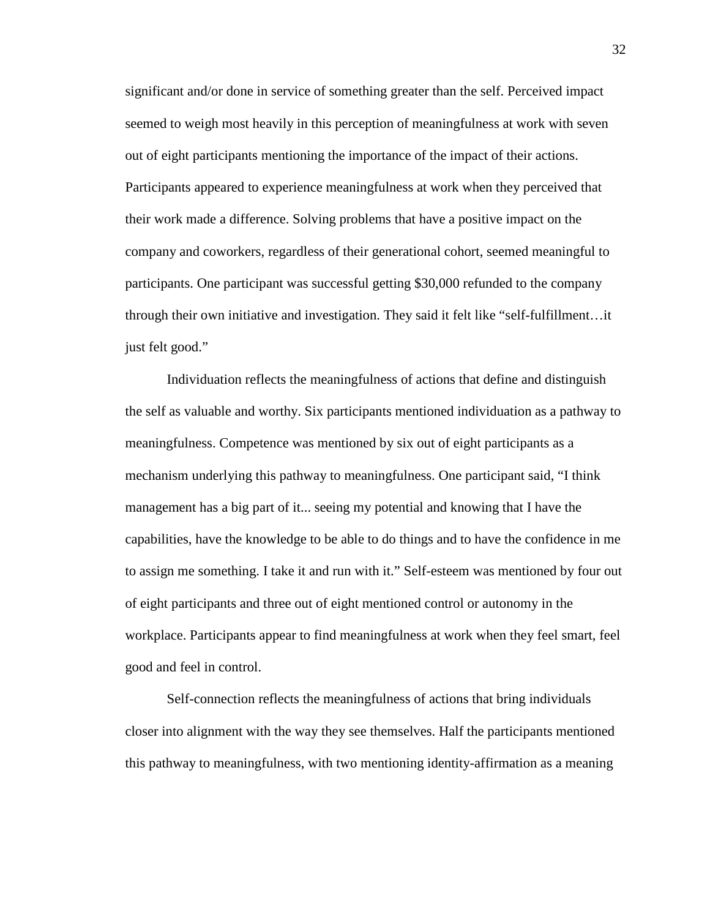significant and/or done in service of something greater than the self. Perceived impact seemed to weigh most heavily in this perception of meaningfulness at work with seven out of eight participants mentioning the importance of the impact of their actions. Participants appeared to experience meaningfulness at work when they perceived that their work made a difference. Solving problems that have a positive impact on the company and coworkers, regardless of their generational cohort, seemed meaningful to participants. One participant was successful getting $30,000 refunded to the company through their own initiative and investigation. They said it felt like "self-fulfillment…it just felt good."

Individuation reflects the meaningfulness of actions that define and distinguish the self as valuable and worthy. Six participants mentioned individuation as a pathway to meaningfulness. Competence was mentioned by six out of eight participants as a mechanism underlying this pathway to meaningfulness. One participant said, "I think management has a big part of it... seeing my potential and knowing that I have the capabilities, have the knowledge to be able to do things and to have the confidence in me to assign me something. I take it and run with it." Self-esteem was mentioned by four out of eight participants and three out of eight mentioned control or autonomy in the workplace. Participants appear to find meaningfulness at work when they feel smart, feel good and feel in control.

Self-connection reflects the meaningfulness of actions that bring individuals closer into alignment with the way they see themselves. Half the participants mentioned this pathway to meaningfulness, with two mentioning identity-affirmation as a meaning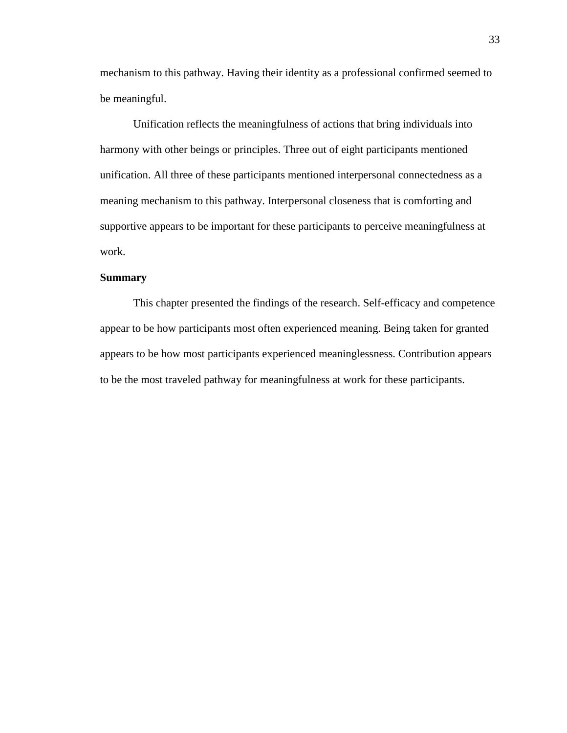mechanism to this pathway. Having their identity as a professional confirmed seemed to be meaningful.

Unification reflects the meaningfulness of actions that bring individuals into harmony with other beings or principles. Three out of eight participants mentioned unification. All three of these participants mentioned interpersonal connectedness as a meaning mechanism to this pathway. Interpersonal closeness that is comforting and supportive appears to be important for these participants to perceive meaningfulness at work.

**Summary**

This chapter presented the findings of the research. Self-efficacy and competence appear to be how participants most often experienced meaning. Being taken for granted appears to be how most participants experienced meaninglessness. Contribution appears to be the most traveled pathway for meaningfulness at work for these participants.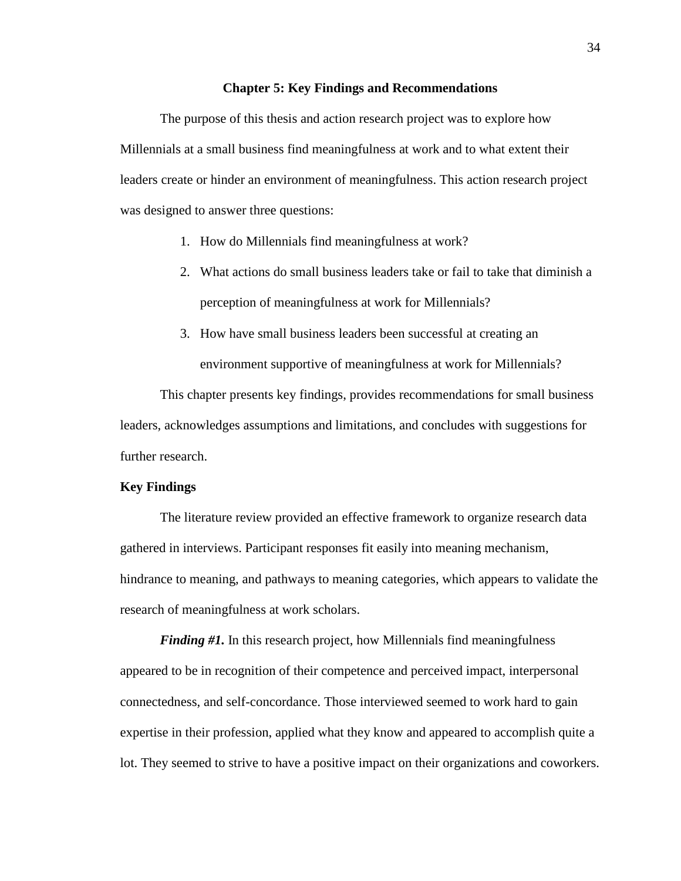## Chapter 5: Key Findings and Recommendations

The purpose of this thesis and action research project was to explore how Millennials at a small business find meaningfulness at work and to what extent their leaders create or hinder an environment of meaningfulness. This action research project was designed to answer three questions:

1. How do Millennials find meaningfulness at work?
2. What actions do small business leaders take or fail to take that diminish a perception of meaningfulness at work for Millennials?
3. How have small business leaders been successful at creating an environment supportive of meaningfulness at work for Millennials?

This chapter presents key findings, provides recommendations for small business leaders, acknowledges assumptions and limitations, and concludes with suggestions for further research.

### Key Findings

The literature review provided an effective framework to organize research data gathered in interviews. Participant responses fit easily into meaning mechanism, hindrance to meaning, and pathways to meaning categories, which appears to validate the research of meaningfulness at work scholars.

***Finding #1.*** In this research project, how Millennials find meaningfulness appeared to be in recognition of their competence and perceived impact, interpersonal connectedness, and self-concordance. Those interviewed seemed to work hard to gain expertise in their profession, applied what they know and appeared to accomplish quite a lot. They seemed to strive to have a positive impact on their organizations and coworkers.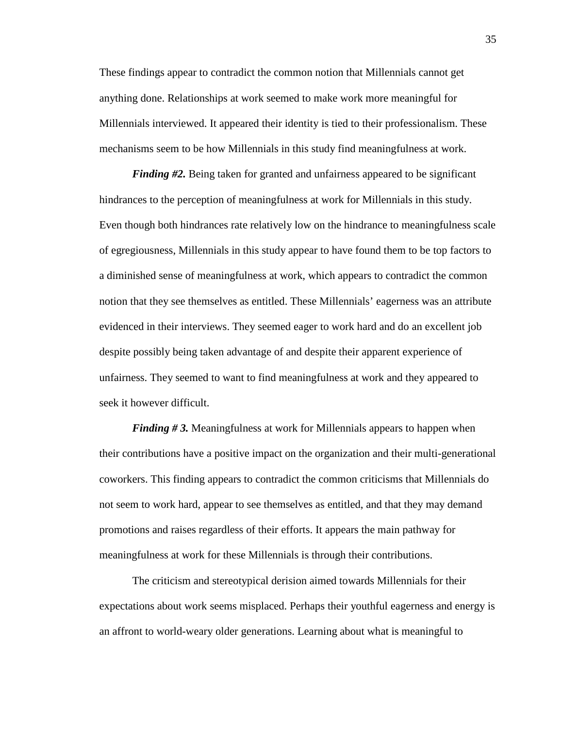These findings appear to contradict the common notion that Millennials cannot get anything done. Relationships at work seemed to make work more meaningful for Millennials interviewed. It appeared their identity is tied to their professionalism. These mechanisms seem to be how Millennials in this study find meaningfulness at work.

***Finding #2.*** Being taken for granted and unfairness appeared to be significant hindrances to the perception of meaningfulness at work for Millennials in this study. Even though both hindrances rate relatively low on the hindrance to meaningfulness scale of egregiousness, Millennials in this study appear to have found them to be top factors to a diminished sense of meaningfulness at work, which appears to contradict the common notion that they see themselves as entitled. These Millennials' eagerness was an attribute evidenced in their interviews. They seemed eager to work hard and do an excellent job despite possibly being taken advantage of and despite their apparent experience of unfairness. They seemed to want to find meaningfulness at work and they appeared to seek it however difficult.

***Finding # 3.*** Meaningfulness at work for Millennials appears to happen when their contributions have a positive impact on the organization and their multi-generational coworkers. This finding appears to contradict the common criticisms that Millennials do not seem to work hard, appear to see themselves as entitled, and that they may demand promotions and raises regardless of their efforts. It appears the main pathway for meaningfulness at work for these Millennials is through their contributions.

The criticism and stereotypical derision aimed towards Millennials for their expectations about work seems misplaced. Perhaps their youthful eagerness and energy is an affront to world-weary older generations. Learning about what is meaningful to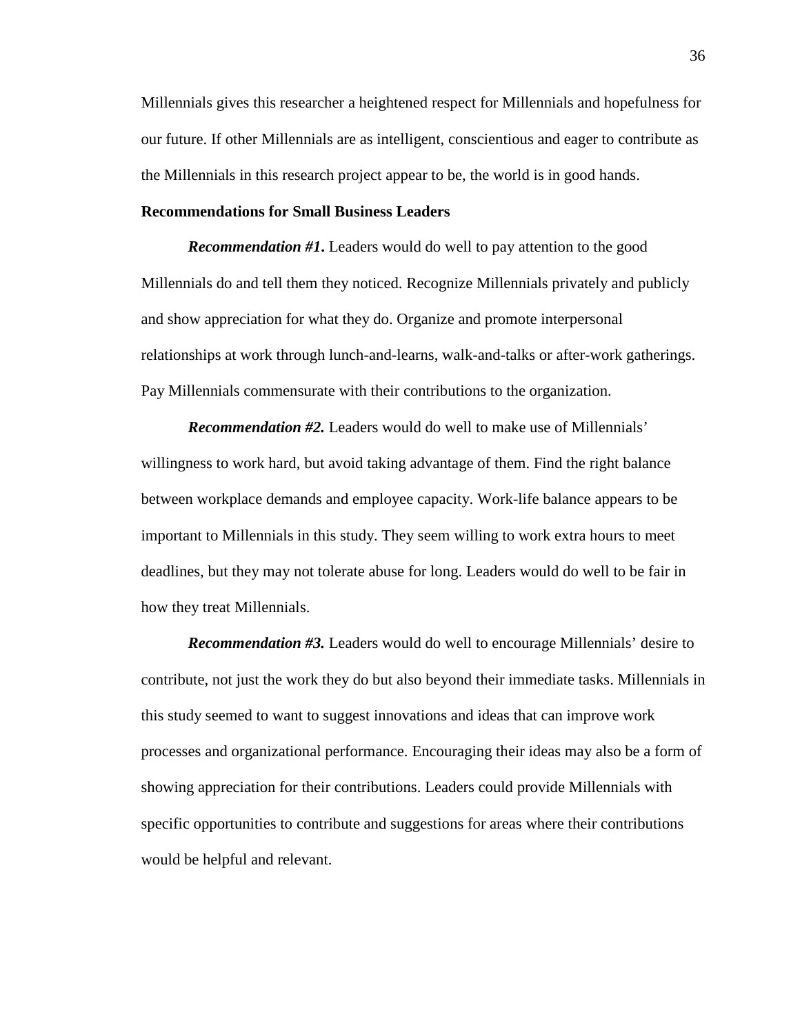Millennials gives this researcher a heightened respect for Millennials and hopefulness for our future. If other Millennials are as intelligent, conscientious and eager to contribute as the Millennials in this research project appear to be, the world is in good hands.

**Recommendations for Small Business Leaders**

***Recommendation #1.*** Leaders would do well to pay attention to the good Millennials do and tell them they noticed. Recognize Millennials privately and publicly and show appreciation for what they do. Organize and promote interpersonal relationships at work through lunch-and-learns, walk-and-talks or after-work gatherings. Pay Millennials commensurate with their contributions to the organization.

***Recommendation #2.*** Leaders would do well to make use of Millennials' willingness to work hard, but avoid taking advantage of them. Find the right balance between workplace demands and employee capacity. Work-life balance appears to be important to Millennials in this study. They seem willing to work extra hours to meet deadlines, but they may not tolerate abuse for long. Leaders would do well to be fair in how they treat Millennials.

***Recommendation #3.*** Leaders would do well to encourage Millennials' desire to contribute, not just the work they do but also beyond their immediate tasks. Millennials in this study seemed to want to suggest innovations and ideas that can improve work processes and organizational performance. Encouraging their ideas may also be a form of showing appreciation for their contributions. Leaders could provide Millennials with specific opportunities to contribute and suggestions for areas where their contributions would be helpful and relevant.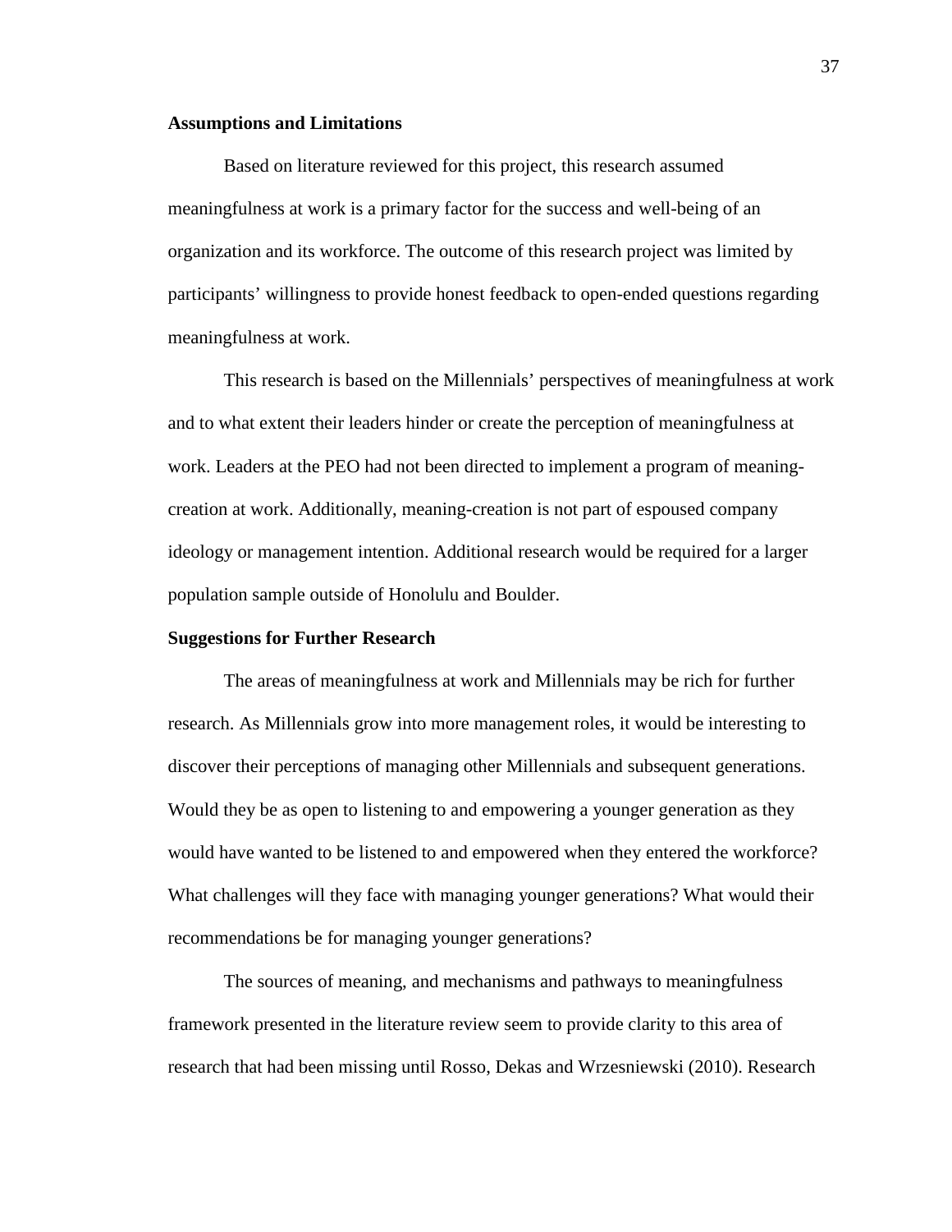## Assumptions and Limitations

Based on literature reviewed for this project, this research assumed meaningfulness at work is a primary factor for the success and well-being of an organization and its workforce. The outcome of this research project was limited by participants' willingness to provide honest feedback to open-ended questions regarding meaningfulness at work.

This research is based on the Millennials' perspectives of meaningfulness at work and to what extent their leaders hinder or create the perception of meaningfulness at work. Leaders at the PEO had not been directed to implement a program of meaning-creation at work. Additionally, meaning-creation is not part of espoused company ideology or management intention. Additional research would be required for a larger population sample outside of Honolulu and Boulder.

## Suggestions for Further Research

The areas of meaningfulness at work and Millennials may be rich for further research. As Millennials grow into more management roles, it would be interesting to discover their perceptions of managing other Millennials and subsequent generations. Would they be as open to listening to and empowering a younger generation as they would have wanted to be listened to and empowered when they entered the workforce? What challenges will they face with managing younger generations? What would their recommendations be for managing younger generations?

The sources of meaning, and mechanisms and pathways to meaningfulness framework presented in the literature review seem to provide clarity to this area of research that had been missing until Rosso, Dekas and Wrzesniewski (2010). Research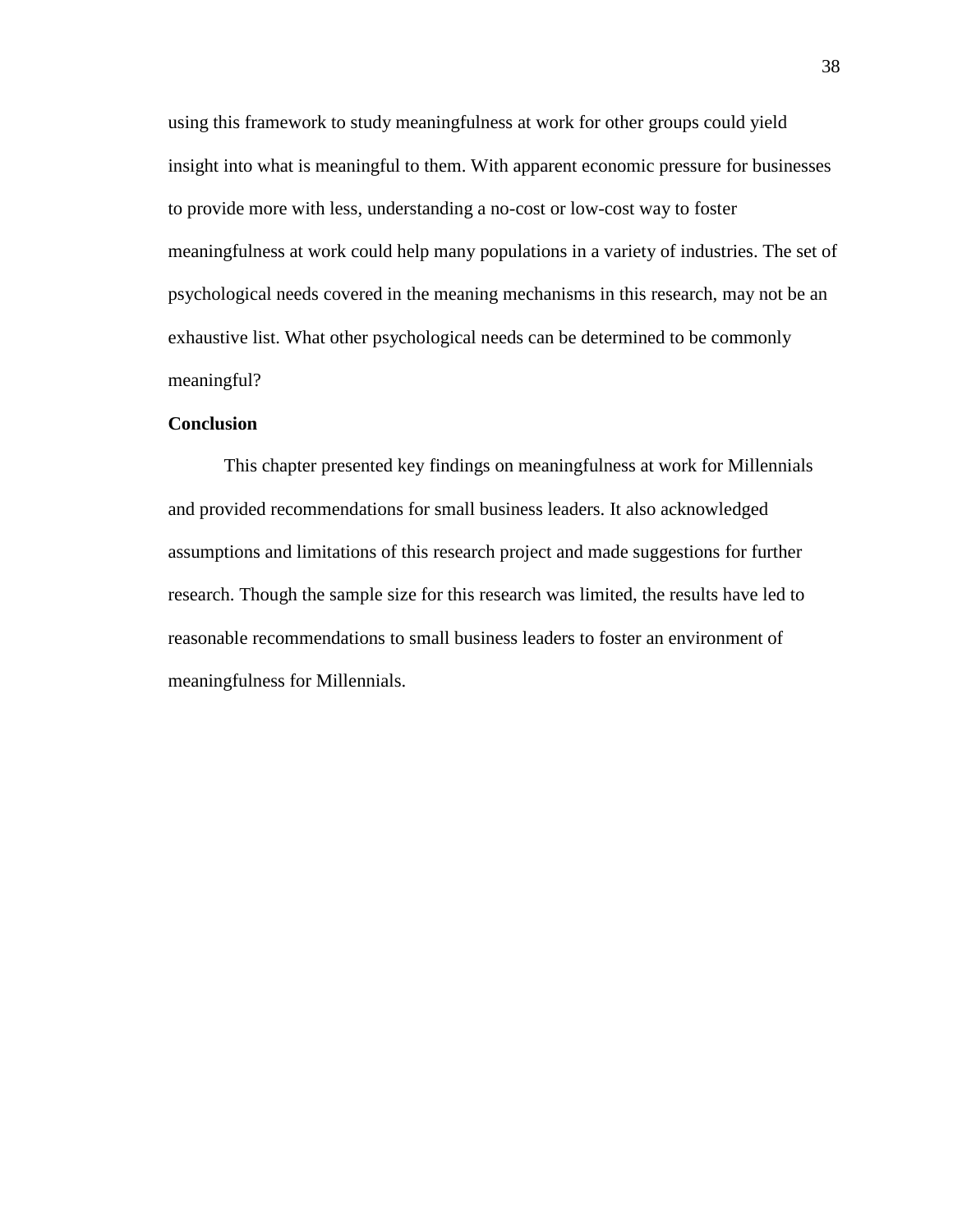using this framework to study meaningfulness at work for other groups could yield insight into what is meaningful to them. With apparent economic pressure for businesses to provide more with less, understanding a no-cost or low-cost way to foster meaningfulness at work could help many populations in a variety of industries. The set of psychological needs covered in the meaning mechanisms in this research, may not be an exhaustive list. What other psychological needs can be determined to be commonly meaningful?

## Conclusion

This chapter presented key findings on meaningfulness at work for Millennials and provided recommendations for small business leaders. It also acknowledged assumptions and limitations of this research project and made suggestions for further research. Though the sample size for this research was limited, the results have led to reasonable recommendations to small business leaders to foster an environment of meaningfulness for Millennials.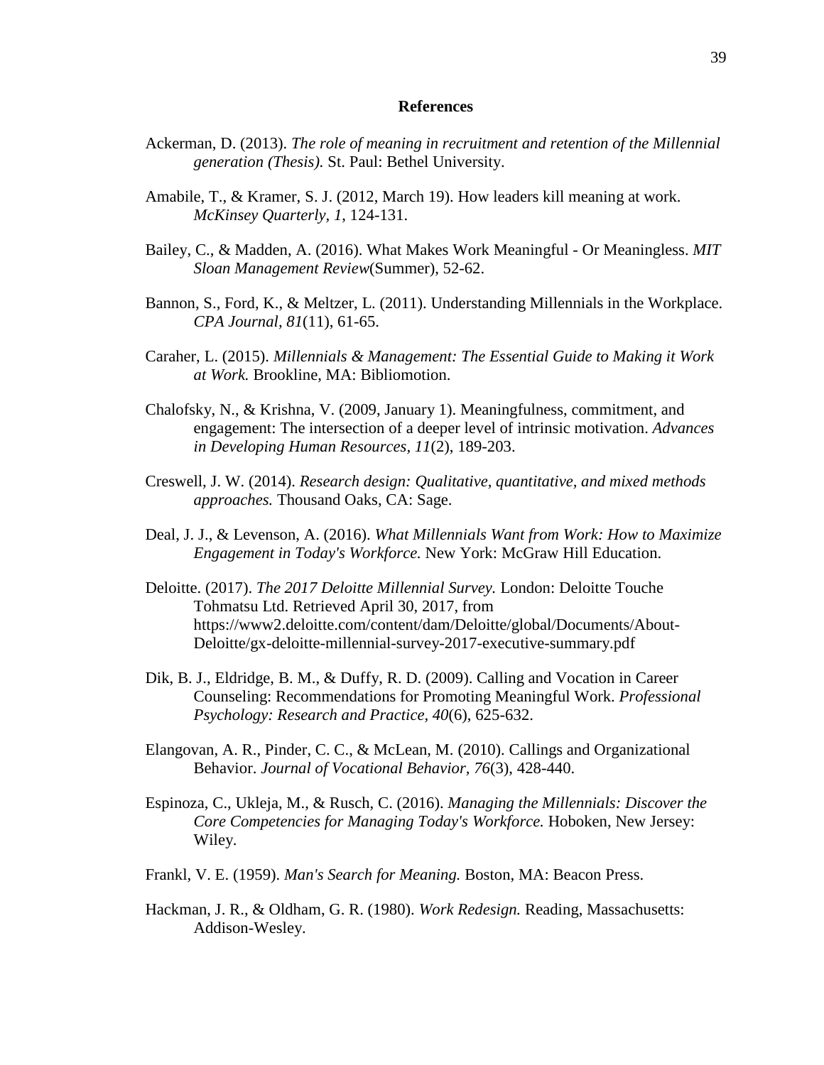**References**

Ackerman, D. (2013). *The role of meaning in recruitment and retention of the Millennial generation (Thesis).* St. Paul: Bethel University.

Amabile, T., & Kramer, S. J. (2012, March 19). How leaders kill meaning at work. *McKinsey Quarterly, 1*, 124-131.

Bailey, C., & Madden, A. (2016). What Makes Work Meaningful - Or Meaningless. *MIT Sloan Management Review*(Summer), 52-62.

Bannon, S., Ford, K., & Meltzer, L. (2011). Understanding Millennials in the Workplace. *CPA Journal, 81*(11), 61-65.

Caraher, L. (2015). *Millennials & Management: The Essential Guide to Making it Work at Work.* Brookline, MA: Bibliomotion.

Chalofsky, N., & Krishna, V. (2009, January 1). Meaningfulness, commitment, and engagement: The intersection of a deeper level of intrinsic motivation. *Advances in Developing Human Resources, 11*(2), 189-203.

Creswell, J. W. (2014). *Research design: Qualitative, quantitative, and mixed methods approaches.* Thousand Oaks, CA: Sage.

Deal, J. J., & Levenson, A. (2016). *What Millennials Want from Work: How to Maximize Engagement in Today's Workforce.* New York: McGraw Hill Education.

Deloitte. (2017). *The 2017 Deloitte Millennial Survey.* London: Deloitte Touche Tohmatsu Ltd. Retrieved April 30, 2017, from https://www2.deloitte.com/content/dam/Deloitte/global/Documents/About-Deloitte/gx-deloitte-millennial-survey-2017-executive-summary.pdf

Dik, B. J., Eldridge, B. M., & Duffy, R. D. (2009). Calling and Vocation in Career Counseling: Recommendations for Promoting Meaningful Work. *Professional Psychology: Research and Practice, 40*(6), 625-632.

Elangovan, A. R., Pinder, C. C., & McLean, M. (2010). Callings and Organizational Behavior. *Journal of Vocational Behavior, 76*(3), 428-440.

Espinoza, C., Ukleja, M., & Rusch, C. (2016). *Managing the Millennials: Discover the Core Competencies for Managing Today's Workforce.* Hoboken, New Jersey: Wiley.

Frankl, V. E. (1959). *Man's Search for Meaning.* Boston, MA: Beacon Press.

Hackman, J. R., & Oldham, G. R. (1980). *Work Redesign.* Reading, Massachusetts: Addison-Wesley.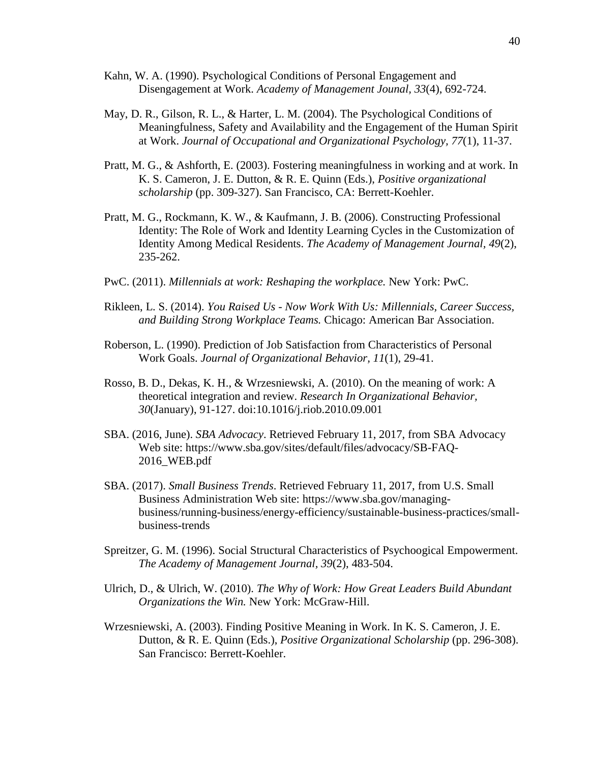Kahn, W. A. (1990). Psychological Conditions of Personal Engagement and Disengagement at Work. *Academy of Management Jounal, 33*(4), 692-724.

May, D. R., Gilson, R. L., & Harter, L. M. (2004). The Psychological Conditions of Meaningfulness, Safety and Availability and the Engagement of the Human Spirit at Work. *Journal of Occupational and Organizational Psychology, 77*(1), 11-37.

Pratt, M. G., & Ashforth, E. (2003). Fostering meaningfulness in working and at work. In K. S. Cameron, J. E. Dutton, & R. E. Quinn (Eds.), *Positive organizational scholarship* (pp. 309-327). San Francisco, CA: Berrett-Koehler.

Pratt, M. G., Rockmann, K. W., & Kaufmann, J. B. (2006). Constructing Professional Identity: The Role of Work and Identity Learning Cycles in the Customization of Identity Among Medical Residents. *The Academy of Management Journal, 49*(2), 235-262.

PwC. (2011). *Millennials at work: Reshaping the workplace.* New York: PwC.

Rikleen, L. S. (2014). *You Raised Us - Now Work With Us: Millennials, Career Success, and Building Strong Workplace Teams.* Chicago: American Bar Association.

Roberson, L. (1990). Prediction of Job Satisfaction from Characteristics of Personal Work Goals. *Journal of Organizational Behavior, 11*(1), 29-41.

Rosso, B. D., Dekas, K. H., & Wrzesniewski, A. (2010). On the meaning of work: A theoretical integration and review. *Research In Organizational Behavior, 30*(January), 91-127. doi:10.1016/j.riob.2010.09.001

SBA. (2016, June). *SBA Advocacy*. Retrieved February 11, 2017, from SBA Advocacy Web site: https://www.sba.gov/sites/default/files/advocacy/SB-FAQ-2016_WEB.pdf

SBA. (2017). *Small Business Trends*. Retrieved February 11, 2017, from U.S. Small Business Administration Web site: https://www.sba.gov/managing-business/running-business/energy-efficiency/sustainable-business-practices/small-business-trends

Spreitzer, G. M. (1996). Social Structural Characteristics of Psychoogical Empowerment. *The Academy of Management Journal, 39*(2), 483-504.

Ulrich, D., & Ulrich, W. (2010). *The Why of Work: How Great Leaders Build Abundant Organizations the Win.* New York: McGraw-Hill.

Wrzesniewski, A. (2003). Finding Positive Meaning in Work. In K. S. Cameron, J. E. Dutton, & R. E. Quinn (Eds.), *Positive Organizational Scholarship* (pp. 296-308). San Francisco: Berrett-Koehler.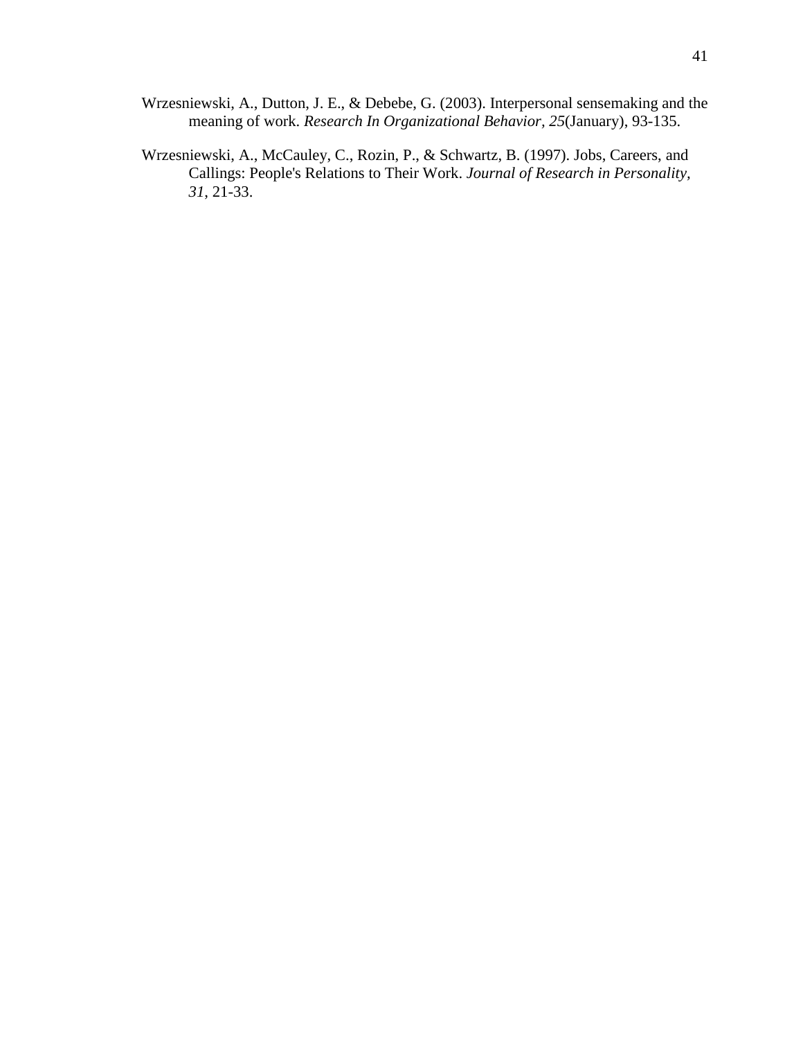Wrzesniewski, A., Dutton, J. E., & Debebe, G. (2003). Interpersonal sensemaking and the meaning of work. *Research In Organizational Behavior, 25*(January), 93-135.

Wrzesniewski, A., McCauley, C., Rozin, P., & Schwartz, B. (1997). Jobs, Careers, and Callings: People's Relations to Their Work. *Journal of Research in Personality, 31*, 21-33.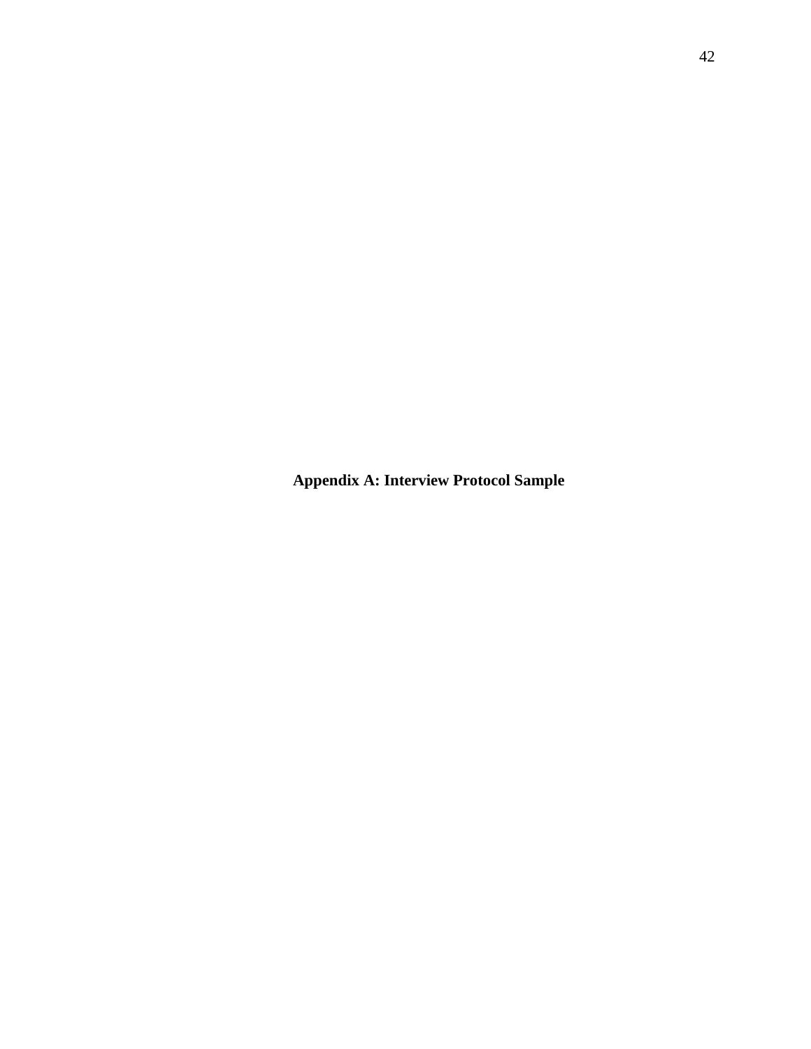# Appendix A: Interview Protocol Sample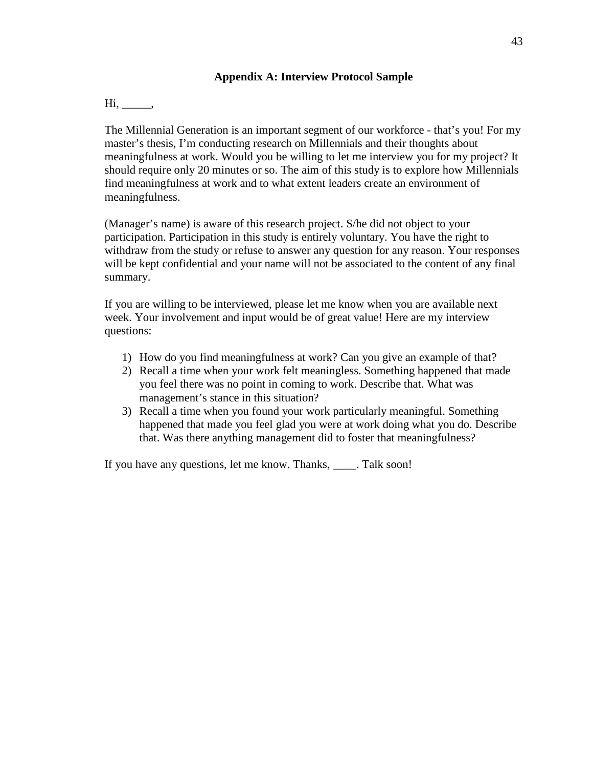## Appendix A: Interview Protocol Sample

Hi, _____,

The Millennial Generation is an important segment of our workforce - that's you! For my master's thesis, I'm conducting research on Millennials and their thoughts about meaningfulness at work. Would you be willing to let me interview you for my project? It should require only 20 minutes or so. The aim of this study is to explore how Millennials find meaningfulness at work and to what extent leaders create an environment of meaningfulness.

(Manager's name) is aware of this research project. S/he did not object to your participation. Participation in this study is entirely voluntary. You have the right to withdraw from the study or refuse to answer any question for any reason. Your responses will be kept confidential and your name will not be associated to the content of any final summary.

If you are willing to be interviewed, please let me know when you are available next week. Your involvement and input would be of great value! Here are my interview questions:

1) How do you find meaningfulness at work? Can you give an example of that?
2) Recall a time when your work felt meaningless. Something happened that made you feel there was no point in coming to work. Describe that. What was management's stance in this situation?
3) Recall a time when you found your work particularly meaningful. Something happened that made you feel glad you were at work doing what you do. Describe that. Was there anything management did to foster that meaningfulness?

If you have any questions, let me know. Thanks, ____. Talk soon!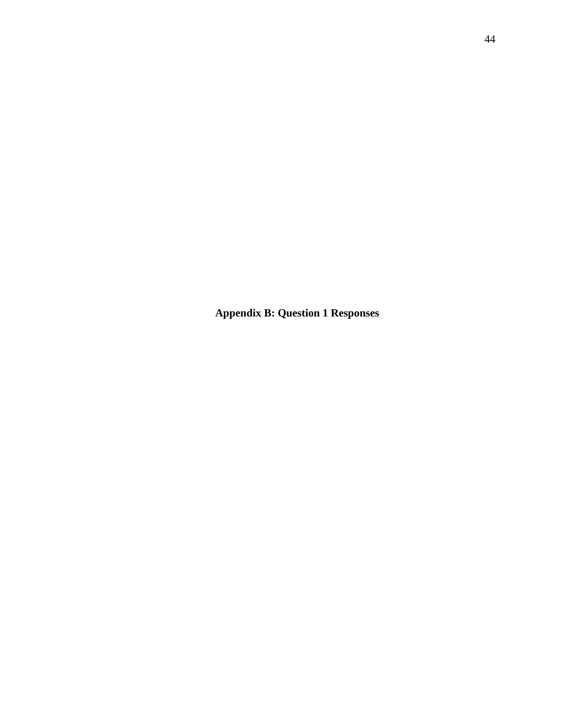# Appendix B: Question 1 Responses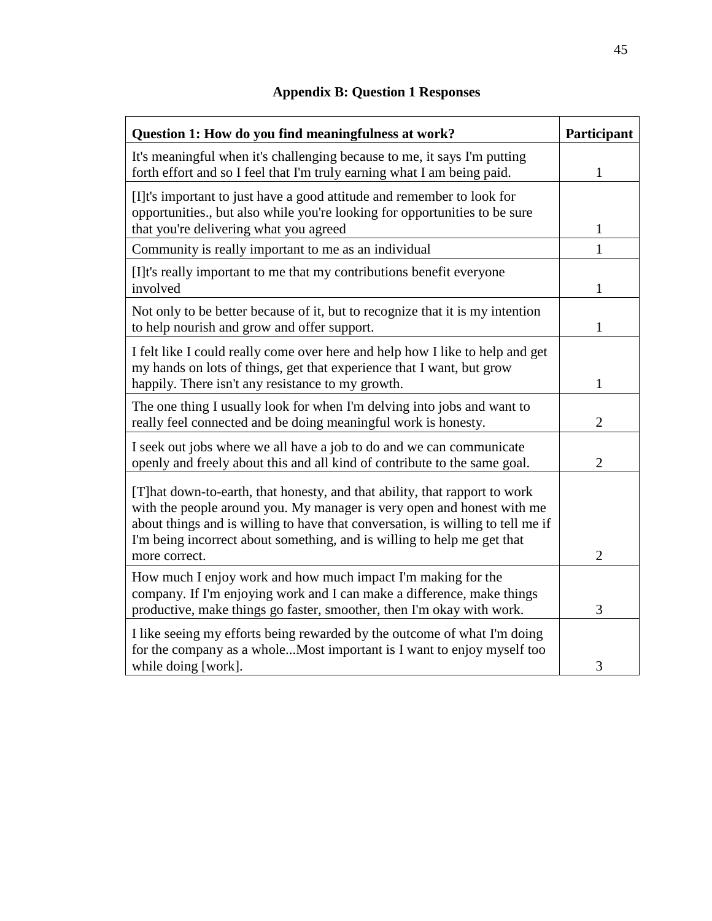## Appendix B: Question 1 Responses

| Question 1: How do you find meaningfulness at work? | Participant |
|---|---|
| It's meaningful when it's challenging because to me, it says I'm putting forth effort and so I feel that I'm truly earning what I am being paid. | 1 |
| [I]t's important to just have a good attitude and remember to look for opportunities., but also while you're looking for opportunities to be sure that you're delivering what you agreed | 1 |
| Community is really important to me as an individual | 1 |
| [I]t's really important to me that my contributions benefit everyone involved | 1 |
| Not only to be better because of it, but to recognize that it is my intention to help nourish and grow and offer support. | 1 |
| I felt like I could really come over here and help how I like to help and get my hands on lots of things, get that experience that I want, but grow happily. There isn't any resistance to my growth. | 1 |
| The one thing I usually look for when I'm delving into jobs and want to really feel connected and be doing meaningful work is honesty. | 2 |
| I seek out jobs where we all have a job to do and we can communicate openly and freely about this and all kind of contribute to the same goal. | 2 |
| [T]hat down-to-earth, that honesty, and that ability, that rapport to work with the people around you. My manager is very open and honest with me about things and is willing to have that conversation, is willing to tell me if I'm being incorrect about something, and is willing to help me get that more correct. | 2 |
| How much I enjoy work and how much impact I'm making for the company. If I'm enjoying work and I can make a difference, make things productive, make things go faster, smoother, then I'm okay with work. | 3 |
| I like seeing my efforts being rewarded by the outcome of what I'm doing for the company as a whole...Most important is I want to enjoy myself too while doing [work]. | 3 |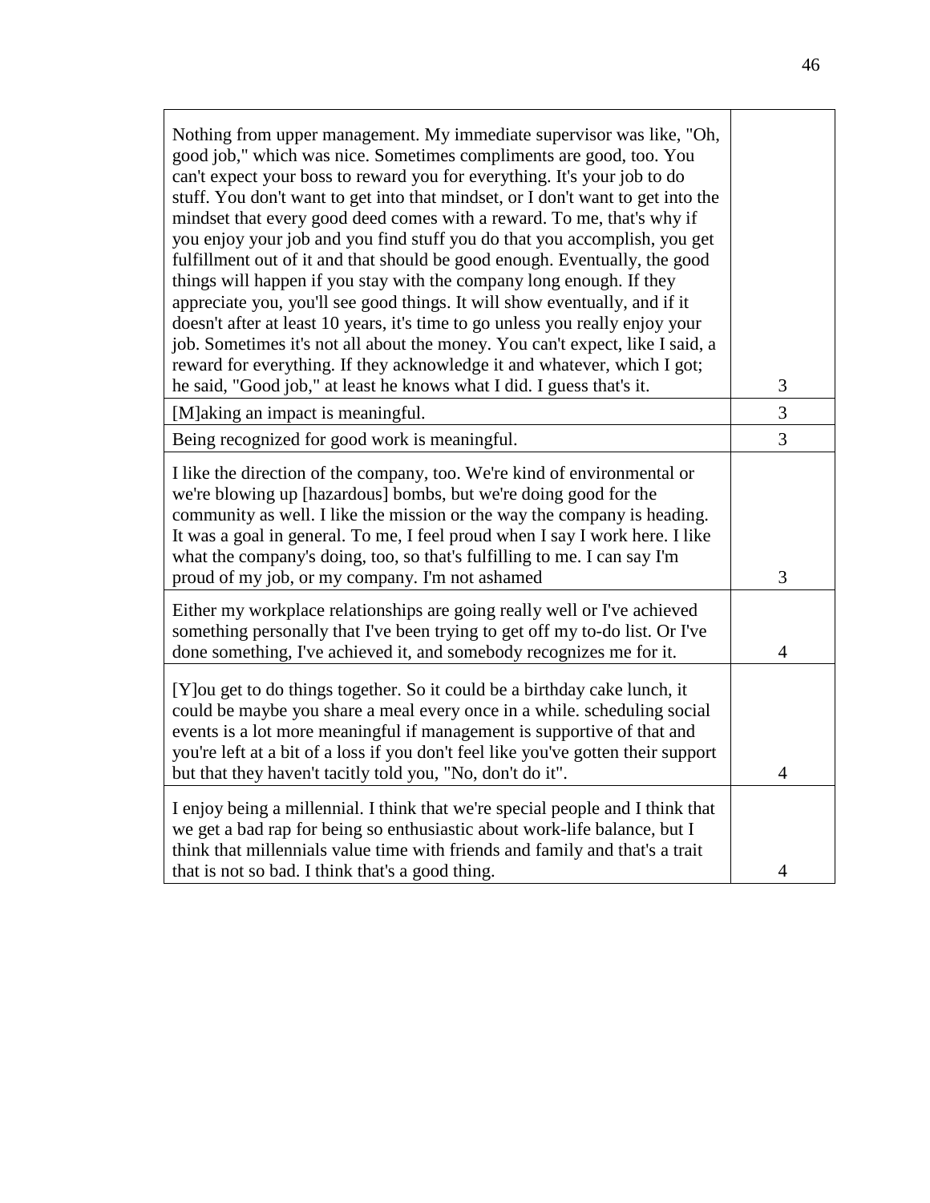| | |
|---|---|
| Nothing from upper management. My immediate supervisor was like, "Oh, good job," which was nice. Sometimes compliments are good, too. You can't expect your boss to reward you for everything. It's your job to do stuff. You don't want to get into that mindset, or I don't want to get into the mindset that every good deed comes with a reward. To me, that's why if you enjoy your job and you find stuff you do that you accomplish, you get fulfillment out of it and that should be good enough. Eventually, the good things will happen if you stay with the company long enough. If they appreciate you, you'll see good things. It will show eventually, and if it doesn't after at least 10 years, it's time to go unless you really enjoy your job. Sometimes it's not all about the money. You can't expect, like I said, a reward for everything. If they acknowledge it and whatever, which I got; he said, "Good job," at least he knows what I did. I guess that's it. | 3 |
| [M]aking an impact is meaningful. | 3 |
| Being recognized for good work is meaningful. | 3 |
| I like the direction of the company, too. We're kind of environmental or we're blowing up [hazardous] bombs, but we're doing good for the community as well. I like the mission or the way the company is heading. It was a goal in general. To me, I feel proud when I say I work here. I like what the company's doing, too, so that's fulfilling to me. I can say I'm proud of my job, or my company. I'm not ashamed | 3 |
| Either my workplace relationships are going really well or I've achieved something personally that I've been trying to get off my to-do list. Or I've done something, I've achieved it, and somebody recognizes me for it. | 4 |
| [Y]ou get to do things together. So it could be a birthday cake lunch, it could be maybe you share a meal every once in a while. scheduling social events is a lot more meaningful if management is supportive of that and you're left at a bit of a loss if you don't feel like you've gotten their support but that they haven't tacitly told you, "No, don't do it". | 4 |
| I enjoy being a millennial. I think that we're special people and I think that we get a bad rap for being so enthusiastic about work-life balance, but I think that millennials value time with friends and family and that's a trait that is not so bad. I think that's a good thing. | 4 |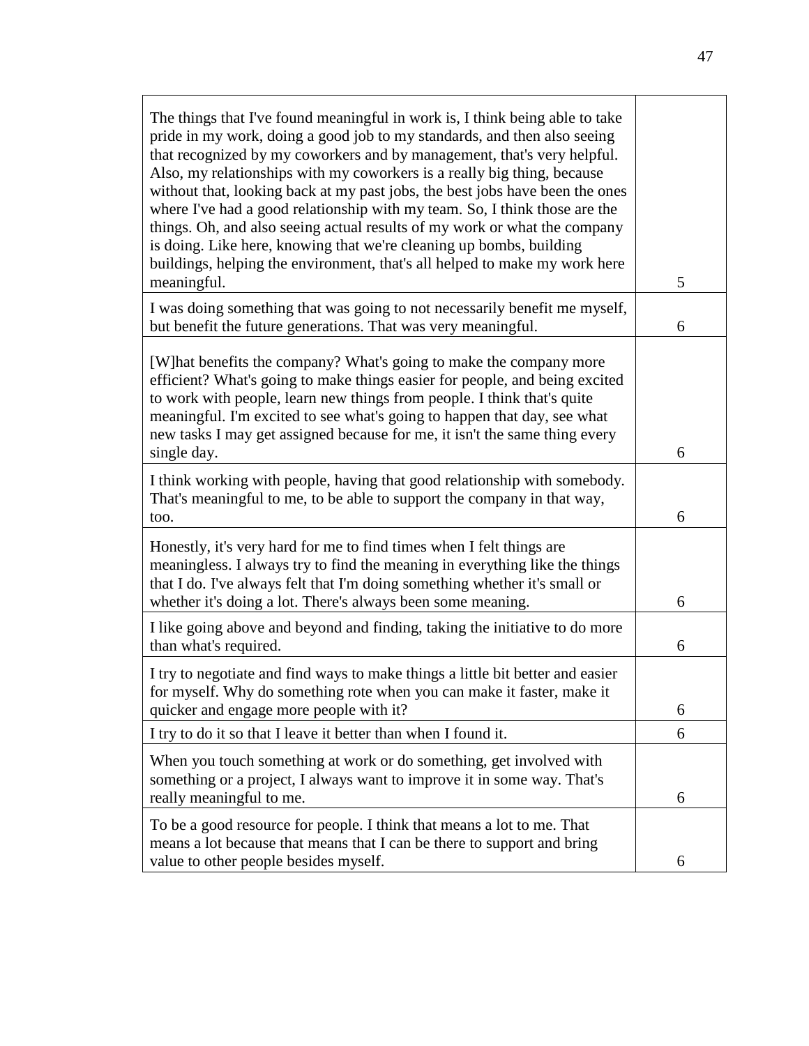| | |
|---|---|
| The things that I've found meaningful in work is, I think being able to take pride in my work, doing a good job to my standards, and then also seeing that recognized by my coworkers and by management, that's very helpful. Also, my relationships with my coworkers is a really big thing, because without that, looking back at my past jobs, the best jobs have been the ones where I've had a good relationship with my team. So, I think those are the things. Oh, and also seeing actual results of my work or what the company is doing. Like here, knowing that we're cleaning up bombs, building buildings, helping the environment, that's all helped to make my work here meaningful. | 5 |
| I was doing something that was going to not necessarily benefit me myself, but benefit the future generations. That was very meaningful. | 6 |
| [W]hat benefits the company? What's going to make the company more efficient? What's going to make things easier for people, and being excited to work with people, learn new things from people. I think that's quite meaningful. I'm excited to see what's going to happen that day, see what new tasks I may get assigned because for me, it isn't the same thing every single day. | 6 |
| I think working with people, having that good relationship with somebody. That's meaningful to me, to be able to support the company in that way, too. | 6 |
| Honestly, it's very hard for me to find times when I felt things are meaningless. I always try to find the meaning in everything like the things that I do. I've always felt that I'm doing something whether it's small or whether it's doing a lot. There's always been some meaning. | 6 |
| I like going above and beyond and finding, taking the initiative to do more than what's required. | 6 |
| I try to negotiate and find ways to make things a little bit better and easier for myself. Why do something rote when you can make it faster, make it quicker and engage more people with it? | 6 |
| I try to do it so that I leave it better than when I found it. | 6 |
| When you touch something at work or do something, get involved with something or a project, I always want to improve it in some way. That's really meaningful to me. | 6 |
| To be a good resource for people. I think that means a lot to me. That means a lot because that means that I can be there to support and bring value to other people besides myself. | 6 |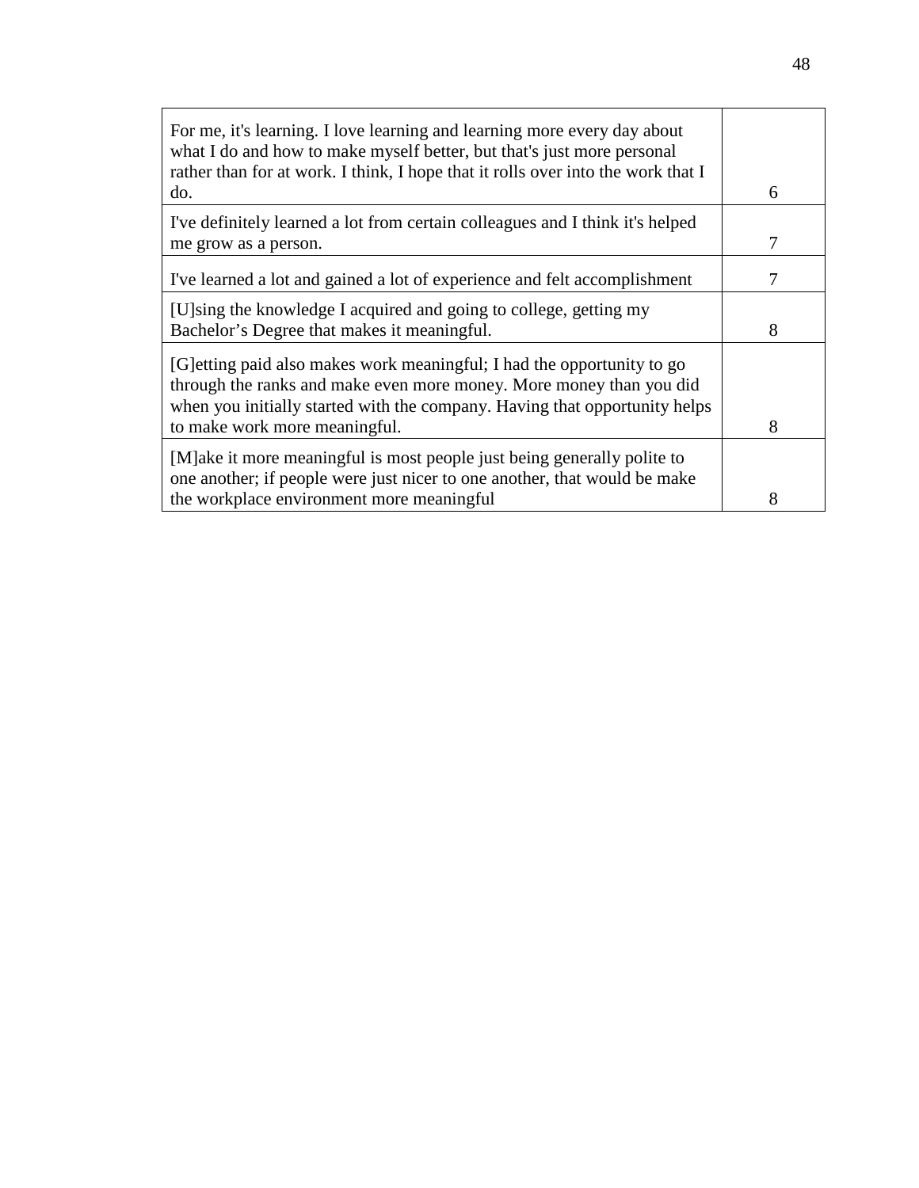| | |
|---|---|
| For me, it's learning. I love learning and learning more every day about what I do and how to make myself better, but that's just more personal rather than for at work. I think, I hope that it rolls over into the work that I do. | 6 |
| I've definitely learned a lot from certain colleagues and I think it's helped me grow as a person. | 7 |
| I've learned a lot and gained a lot of experience and felt accomplishment | 7 |
| [U]sing the knowledge I acquired and going to college, getting my Bachelor's Degree that makes it meaningful. | 8 |
| [G]etting paid also makes work meaningful; I had the opportunity to go through the ranks and make even more money. More money than you did when you initially started with the company. Having that opportunity helps to make work more meaningful. | 8 |
| [M]ake it more meaningful is most people just being generally polite to one another; if people were just nicer to one another, that would be make the workplace environment more meaningful | 8 |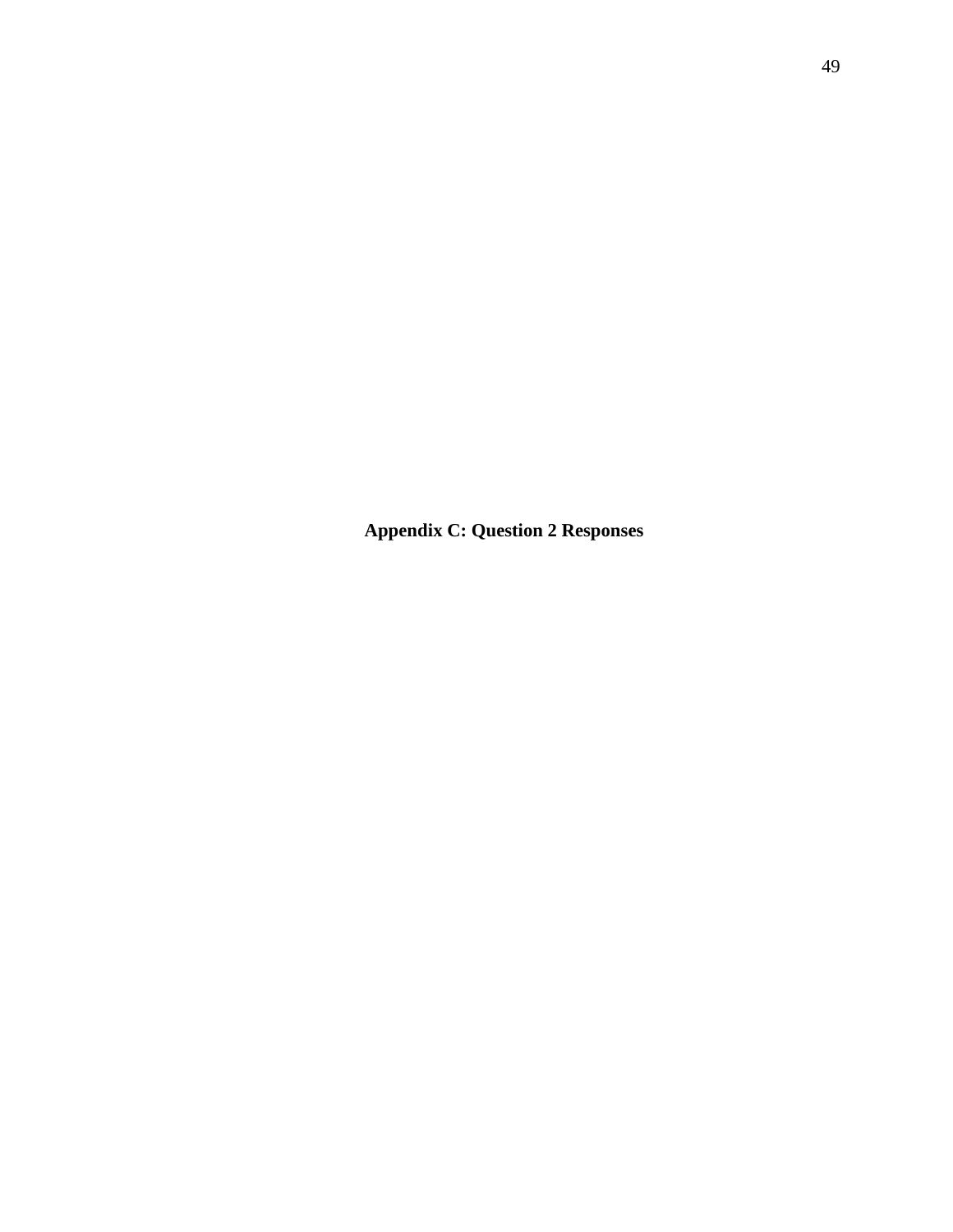# Appendix C: Question 2 Responses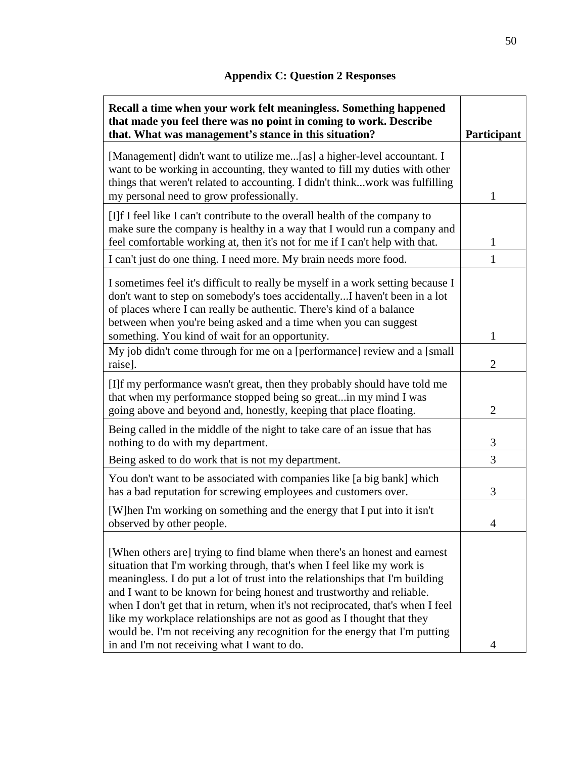## Appendix C: Question 2 Responses

| **Recall a time when your work felt meaningless. Something happened that made you feel there was no point in coming to work. Describe that. What was management's stance in this situation?** | **Participant** |
|---|---|
| [Management] didn't want to utilize me...[as] a higher-level accountant. I want to be working in accounting, they wanted to fill my duties with other things that weren't related to accounting. I didn't think...work was fulfilling my personal need to grow professionally. | 1 |
| [I]f I feel like I can't contribute to the overall health of the company to make sure the company is healthy in a way that I would run a company and feel comfortable working at, then it's not for me if I can't help with that. | 1 |
| I can't just do one thing. I need more. My brain needs more food. | 1 |
| I sometimes feel it's difficult to really be myself in a work setting because I don't want to step on somebody's toes accidentally...I haven't been in a lot of places where I can really be authentic. There's kind of a balance between when you're being asked and a time when you can suggest something. You kind of wait for an opportunity. | 1 |
| My job didn't come through for me on a [performance] review and a [small raise]. | 2 |
| [I]f my performance wasn't great, then they probably should have told me that when my performance stopped being so great...in my mind I was going above and beyond and, honestly, keeping that place floating. | 2 |
| Being called in the middle of the night to take care of an issue that has nothing to do with my department. | 3 |
| Being asked to do work that is not my department. | 3 |
| You don't want to be associated with companies like [a big bank] which has a bad reputation for screwing employees and customers over. | 3 |
| [W]hen I'm working on something and the energy that I put into it isn't observed by other people. | 4 |
| [When others are] trying to find blame when there's an honest and earnest situation that I'm working through, that's when I feel like my work is meaningless. I do put a lot of trust into the relationships that I'm building and I want to be known for being honest and trustworthy and reliable. when I don't get that in return, when it's not reciprocated, that's when I feel like my workplace relationships are not as good as I thought that they would be. I'm not receiving any recognition for the energy that I'm putting in and I'm not receiving what I want to do. | 4 |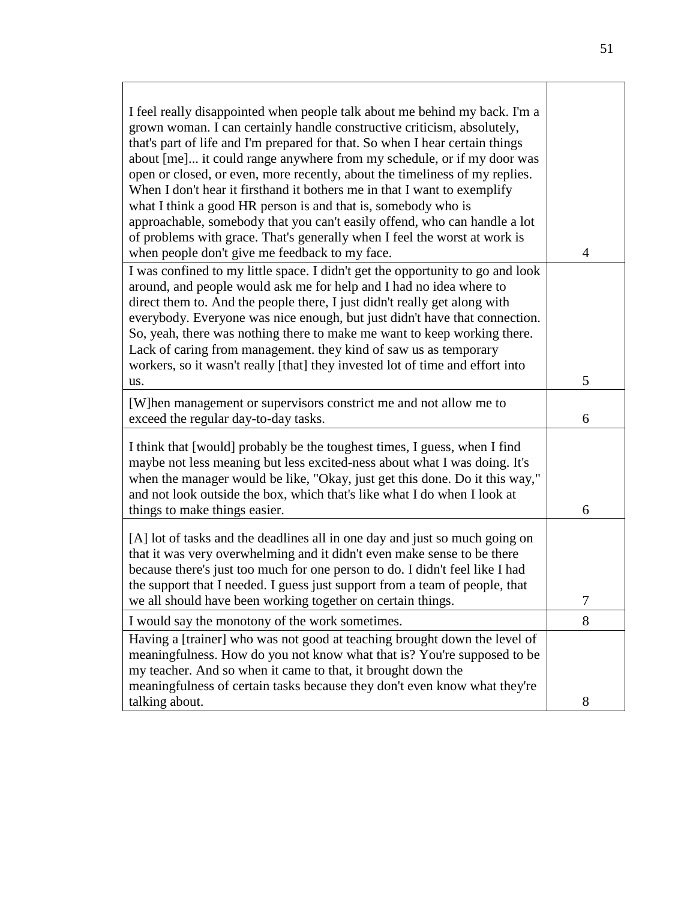| | |
|---|---|
| I feel really disappointed when people talk about me behind my back. I'm a grown woman. I can certainly handle constructive criticism, absolutely, that's part of life and I'm prepared for that. So when I hear certain things about [me]... it could range anywhere from my schedule, or if my door was open or closed, or even, more recently, about the timeliness of my replies. When I don't hear it firsthand it bothers me in that I want to exemplify what I think a good HR person is and that is, somebody who is approachable, somebody that you can't easily offend, who can handle a lot of problems with grace. That's generally when I feel the worst at work is when people don't give me feedback to my face. | 4 |
| I was confined to my little space. I didn't get the opportunity to go and look around, and people would ask me for help and I had no idea where to direct them to. And the people there, I just didn't really get along with everybody. Everyone was nice enough, but just didn't have that connection. So, yeah, there was nothing there to make me want to keep working there. Lack of caring from management. they kind of saw us as temporary workers, so it wasn't really [that] they invested lot of time and effort into us. | 5 |
| [W]hen management or supervisors constrict me and not allow me to exceed the regular day-to-day tasks. | 6 |
| I think that [would] probably be the toughest times, I guess, when I find maybe not less meaning but less excited-ness about what I was doing. It's when the manager would be like, "Okay, just get this done. Do it this way," and not look outside the box, which that's like what I do when I look at things to make things easier. | 6 |
| [A] lot of tasks and the deadlines all in one day and just so much going on that it was very overwhelming and it didn't even make sense to be there because there's just too much for one person to do. I didn't feel like I had the support that I needed. I guess just support from a team of people, that we all should have been working together on certain things. | 7 |
| I would say the monotony of the work sometimes. | 8 |
| Having a [trainer] who was not good at teaching brought down the level of meaningfulness. How do you not know what that is? You're supposed to be my teacher. And so when it came to that, it brought down the meaningfulness of certain tasks because they don't even know what they're talking about. | 8 |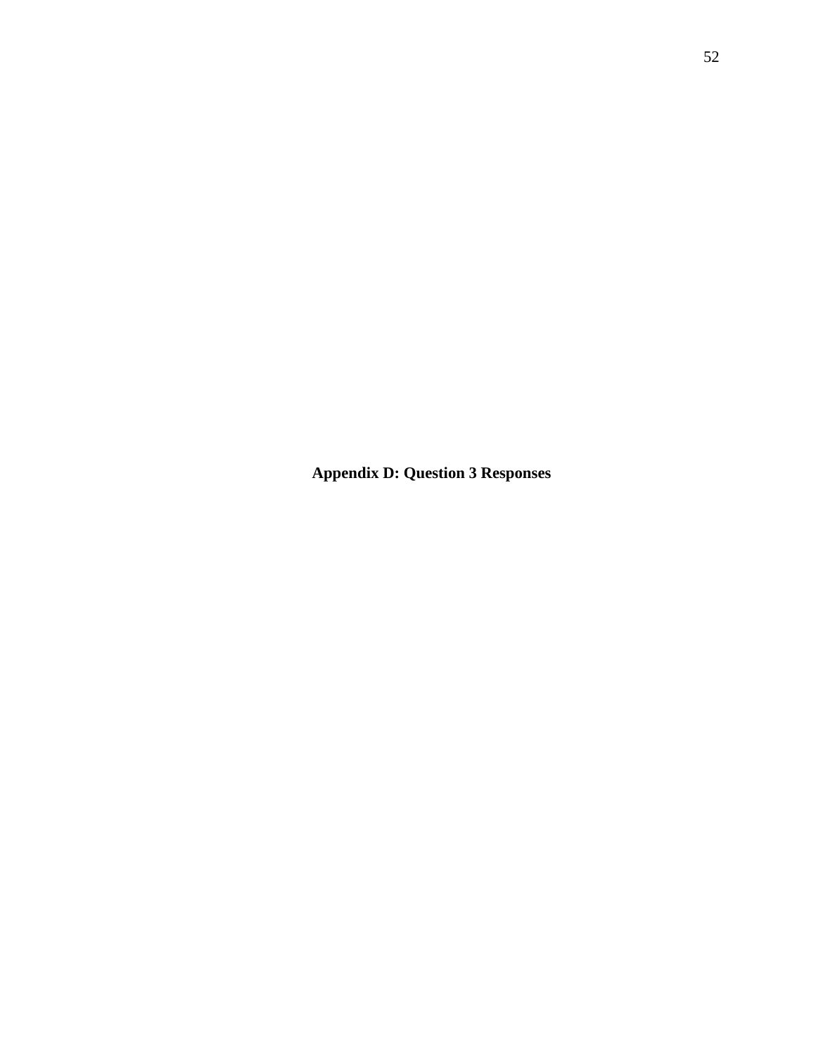# Appendix D: Question 3 Responses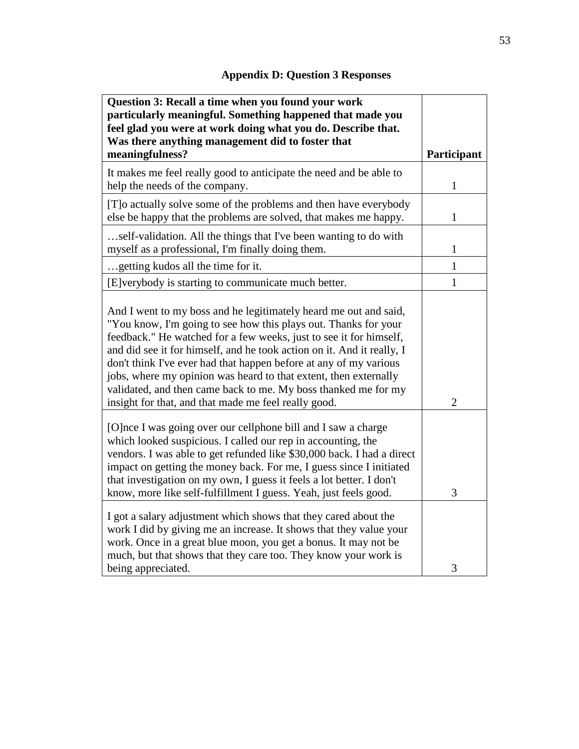## Appendix D: Question 3 Responses

| **Question 3: Recall a time when you found your work particularly meaningful. Something happened that made you feel glad you were at work doing what you do. Describe that. Was there anything management did to foster that meaningfulness?** | **Participant** |
|---|---|
| It makes me feel really good to anticipate the need and be able to help the needs of the company. | 1 |
| [T]o actually solve some of the problems and then have everybody else be happy that the problems are solved, that makes me happy. | 1 |
| …self-validation. All the things that I've been wanting to do with myself as a professional, I'm finally doing them. | 1 |
| …getting kudos all the time for it. | 1 |
| [E]verybody is starting to communicate much better. | 1 |
| And I went to my boss and he legitimately heard me out and said, "You know, I'm going to see how this plays out. Thanks for your feedback." He watched for a few weeks, just to see it for himself, and did see it for himself, and he took action on it. And it really, I don't think I've ever had that happen before at any of my various jobs, where my opinion was heard to that extent, then externally validated, and then came back to me. My boss thanked me for my insight for that, and that made me feel really good. | 2 |
| [O]nce I was going over our cellphone bill and I saw a charge which looked suspicious. I called our rep in accounting, the vendors. I was able to get refunded like $30,000 back. I had a direct impact on getting the money back. For me, I guess since I initiated that investigation on my own, I guess it feels a lot better. I don't know, more like self-fulfillment I guess. Yeah, just feels good. | 3 |
| I got a salary adjustment which shows that they cared about the work I did by giving me an increase. It shows that they value your work. Once in a great blue moon, you get a bonus. It may not be much, but that shows that they care too. They know your work is being appreciated. | 3 |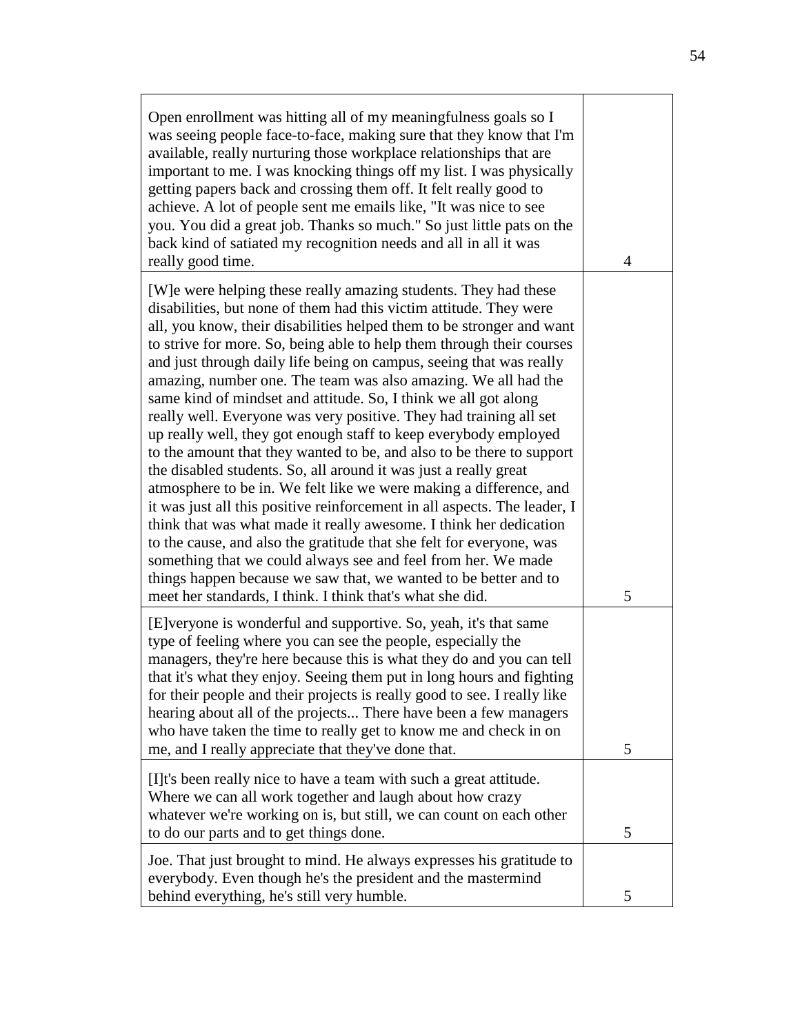| | |
|---|---|
| Open enrollment was hitting all of my meaningfulness goals so I was seeing people face-to-face, making sure that they know that I'm available, really nurturing those workplace relationships that are important to me. I was knocking things off my list. I was physically getting papers back and crossing them off. It felt really good to achieve. A lot of people sent me emails like, "It was nice to see you. You did a great job. Thanks so much." So just little pats on the back kind of satiated my recognition needs and all in all it was really good time. | 4 |
| [W]e were helping these really amazing students. They had these disabilities, but none of them had this victim attitude. They were all, you know, their disabilities helped them to be stronger and want to strive for more. So, being able to help them through their courses and just through daily life being on campus, seeing that was really amazing, number one. The team was also amazing. We all had the same kind of mindset and attitude. So, I think we all got along really well. Everyone was very positive. They had training all set up really well, they got enough staff to keep everybody employed to the amount that they wanted to be, and also to be there to support the disabled students. So, all around it was just a really great atmosphere to be in. We felt like we were making a difference, and it was just all this positive reinforcement in all aspects. The leader, I think that was what made it really awesome. I think her dedication to the cause, and also the gratitude that she felt for everyone, was something that we could always see and feel from her. We made things happen because we saw that, we wanted to be better and to meet her standards, I think. I think that's what she did. | 5 |
| [E]veryone is wonderful and supportive. So, yeah, it's that same type of feeling where you can see the people, especially the managers, they're here because this is what they do and you can tell that it's what they enjoy. Seeing them put in long hours and fighting for their people and their projects is really good to see. I really like hearing about all of the projects... There have been a few managers who have taken the time to really get to know me and check in on me, and I really appreciate that they've done that. | 5 |
| [I]t's been really nice to have a team with such a great attitude. Where we can all work together and laugh about how crazy whatever we're working on is, but still, we can count on each other to do our parts and to get things done. | 5 |
| Joe. That just brought to mind. He always expresses his gratitude to everybody. Even though he's the president and the mastermind behind everything, he's still very humble. | 5 |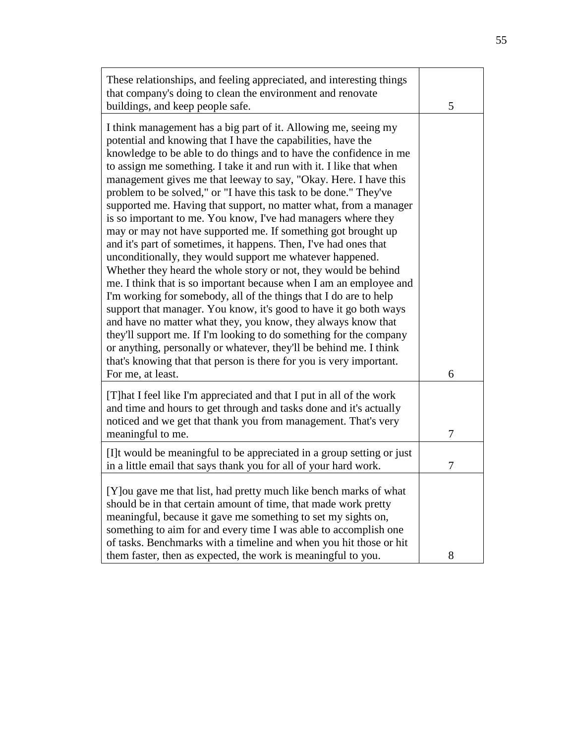| | |
|---|---|
| These relationships, and feeling appreciated, and interesting things that company's doing to clean the environment and renovate buildings, and keep people safe. | 5 |
| I think management has a big part of it. Allowing me, seeing my potential and knowing that I have the capabilities, have the knowledge to be able to do things and to have the confidence in me to assign me something. I take it and run with it. I like that when management gives me that leeway to say, "Okay. Here. I have this problem to be solved," or "I have this task to be done." They've supported me. Having that support, no matter what, from a manager is so important to me. You know, I've had managers where they may or may not have supported me. If something got brought up and it's part of sometimes, it happens. Then, I've had ones that unconditionally, they would support me whatever happened. Whether they heard the whole story or not, they would be behind me. I think that is so important because when I am an employee and I'm working for somebody, all of the things that I do are to help support that manager. You know, it's good to have it go both ways and have no matter what they, you know, they always know that they'll support me. If I'm looking to do something for the company or anything, personally or whatever, they'll be behind me. I think that's knowing that that person is there for you is very important. For me, at least. | 6 |
| [T]hat I feel like I'm appreciated and that I put in all of the work and time and hours to get through and tasks done and it's actually noticed and we get that thank you from management. That's very meaningful to me. | 7 |
| [I]t would be meaningful to be appreciated in a group setting or just in a little email that says thank you for all of your hard work. | 7 |
| [Y]ou gave me that list, had pretty much like bench marks of what should be in that certain amount of time, that made work pretty meaningful, because it gave me something to set my sights on, something to aim for and every time I was able to accomplish one of tasks. Benchmarks with a timeline and when you hit those or hit them faster, then as expected, the work is meaningful to you. | 8 |